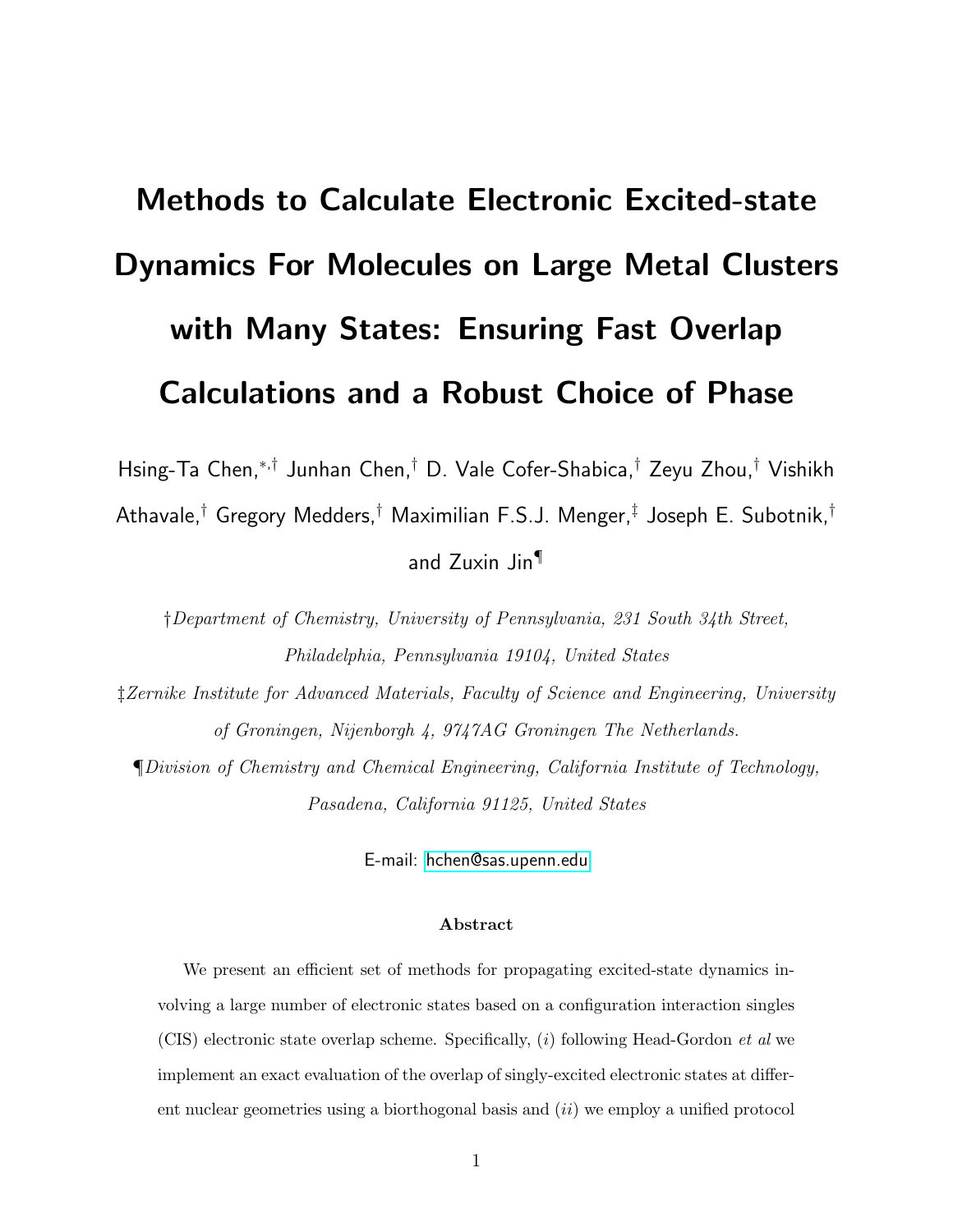# Methods to Calculate Electronic Excited-state Dynamics For Molecules on Large Metal Clusters with Many States: Ensuring Fast Overlap Calculations and a Robust Choice of Phase

Hsing-Ta Chen,[*,†] Junhan Chen,[†] D. Vale Cofer-Shabica,[†] Zeyu Zhou,[†] Vishikh Athavale,[†] Gregory Medders,[†] Maximilian F.S.J. Menger,[‡] Joseph E. Subotnik,[†] and Zuxin Jin[¶]

†*Department of Chemistry, University of Pennsylvania, 231 South 34th Street, Philadelphia, Pennsylvania 19104, United States*

‡*Zernike Institute for Advanced Materials, Faculty of Science and Engineering, University of Groningen, Nijenborgh 4, 9747AG Groningen The Netherlands.*

¶*Division of Chemistry and Chemical Engineering, California Institute of Technology, Pasadena, California 91125, United States*

E-mail: hchen@sas.upenn.edu

### Abstract

We present an efficient set of methods for propagating excited-state dynamics involving a large number of electronic states based on a configuration interaction singles (CIS) electronic state overlap scheme. Specifically, (*i*) following Head-Gordon *et al* we implement an exact evaluation of the overlap of singly-excited electronic states at different nuclear geometries using a biorthogonal basis and (*ii*) we employ a unified protocol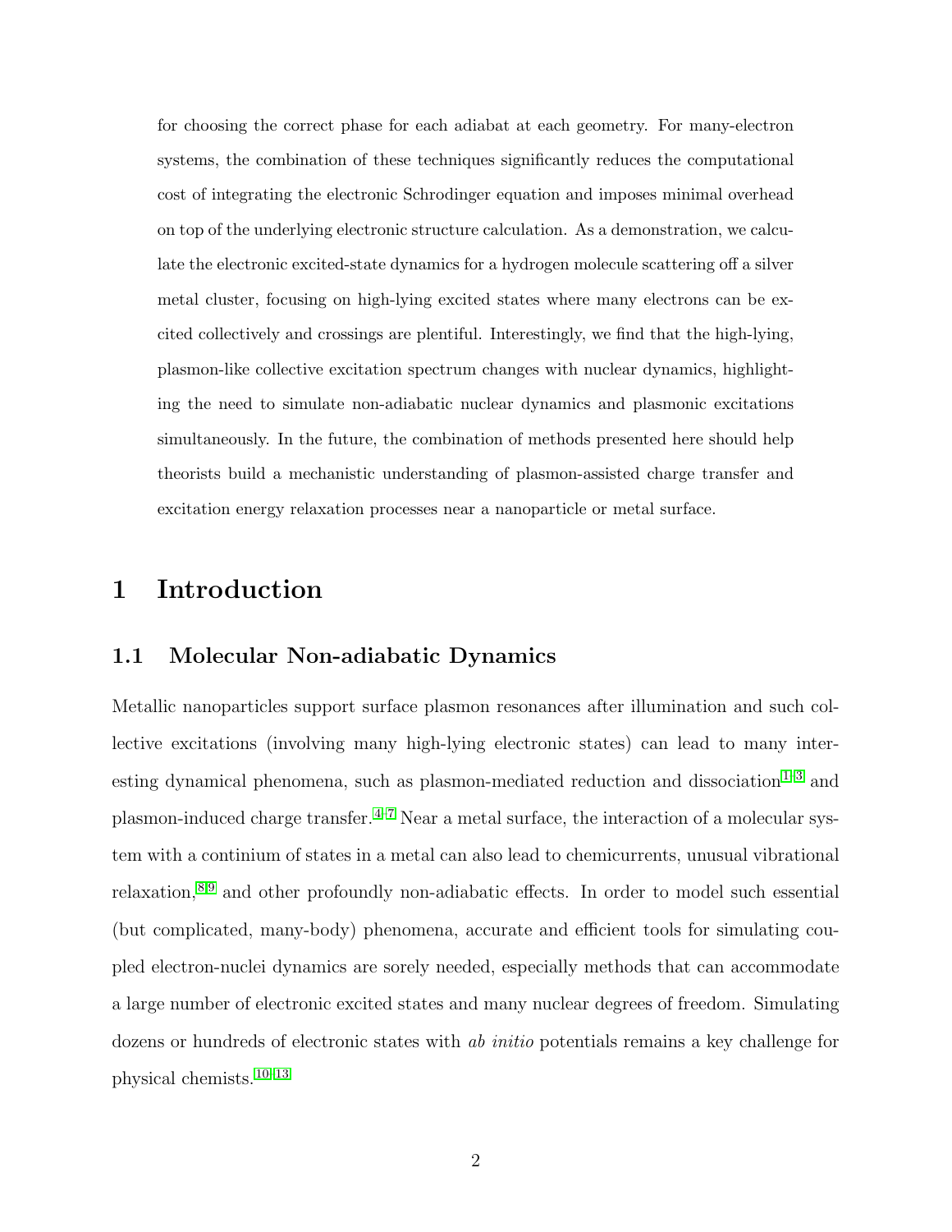for choosing the correct phase for each adiabat at each geometry. For many-electron systems, the combination of these techniques significantly reduces the computational cost of integrating the electronic Schrodinger equation and imposes minimal overhead on top of the underlying electronic structure calculation. As a demonstration, we calculate the electronic excited-state dynamics for a hydrogen molecule scattering off a silver metal cluster, focusing on high-lying excited states where many electrons can be excited collectively and crossings are plentiful. Interestingly, we find that the high-lying, plasmon-like collective excitation spectrum changes with nuclear dynamics, highlighting the need to simulate non-adiabatic nuclear dynamics and plasmonic excitations simultaneously. In the future, the combination of methods presented here should help theorists build a mechanistic understanding of plasmon-assisted charge transfer and excitation energy relaxation processes near a nanoparticle or metal surface.

# 1 Introduction

## 1.1 Molecular Non-adiabatic Dynamics

Metallic nanoparticles support surface plasmon resonances after illumination and such collective excitations (involving many high-lying electronic states) can lead to many interesting dynamical phenomena, such as plasmon-mediated reduction and dissociation[1–3] and plasmon-induced charge transfer.[4–7] Near a metal surface, the interaction of a molecular system with a continium of states in a metal can also lead to chemicurrents, unusual vibrational relaxation,[8,9] and other profoundly non-adiabatic effects. In order to model such essential (but complicated, many-body) phenomena, accurate and efficient tools for simulating coupled electron-nuclei dynamics are sorely needed, especially methods that can accommodate a large number of electronic excited states and many nuclear degrees of freedom. Simulating dozens or hundreds of electronic states with *ab initio* potentials remains a key challenge for physical chemists.[10–13]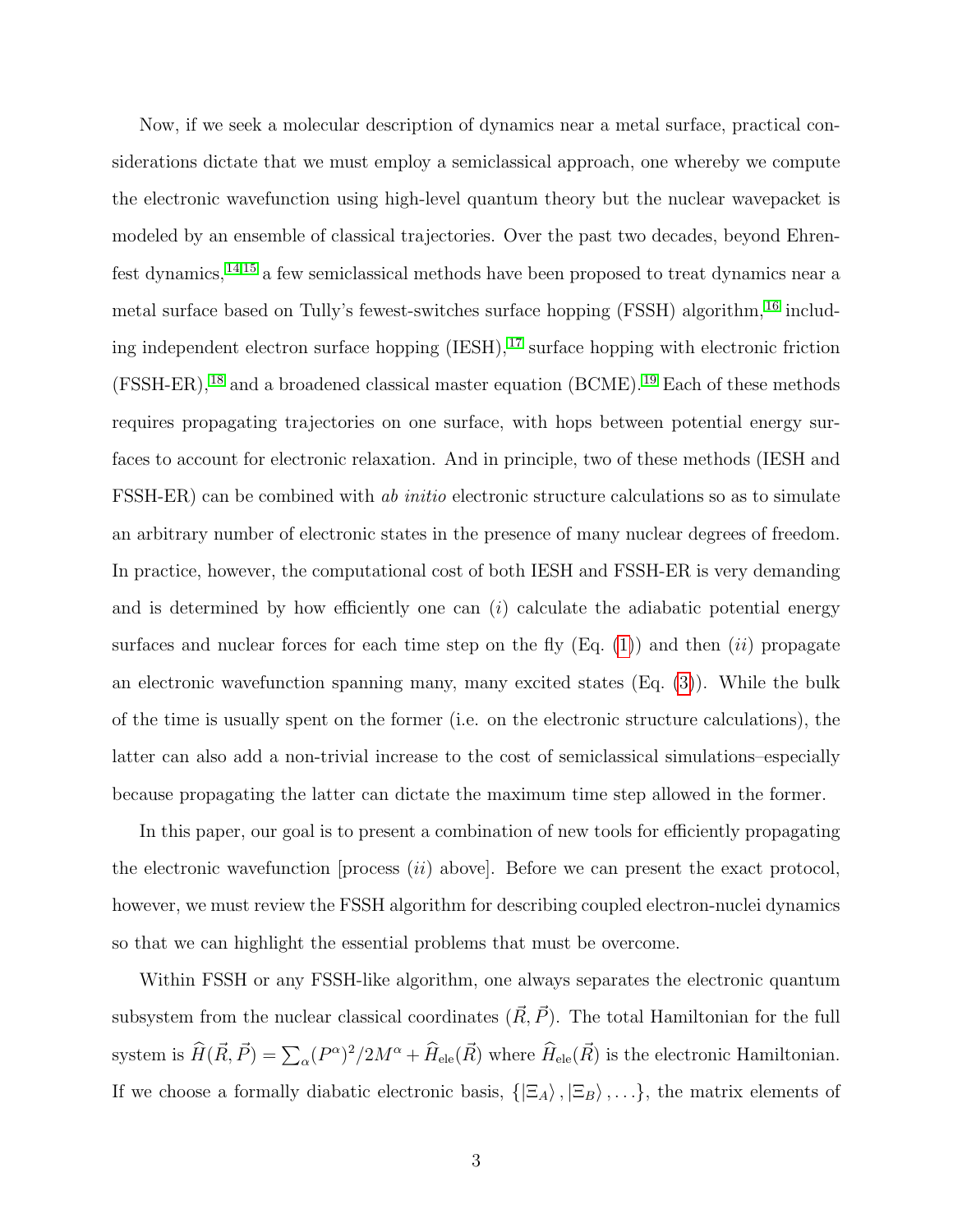Now, if we seek a molecular description of dynamics near a metal surface, practical considerations dictate that we must employ a semiclassical approach, one whereby we compute the electronic wavefunction using high-level quantum theory but the nuclear wavepacket is modeled by an ensemble of classical trajectories. Over the past two decades, beyond Ehrenfest dynamics,[14,15] a few semiclassical methods have been proposed to treat dynamics near a metal surface based on Tully's fewest-switches surface hopping (FSSH) algorithm,[16] including independent electron surface hopping (IESH),[17] surface hopping with electronic friction (FSSH-ER),[18] and a broadened classical master equation (BCME).[19] Each of these methods requires propagating trajectories on one surface, with hops between potential energy surfaces to account for electronic relaxation. And in principle, two of these methods (IESH and FSSH-ER) can be combined with *ab initio* electronic structure calculations so as to simulate an arbitrary number of electronic states in the presence of many nuclear degrees of freedom. In practice, however, the computational cost of both IESH and FSSH-ER is very demanding and is determined by how efficiently one can (*i*) calculate the adiabatic potential energy surfaces and nuclear forces for each time step on the fly (Eq. (1)) and then (*ii*) propagate an electronic wavefunction spanning many, many excited states (Eq. (3)). While the bulk of the time is usually spent on the former (i.e. on the electronic structure calculations), the latter can also add a non-trivial increase to the cost of semiclassical simulations–especially because propagating the latter can dictate the maximum time step allowed in the former.

In this paper, our goal is to present a combination of new tools for efficiently propagating the electronic wavefunction [process (*ii*) above]. Before we can present the exact protocol, however, we must review the FSSH algorithm for describing coupled electron-nuclei dynamics so that we can highlight the essential problems that must be overcome.

Within FSSH or any FSSH-like algorithm, one always separates the electronic quantum subsystem from the nuclear classical coordinates $(\vec{R}, \vec{P})$. The total Hamiltonian for the full system is $\widehat{H}(\vec{R}, \vec{P}) = \sum_{\alpha} (P^{\alpha})^2/2M^{\alpha} + \widehat{H}_{\rm ele}(\vec{R})$ where $\widehat{H}_{\rm ele}(\vec{R})$ is the electronic Hamiltonian. If we choose a formally diabatic electronic basis, $\{|\Xi_A\rangle, |\Xi_B\rangle, \ldots\}$, the matrix elements of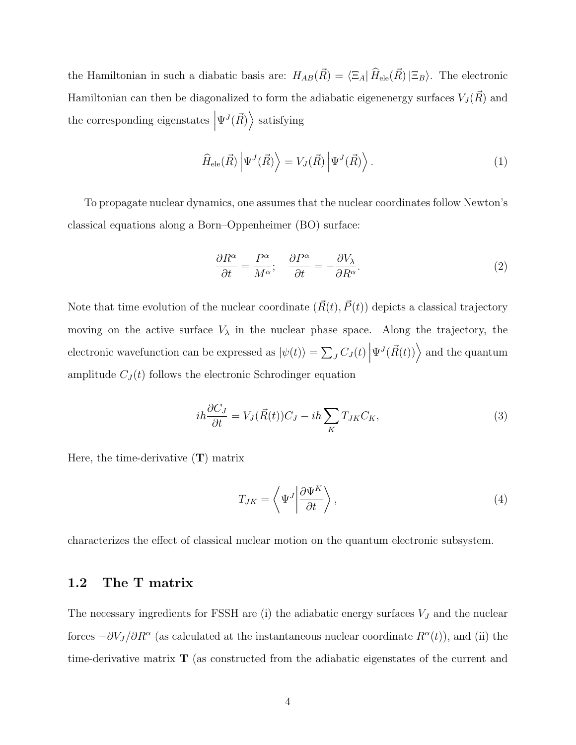the Hamiltonian in such a diabatic basis are: $H_{AB}(\vec{R}) = \langle \Xi_A | \widehat{H}_{\text{ele}}(\vec{R}) | \Xi_B \rangle$. The electronic Hamiltonian can then be diagonalized to form the adiabatic eigenenergy surfaces $V_J(\vec{R})$ and the corresponding eigenstates $\left| \Psi^J(\vec{R}) \right\rangle$ satisfying

$$\widehat{H}_{\text{ele}}(\vec{R}) \left| \Psi^J(\vec{R}) \right\rangle = V_J(\vec{R}) \left| \Psi^J(\vec{R}) \right\rangle. \tag{1}$$

To propagate nuclear dynamics, one assumes that the nuclear coordinates follow Newton's classical equations along a Born–Oppenheimer (BO) surface:

$$\frac{\partial R^\alpha}{\partial t} = \frac{P^\alpha}{M^\alpha}; \quad \frac{\partial P^\alpha}{\partial t} = -\frac{\partial V_\lambda}{\partial R^\alpha}. \tag{2}$$

Note that time evolution of the nuclear coordinate $(\vec{R}(t), \vec{P}(t))$ depicts a classical trajectory moving on the active surface $V_\lambda$ in the nuclear phase space. Along the trajectory, the electronic wavefunction can be expressed as $|\psi(t)\rangle = \sum_J C_J(t) \left| \Psi^J(\vec{R}(t)) \right\rangle$ and the quantum amplitude $C_J(t)$ follows the electronic Schrodinger equation

$$i\hbar \frac{\partial C_J}{\partial t} = V_J(\vec{R}(t)) C_J - i\hbar \sum_K T_{JK} C_K, \tag{3}$$

Here, the time-derivative ($\mathbf{T}$) matrix

$$T_{JK} = \left\langle \Psi^J \middle| \frac{\partial \Psi^K}{\partial t} \right\rangle, \tag{4}$$

characterizes the effect of classical nuclear motion on the quantum electronic subsystem.

## 1.2 The T matrix

The necessary ingredients for FSSH are (i) the adiabatic energy surfaces $V_J$ and the nuclear forces $-\partial V_J / \partial R^\alpha$ (as calculated at the instantaneous nuclear coordinate $R^\alpha(t)$), and (ii) the time-derivative matrix $\mathbf{T}$ (as constructed from the adiabatic eigenstates of the current and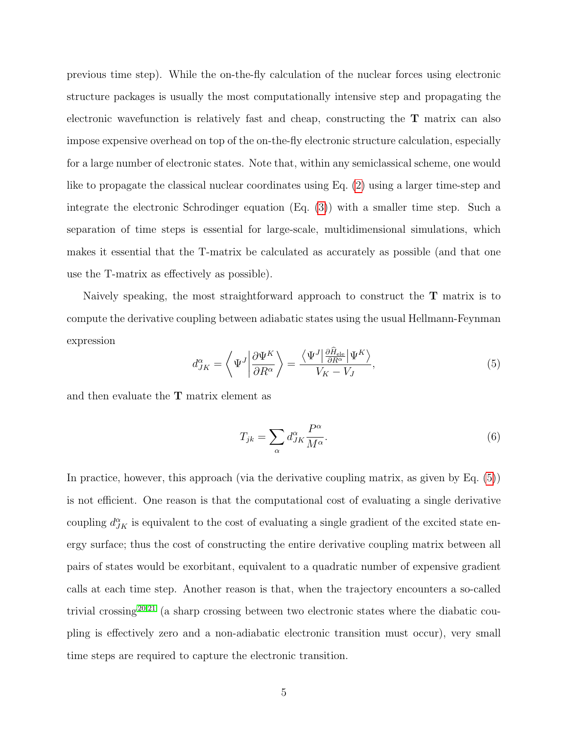previous time step). While the on-the-fly calculation of the nuclear forces using electronic structure packages is usually the most computationally intensive step and propagating the electronic wavefunction is relatively fast and cheap, constructing the **T** matrix can also impose expensive overhead on top of the on-the-fly electronic structure calculation, especially for a large number of electronic states. Note that, within any semiclassical scheme, one would like to propagate the classical nuclear coordinates using Eq. (2) using a larger time-step and integrate the electronic Schrodinger equation (Eq. (3)) with a smaller time step. Such a separation of time steps is essential for large-scale, multidimensional simulations, which makes it essential that the T-matrix be calculated as accurately as possible (and that one use the T-matrix as effectively as possible).

Naively speaking, the most straightforward approach to construct the **T** matrix is to compute the derivative coupling between adiabatic states using the usual Hellmann-Feynman expression

$$d^{\alpha}_{JK} = \left\langle \Psi^J \middle| \frac{\partial \Psi^K}{\partial R^{\alpha}} \right\rangle = \frac{\left\langle \Psi^J \middle| \frac{\partial \widehat{H}_{\rm ele}}{\partial R^{\alpha}} \middle| \Psi^K \right\rangle}{V_K - V_J}, \tag{5}$$

and then evaluate the **T** matrix element as

$$T_{jk} = \sum_{\alpha} d^{\alpha}_{JK} \frac{P^{\alpha}}{M^{\alpha}}. \tag{6}$$

In practice, however, this approach (via the derivative coupling matrix, as given by Eq. (5)) is not efficient. One reason is that the computational cost of evaluating a single derivative coupling $d^{\alpha}_{JK}$ is equivalent to the cost of evaluating a single gradient of the excited state energy surface; thus the cost of constructing the entire derivative coupling matrix between all pairs of states would be exorbitant, equivalent to a quadratic number of expensive gradient calls at each time step. Another reason is that, when the trajectory encounters a so-called trivial crossing[20,21] (a sharp crossing between two electronic states where the diabatic coupling is effectively zero and a non-adiabatic electronic transition must occur), very small time steps are required to capture the electronic transition.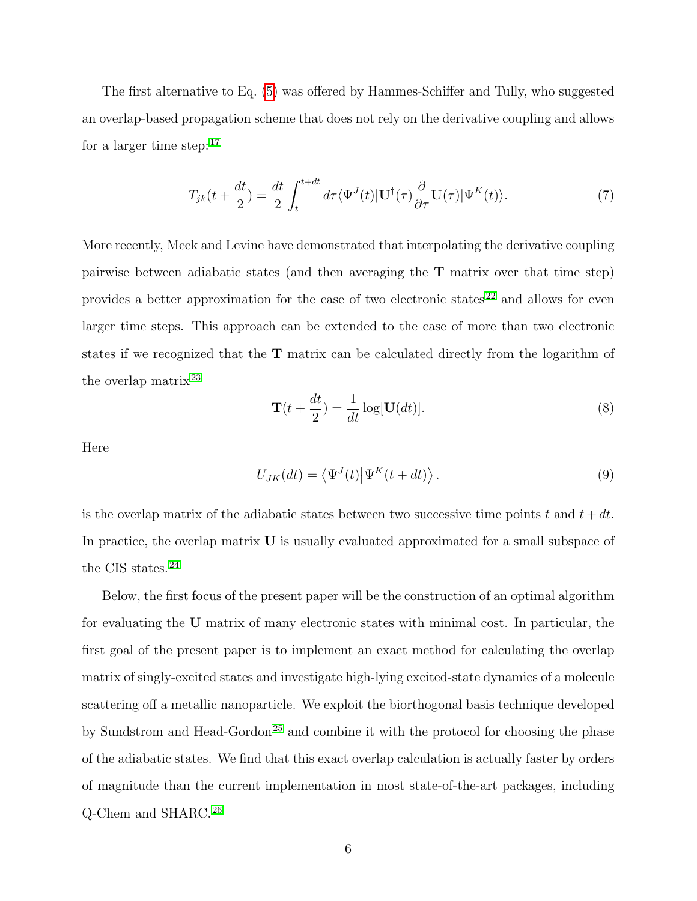The first alternative to Eq. (5) was offered by Hammes-Schiffer and Tully, who suggested an overlap-based propagation scheme that does not rely on the derivative coupling and allows for a larger time step:[17]

$$T_{jk}(t + \frac{dt}{2}) = \frac{dt}{2} \int_t^{t+dt} d\tau \langle \Psi^J(t) | \mathbf{U}^\dagger(\tau) \frac{\partial}{\partial \tau} \mathbf{U}(\tau) | \Psi^K(t) \rangle. \tag{7}$$

More recently, Meek and Levine have demonstrated that interpolating the derivative coupling pairwise between adiabatic states (and then averaging the $\mathbf{T}$ matrix over that time step) provides a better approximation for the case of two electronic states[22] and allows for even larger time steps. This approach can be extended to the case of more than two electronic states if we recognized that the $\mathbf{T}$ matrix can be calculated directly from the logarithm of the overlap matrix[23]

$$\mathbf{T}(t + \frac{dt}{2}) = \frac{1}{dt} \log[\mathbf{U}(dt)]. \tag{8}$$

Here

$$U_{JK}(dt) = \left\langle \Psi^J(t) \middle| \Psi^K(t + dt) \right\rangle. \tag{9}$$

is the overlap matrix of the adiabatic states between two successive time points $t$ and $t + dt$. In practice, the overlap matrix $\mathbf{U}$ is usually evaluated approximated for a small subspace of the CIS states.[24]

Below, the first focus of the present paper will be the construction of an optimal algorithm for evaluating the $\mathbf{U}$ matrix of many electronic states with minimal cost. In particular, the first goal of the present paper is to implement an exact method for calculating the overlap matrix of singly-excited states and investigate high-lying excited-state dynamics of a molecule scattering off a metallic nanoparticle. We exploit the biorthogonal basis technique developed by Sundstrom and Head-Gordon[25] and combine it with the protocol for choosing the phase of the adiabatic states. We find that this exact overlap calculation is actually faster by orders of magnitude than the current implementation in most state-of-the-art packages, including Q-Chem and SHARC.[26]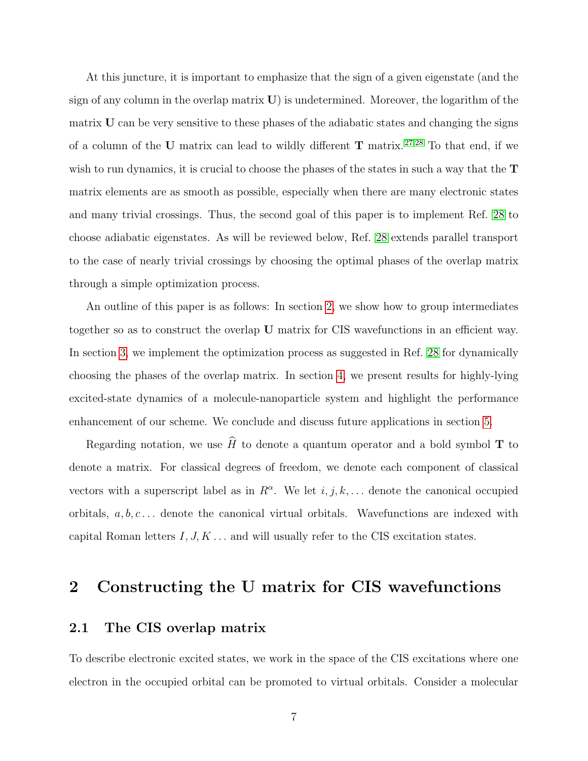At this juncture, it is important to emphasize that the sign of a given eigenstate (and the sign of any column in the overlap matrix $\mathbf{U}$) is undetermined. Moreover, the logarithm of the matrix $\mathbf{U}$ can be very sensitive to these phases of the adiabatic states and changing the signs of a column of the $\mathbf{U}$ matrix can lead to wildly different $\mathbf{T}$ matrix.[27,28] To that end, if we wish to run dynamics, it is crucial to choose the phases of the states in such a way that the $\mathbf{T}$ matrix elements are as smooth as possible, especially when there are many electronic states and many trivial crossings. Thus, the second goal of this paper is to implement Ref. 28 to choose adiabatic eigenstates. As will be reviewed below, Ref. 28 extends parallel transport to the case of nearly trivial crossings by choosing the optimal phases of the overlap matrix through a simple optimization process.

An outline of this paper is as follows: In section 2, we show how to group intermediates together so as to construct the overlap $\mathbf{U}$ matrix for CIS wavefunctions in an efficient way. In section 3, we implement the optimization process as suggested in Ref. 28 for dynamically choosing the phases of the overlap matrix. In section 4, we present results for highly-lying excited-state dynamics of a molecule-nanoparticle system and highlight the performance enhancement of our scheme. We conclude and discuss future applications in section 5.

Regarding notation, we use $\widehat{H}$ to denote a quantum operator and a bold symbol $\mathbf{T}$ to denote a matrix. For classical degrees of freedom, we denote each component of classical vectors with a superscript label as in $R^{\alpha}$. We let $i, j, k, \ldots$ denote the canonical occupied orbitals, $a, b, c \ldots$ denote the canonical virtual orbitals. Wavefunctions are indexed with capital Roman letters $I, J, K \ldots$ and will usually refer to the CIS excitation states.

# 2 Constructing the U matrix for CIS wavefunctions

## 2.1 The CIS overlap matrix

To describe electronic excited states, we work in the space of the CIS excitations where one electron in the occupied orbital can be promoted to virtual orbitals. Consider a molecular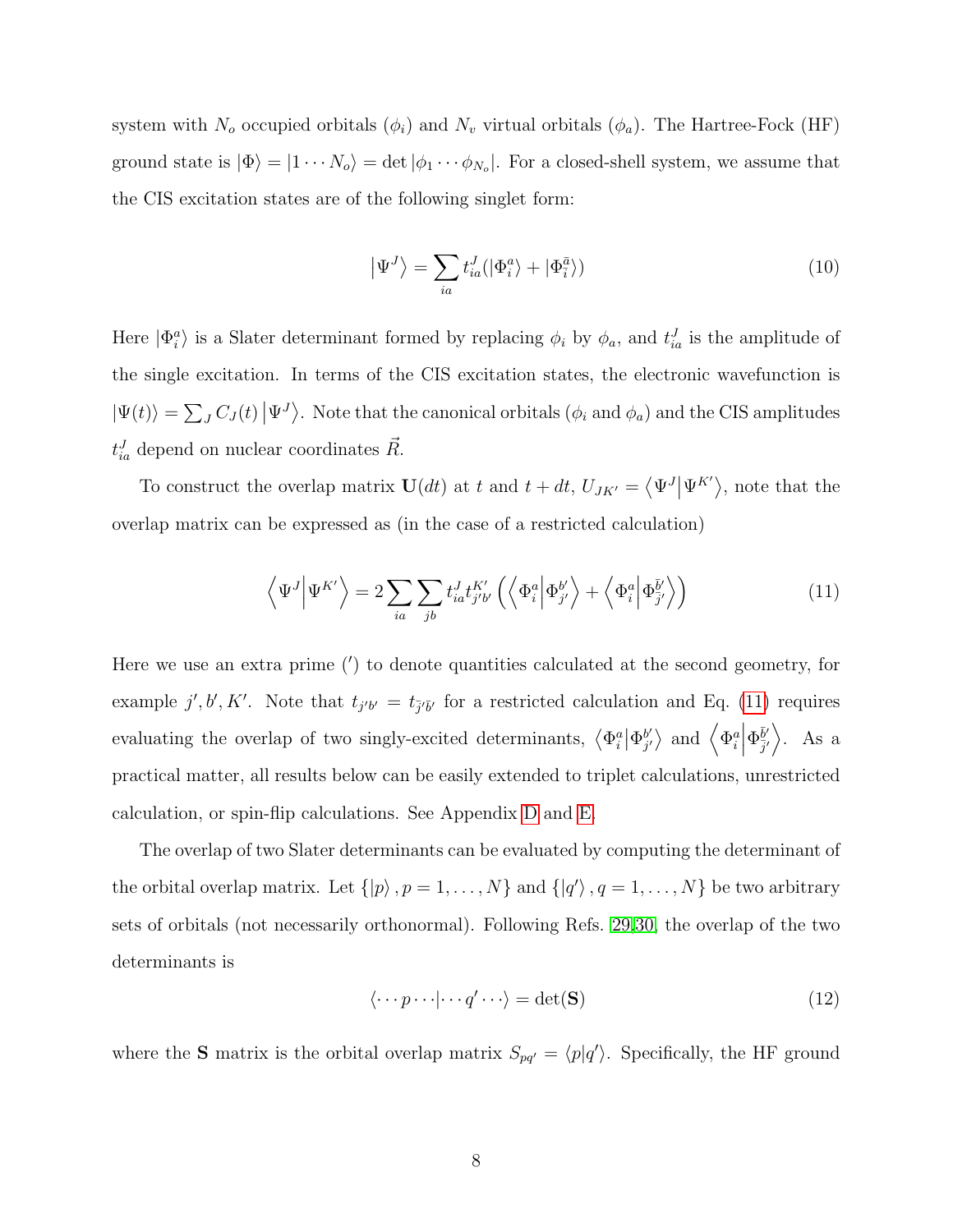system with $N_o$ occupied orbitals ($\phi_i$) and $N_v$ virtual orbitals ($\phi_a$). The Hartree-Fock (HF) ground state is $|\Phi\rangle = |1 \cdots N_o\rangle = \det|\phi_1 \cdots \phi_{N_o}|$. For a closed-shell system, we assume that the CIS excitation states are of the following singlet form:

$$\left|\Psi^J\right\rangle = \sum_{ia} t^J_{ia}(|\Phi^a_i\rangle + |\Phi^{\bar{a}}_{\bar{i}}\rangle) \tag{10}$$

Here $|\Phi^a_i\rangle$ is a Slater determinant formed by replacing $\phi_i$ by $\phi_a$, and $t^J_{ia}$ is the amplitude of the single excitation. In terms of the CIS excitation states, the electronic wavefunction is $|\Psi(t)\rangle = \sum_J C_J(t)\left|\Psi^J\right\rangle$. Note that the canonical orbitals ($\phi_i$ and $\phi_a$) and the CIS amplitudes $t^J_{ia}$ depend on nuclear coordinates $\vec{R}$.

To construct the overlap matrix $\mathbf{U}(dt)$ at $t$ and $t+dt$, $U_{JK'} = \left\langle \Psi^J \middle| \Psi^{K'} \right\rangle$, note that the overlap matrix can be expressed as (in the case of a restricted calculation)

$$\left\langle \Psi^J \middle| \Psi^{K'} \right\rangle = 2\sum_{ia}\sum_{jb} t^J_{ia} t^{K'}_{j'b'} \left( \left\langle \Phi^a_i \middle| \Phi^{b'}_{j'} \right\rangle + \left\langle \Phi^a_i \middle| \Phi^{\bar{b}'}_{\bar{j}'} \right\rangle \right) \tag{11}$$

Here we use an extra prime ($'$) to denote quantities calculated at the second geometry, for example $j', b', K'$. Note that $t_{j'b'} = t_{\bar{j}'\bar{b}'}$ for a restricted calculation and Eq. (11) requires evaluating the overlap of two singly-excited determinants, $\left\langle \Phi^a_i \middle| \Phi^{b'}_{j'} \right\rangle$ and $\left\langle \Phi^a_i \middle| \Phi^{\bar{b}'}_{\bar{j}'} \right\rangle$. As a practical matter, all results below can be easily extended to triplet calculations, unrestricted calculation, or spin-flip calculations. See Appendix D and E.

The overlap of two Slater determinants can be evaluated by computing the determinant of the orbital overlap matrix. Let $\{|p\rangle, p = 1, \ldots, N\}$ and $\{|q'\rangle, q = 1, \ldots, N\}$ be two arbitrary sets of orbitals (not necessarily orthonormal). Following Refs. [29,30], the overlap of the two determinants is

$$\langle \cdots p \cdots | \cdots q' \cdots \rangle = \det(\mathbf{S}) \tag{12}$$

where the $\mathbf{S}$ matrix is the orbital overlap matrix $S_{pq'} = \langle p | q' \rangle$. Specifically, the HF ground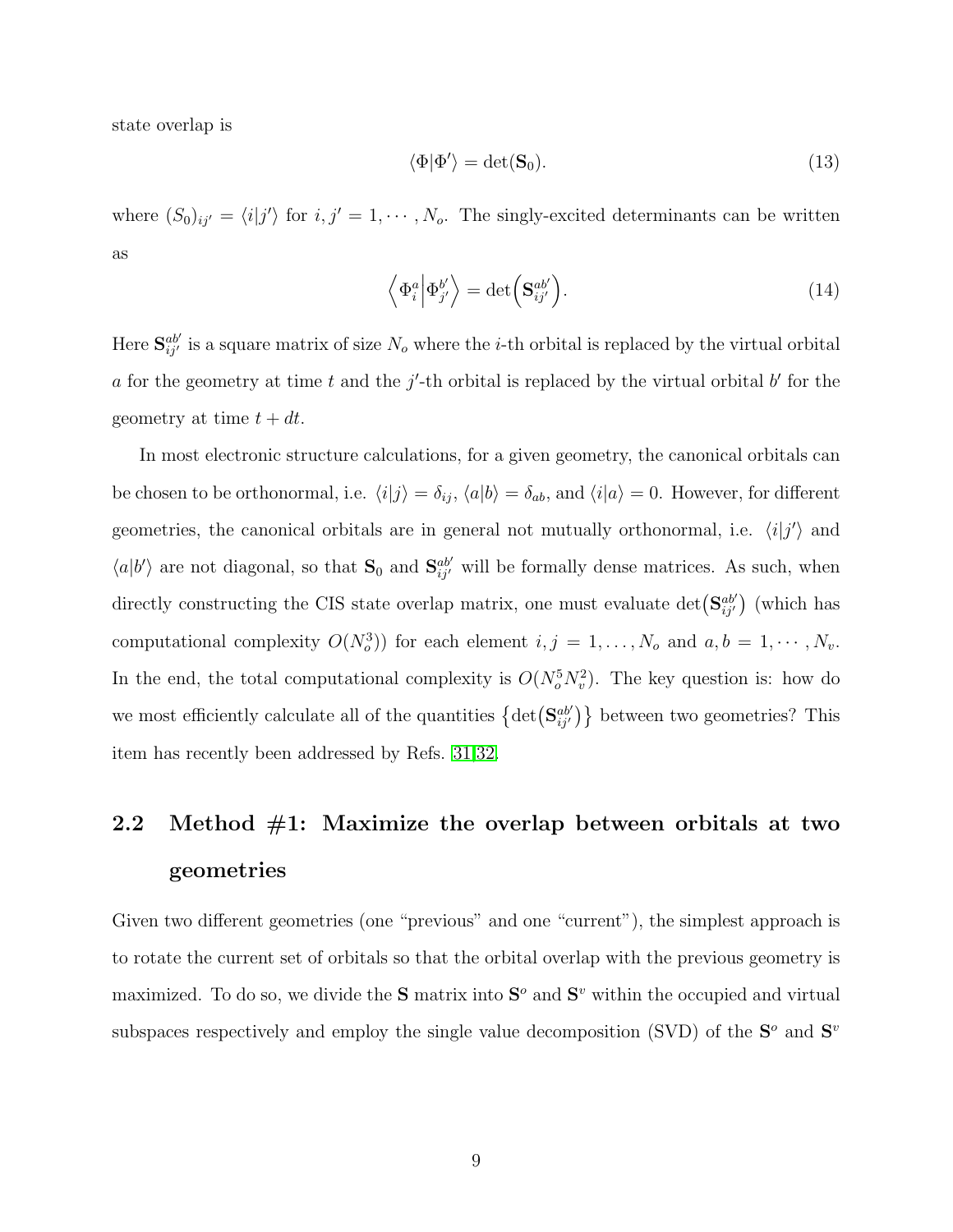state overlap is

$$\langle \Phi | \Phi' \rangle = \det(\mathbf{S}_0). \tag{13}$$

where $(S_0)_{ij'} = \langle i|j' \rangle$ for $i, j' = 1, \cdots, N_o$. The singly-excited determinants can be written as

$$\left\langle \Phi_i^a \middle| \Phi_{j'}^{b'} \right\rangle = \det\!\left(\mathbf{S}_{ij'}^{ab'}\right). \tag{14}$$

Here $\mathbf{S}_{ij'}^{ab'}$ is a square matrix of size $N_o$ where the $i$-th orbital is replaced by the virtual orbital $a$ for the geometry at time $t$ and the $j'$-th orbital is replaced by the virtual orbital $b'$ for the geometry at time $t + dt$.

In most electronic structure calculations, for a given geometry, the canonical orbitals can be chosen to be orthonormal, i.e. $\langle i|j \rangle = \delta_{ij}$, $\langle a|b \rangle = \delta_{ab}$, and $\langle i|a \rangle = 0$. However, for different geometries, the canonical orbitals are in general not mutually orthonormal, i.e. $\langle i|j' \rangle$ and $\langle a|b' \rangle$ are not diagonal, so that $\mathbf{S}_0$ and $\mathbf{S}_{ij'}^{ab'}$ will be formally dense matrices. As such, when directly constructing the CIS state overlap matrix, one must evaluate $\det\!\left(\mathbf{S}_{ij'}^{ab'}\right)$ (which has computational complexity $O(N_o^3)$) for each element $i, j = 1, \ldots, N_o$ and $a, b = 1, \cdots, N_v$. In the end, the total computational complexity is $O(N_o^5 N_v^2)$. The key question is: how do we most efficiently calculate all of the quantities $\left\{\det\!\left(\mathbf{S}_{ij'}^{ab'}\right)\right\}$ between two geometries? This item has recently been addressed by Refs. [31,32].

## 2.2 Method #1: Maximize the overlap between orbitals at two geometries

Given two different geometries (one "previous" and one "current"), the simplest approach is to rotate the current set of orbitals so that the orbital overlap with the previous geometry is maximized. To do so, we divide the $\mathbf{S}$ matrix into $\mathbf{S}^o$ and $\mathbf{S}^v$ within the occupied and virtual subspaces respectively and employ the single value decomposition (SVD) of the $\mathbf{S}^o$ and $\mathbf{S}^v$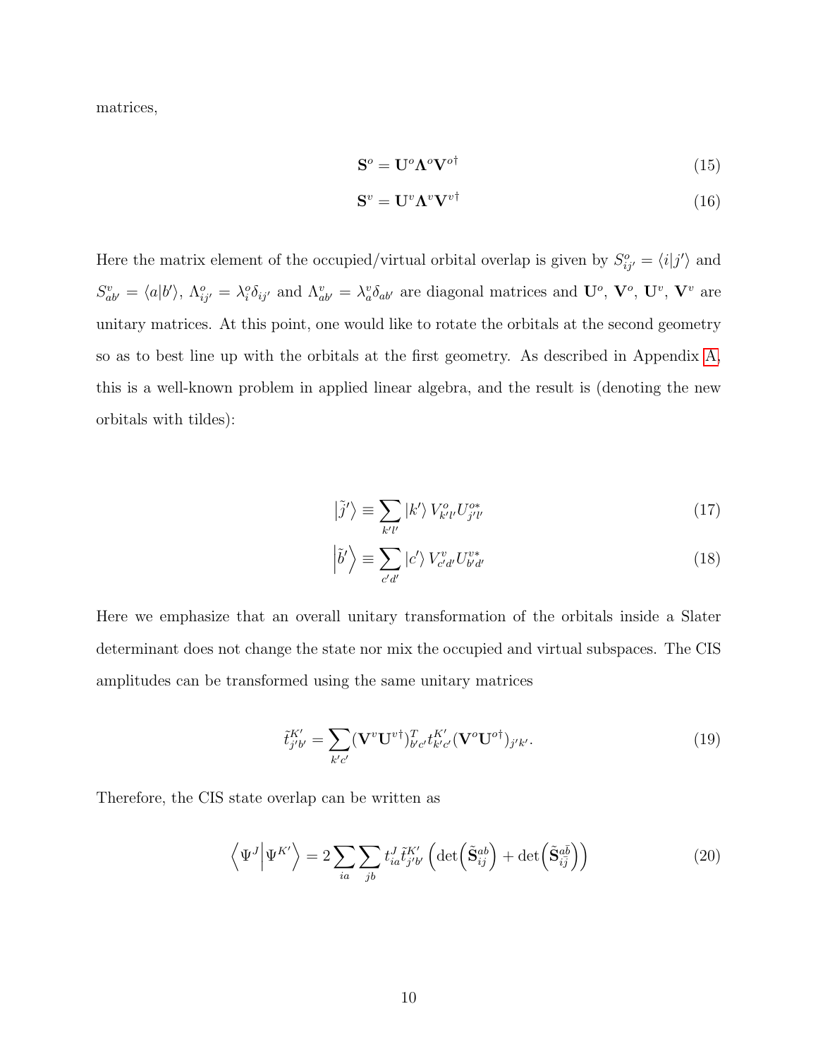matrices,

$$\mathbf{S}^o = \mathbf{U}^o \mathbf{\Lambda}^o \mathbf{V}^{o\dagger} \tag{15}$$

$$\mathbf{S}^v = \mathbf{U}^v \mathbf{\Lambda}^v \mathbf{V}^{v\dagger} \tag{16}$$

Here the matrix element of the occupied/virtual orbital overlap is given by $S^o_{ij'} = \langle i|j'\rangle$ and $S^v_{ab'} = \langle a|b'\rangle$, $\Lambda^o_{ij'} = \lambda^o_i \delta_{ij'}$ and $\Lambda^v_{ab'} = \lambda^v_a \delta_{ab'}$ are diagonal matrices and $\mathbf{U}^o$, $\mathbf{V}^o$, $\mathbf{U}^v$, $\mathbf{V}^v$ are unitary matrices. At this point, one would like to rotate the orbitals at the second geometry so as to best line up with the orbitals at the first geometry. As described in Appendix A, this is a well-known problem in applied linear algebra, and the result is (denoting the new orbitals with tildes):

$$\left|\tilde{j}'\right\rangle \equiv \sum_{k'l'} |k'\rangle \, V^o_{k'l'} U^{o*}_{j'l'} \tag{17}$$

$$\left|\tilde{b}'\right\rangle \equiv \sum_{c'd'} |c'\rangle \, V^v_{c'd'} U^{v*}_{b'd'} \tag{18}$$

Here we emphasize that an overall unitary transformation of the orbitals inside a Slater determinant does not change the state nor mix the occupied and virtual subspaces. The CIS amplitudes can be transformed using the same unitary matrices

$$\tilde{t}^{K'}_{j'b'} = \sum_{k'c'} (\mathbf{V}^v \mathbf{U}^{v\dagger})^T_{b'c'} t^{K'}_{k'c'} (\mathbf{V}^o \mathbf{U}^{o\dagger})_{j'k'}. \tag{19}$$

Therefore, the CIS state overlap can be written as

$$\left\langle \Psi^J \middle| \Psi^{K'} \right\rangle = 2 \sum_{ia} \sum_{jb} t^J_{ia} \tilde{t}^{K'}_{j'b'} \left( \det\left(\tilde{\mathbf{S}}^{ab}_{ij}\right) + \det\left(\tilde{\mathbf{S}}^{a\bar{b}}_{i\bar{j}}\right) \right) \tag{20}$$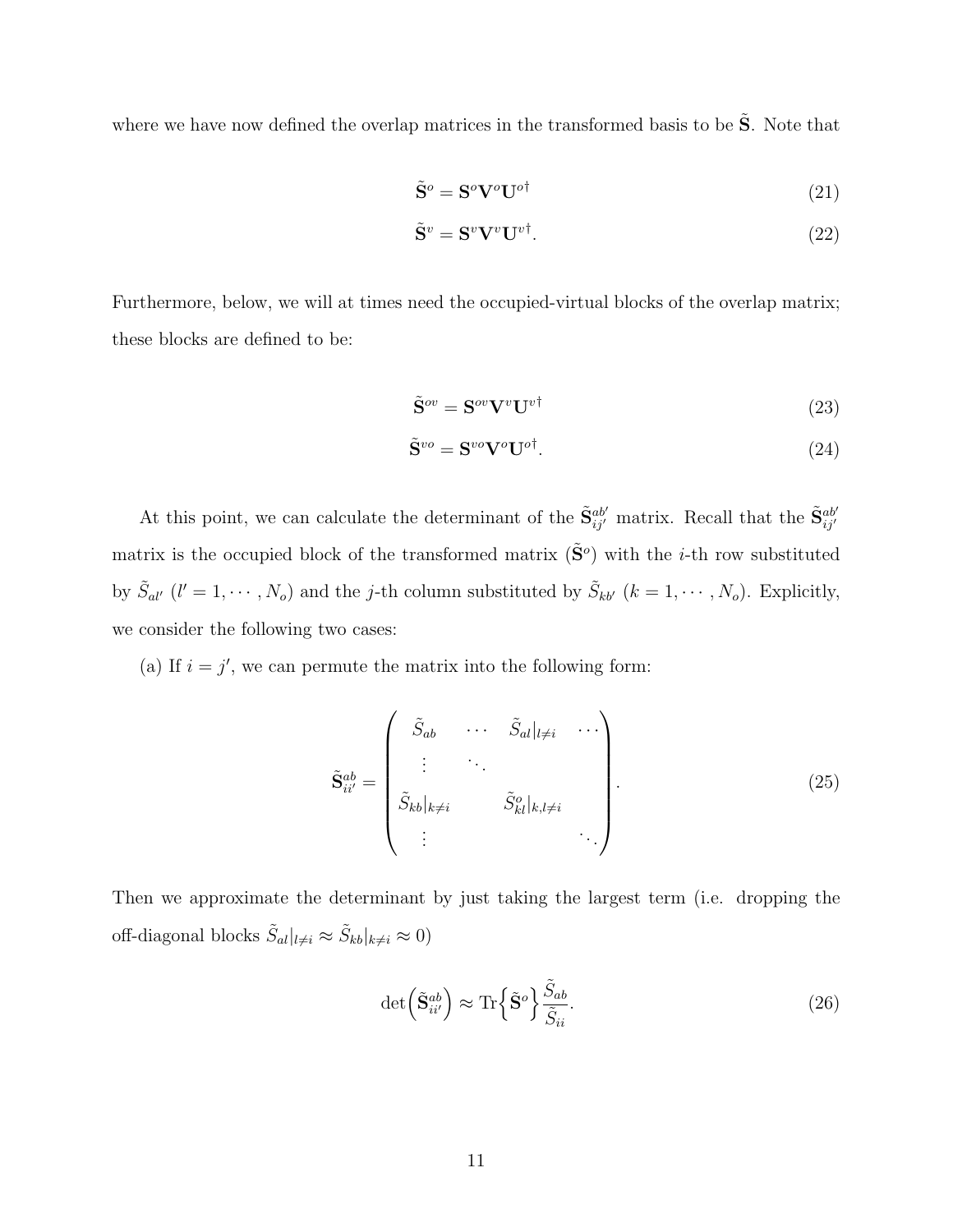where we have now defined the overlap matrices in the transformed basis to be $\tilde{\mathbf{S}}$. Note that

$$\tilde{\mathbf{S}}^o = \mathbf{S}^o \mathbf{V}^o \mathbf{U}^{o\dagger} \tag{21}$$

$$\tilde{\mathbf{S}}^v = \mathbf{S}^v \mathbf{V}^v \mathbf{U}^{v\dagger}. \tag{22}$$

Furthermore, below, we will at times need the occupied-virtual blocks of the overlap matrix; these blocks are defined to be:

$$\tilde{\mathbf{S}}^{ov} = \mathbf{S}^{ov} \mathbf{V}^v \mathbf{U}^{v\dagger} \tag{23}$$

$$\tilde{\mathbf{S}}^{vo} = \mathbf{S}^{vo} \mathbf{V}^o \mathbf{U}^{o\dagger}. \tag{24}$$

At this point, we can calculate the determinant of the $\tilde{\mathbf{S}}^{ab'}_{ij'}$ matrix. Recall that the $\tilde{\mathbf{S}}^{ab'}_{ij'}$ matrix is the occupied block of the transformed matrix ($\tilde{\mathbf{S}}^o$) with the $i$-th row substituted by $\tilde{S}_{al'}$ ($l' = 1, \cdots, N_o$) and the $j$-th column substituted by $\tilde{S}_{kb'}$ ($k = 1, \cdots, N_o$). Explicitly, we consider the following two cases:

(a) If $i = j'$, we can permute the matrix into the following form:

$$\tilde{\mathbf{S}}^{ab}_{ii'} = \begin{pmatrix} \tilde{S}_{ab} & \cdots & \tilde{S}_{al}|_{l \neq i} & \cdots \\ \vdots & \ddots & & \\ \tilde{S}_{kb}|_{k \neq i} & & \tilde{S}^o_{kl}|_{k,l \neq i} & \\ \vdots & & & \ddots \end{pmatrix}. \tag{25}$$

Then we approximate the determinant by just taking the largest term (i.e. dropping the off-diagonal blocks $\tilde{S}_{al}|_{l \neq i} \approx \tilde{S}_{kb}|_{k \neq i} \approx 0$)

$$\det\Big(\tilde{\mathbf{S}}^{ab}_{ii'}\Big) \approx \mathrm{Tr}\Big\{\tilde{\mathbf{S}}^o\Big\} \frac{\tilde{S}_{ab}}{\tilde{S}_{ii}}. \tag{26}$$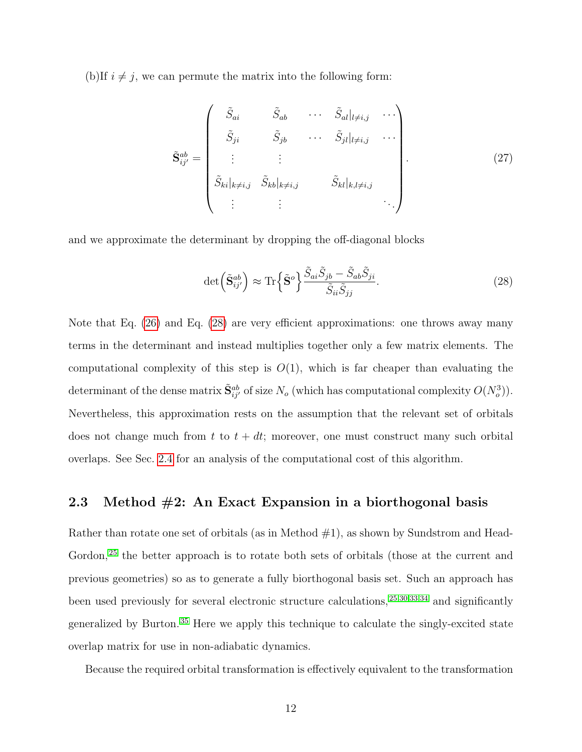(b)If $i \neq j$, we can permute the matrix into the following form:

$$
\tilde{\mathbf{S}}^{ab}_{ij'} = \begin{pmatrix}
\tilde{S}_{ai} & \tilde{S}_{ab} & \cdots & \tilde{S}_{al}|_{l\neq i,j} & \cdots \\
\tilde{S}_{ji} & \tilde{S}_{jb} & \cdots & \tilde{S}_{jl}|_{l\neq i,j} & \cdots \\
\vdots & \vdots & & & \\
\tilde{S}_{ki}|_{k\neq i,j} & \tilde{S}_{kb}|_{k\neq i,j} & & \tilde{S}_{kl}|_{k,l\neq i,j} & \\
\vdots & \vdots & & & \ddots
\end{pmatrix}. \tag{27}
$$

and we approximate the determinant by dropping the off-diagonal blocks

$$
\det\left(\tilde{\mathbf{S}}^{ab}_{ij'}\right) \approx \mathrm{Tr}\left\{\tilde{\mathbf{S}}^{o}\right\} \frac{\tilde{S}_{ai}\tilde{S}_{jb} - \tilde{S}_{ab}\tilde{S}_{ji}}{\tilde{S}_{ii}\tilde{S}_{jj}}. \tag{28}
$$

Note that Eq. (26) and Eq. (28) are very efficient approximations: one throws away many terms in the determinant and instead multiplies together only a few matrix elements. The computational complexity of this step is $O(1)$, which is far cheaper than evaluating the determinant of the dense matrix $\tilde{\mathbf{S}}^{ab}_{ij'}$ of size $N_o$ (which has computational complexity $O(N_o^3)$). Nevertheless, this approximation rests on the assumption that the relevant set of orbitals does not change much from $t$ to $t + dt$; moreover, one must construct many such orbital overlaps. See Sec. 2.4 for an analysis of the computational cost of this algorithm.

## 2.3 Method #2: An Exact Expansion in a biorthogonal basis

Rather than rotate one set of orbitals (as in Method #1), as shown by Sundstrom and Head-Gordon,[25] the better approach is to rotate both sets of orbitals (those at the current and previous geometries) so as to generate a fully biorthogonal basis set. Such an approach has been used previously for several electronic structure calculations,[25,30,33,34] and significantly generalized by Burton.[35] Here we apply this technique to calculate the singly-excited state overlap matrix for use in non-adiabatic dynamics.

Because the required orbital transformation is effectively equivalent to the transformation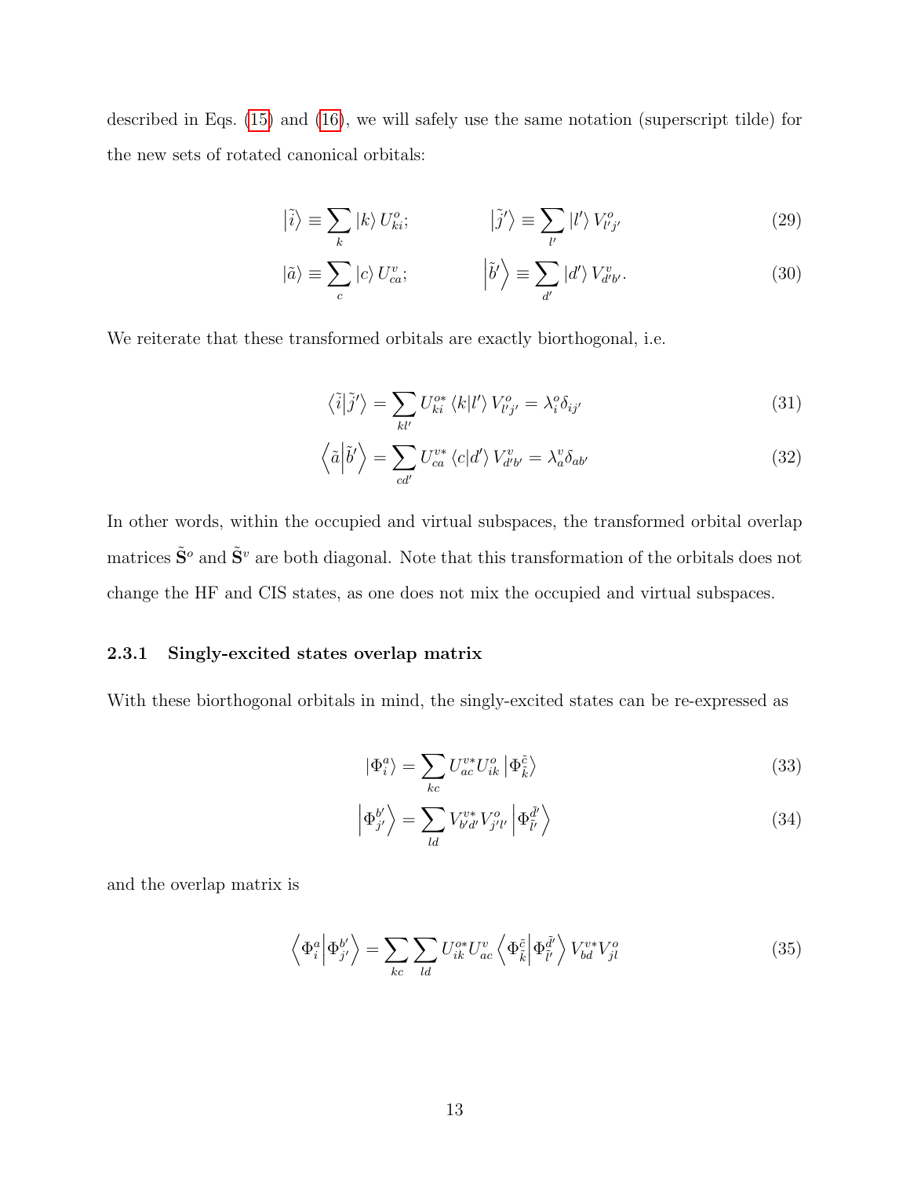described in Eqs. (15) and (16), we will safely use the same notation (superscript tilde) for the new sets of rotated canonical orbitals:

$$\left|\tilde{i}\right\rangle \equiv \sum_{k} \left|k\right\rangle U^{o}_{ki}; \qquad \left|\tilde{j}'\right\rangle \equiv \sum_{l'} \left|l'\right\rangle V^{o}_{l'j'} \tag{29}$$

$$\left|\tilde{a}\right\rangle \equiv \sum_{c} \left|c\right\rangle U^{v}_{ca}; \qquad \left|\tilde{b}'\right\rangle \equiv \sum_{d'} \left|d'\right\rangle V^{v}_{d'b'}. \tag{30}$$

We reiterate that these transformed orbitals are exactly biorthogonal, i.e.

$$\left\langle \tilde{i} \middle| \tilde{j}' \right\rangle = \sum_{kl'} U^{o*}_{ki} \left\langle k | l' \right\rangle V^{o}_{l'j'} = \lambda^{o}_{i} \delta_{ij'} \tag{31}$$

$$\left\langle \tilde{a} \middle| \tilde{b}' \right\rangle = \sum_{cd'} U^{v*}_{ca} \left\langle c | d' \right\rangle V^{v}_{d'b'} = \lambda^{v}_{a} \delta_{ab'} \tag{32}$$

In other words, within the occupied and virtual subspaces, the transformed orbital overlap matrices $\tilde{\mathbf{S}}^{o}$ and $\tilde{\mathbf{S}}^{v}$ are both diagonal. Note that this transformation of the orbitals does not change the HF and CIS states, as one does not mix the occupied and virtual subspaces.

### 2.3.1 Singly-excited states overlap matrix

With these biorthogonal orbitals in mind, the singly-excited states can be re-expressed as

$$\left|\Phi^{a}_{i}\right\rangle = \sum_{kc} U^{v*}_{ac} U^{o}_{ik} \left|\Phi^{\tilde{c}}_{\tilde{k}}\right\rangle \tag{33}$$

$$\left|\Phi^{b'}_{j'}\right\rangle = \sum_{ld} V^{v*}_{b'd'} V^{o}_{j'l'} \left|\Phi^{\tilde{d}'}_{\tilde{l}'}\right\rangle \tag{34}$$

and the overlap matrix is

$$\left\langle \Phi^{a}_{i} \middle| \Phi^{b'}_{j'} \right\rangle = \sum_{kc} \sum_{ld} U^{o*}_{ik} U^{v}_{ac} \left\langle \Phi^{\tilde{c}}_{\tilde{k}} \middle| \Phi^{\tilde{d}'}_{\tilde{l}'} \right\rangle V^{v*}_{bd} V^{o}_{jl} \tag{35}$$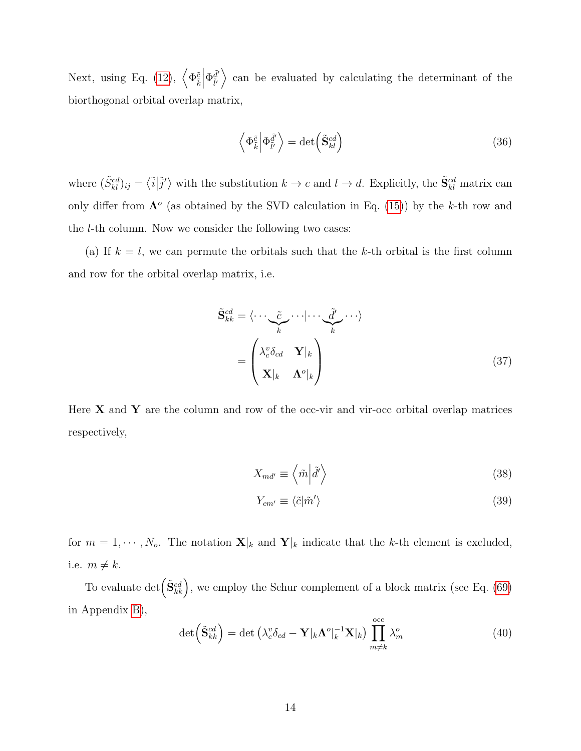Next, using Eq. (12), $\left\langle \Phi_{\tilde{k}}^{\tilde{c}} \middle| \Phi_{l'}^{\tilde{d}'} \right\rangle$ can be evaluated by calculating the determinant of the biorthogonal orbital overlap matrix,

$$\left\langle \Phi_{\tilde{k}}^{\tilde{c}} \middle| \Phi_{l'}^{\tilde{d}'} \right\rangle = \det\left(\tilde{\mathbf{S}}_{kl}^{cd}\right) \tag{36}$$

where $(\tilde{S}_{kl}^{cd})_{ij} = \langle \tilde{i} | \tilde{j}' \rangle$ with the substitution $k \to c$ and $l \to d$. Explicitly, the $\tilde{\mathbf{S}}_{kl}^{cd}$ matrix can only differ from $\mathbf{\Lambda}^o$ (as obtained by the SVD calculation in Eq. (15)) by the $k$-th row and the $l$-th column. Now we consider the following two cases:

(a) If $k = l$, we can permute the orbitals such that the $k$-th orbital is the first column and row for the orbital overlap matrix, i.e.

$$\begin{aligned}
\tilde{\mathbf{S}}_{kk}^{cd} &= \langle \cdots \underbrace{\tilde{c}}_{k} \cdots | \cdots \underbrace{\tilde{d}'}_{k} \cdots \rangle \\
&= \begin{pmatrix} \lambda_c^v \delta_{cd} & \mathbf{Y}|_k \\ \mathbf{X}|_k & \mathbf{\Lambda}^o|_k \end{pmatrix}
\end{aligned} \tag{37}$$

Here $\mathbf{X}$ and $\mathbf{Y}$ are the column and row of the occ-vir and vir-occ orbital overlap matrices respectively,

$$X_{md'} \equiv \left\langle \tilde{m} \middle| \tilde{d}' \right\rangle \tag{38}$$

$$Y_{cm'} \equiv \langle \tilde{c} | \tilde{m}' \rangle \tag{39}$$

for $m = 1, \cdots, N_o$. The notation $\mathbf{X}|_k$ and $\mathbf{Y}|_k$ indicate that the $k$-th element is excluded, i.e. $m \neq k$.

To evaluate $\det\left(\tilde{\mathbf{S}}_{kk}^{cd}\right)$, we employ the Schur complement of a block matrix (see Eq. (69) in Appendix B),

$$\det\left(\tilde{\mathbf{S}}_{kk}^{cd}\right) = \det\left(\lambda_c^v \delta_{cd} - \mathbf{Y}|_k \mathbf{\Lambda}^o|_k^{-1} \mathbf{X}|_k\right) \prod_{m \neq k}^{\text{occ}} \lambda_m^o \tag{40}$$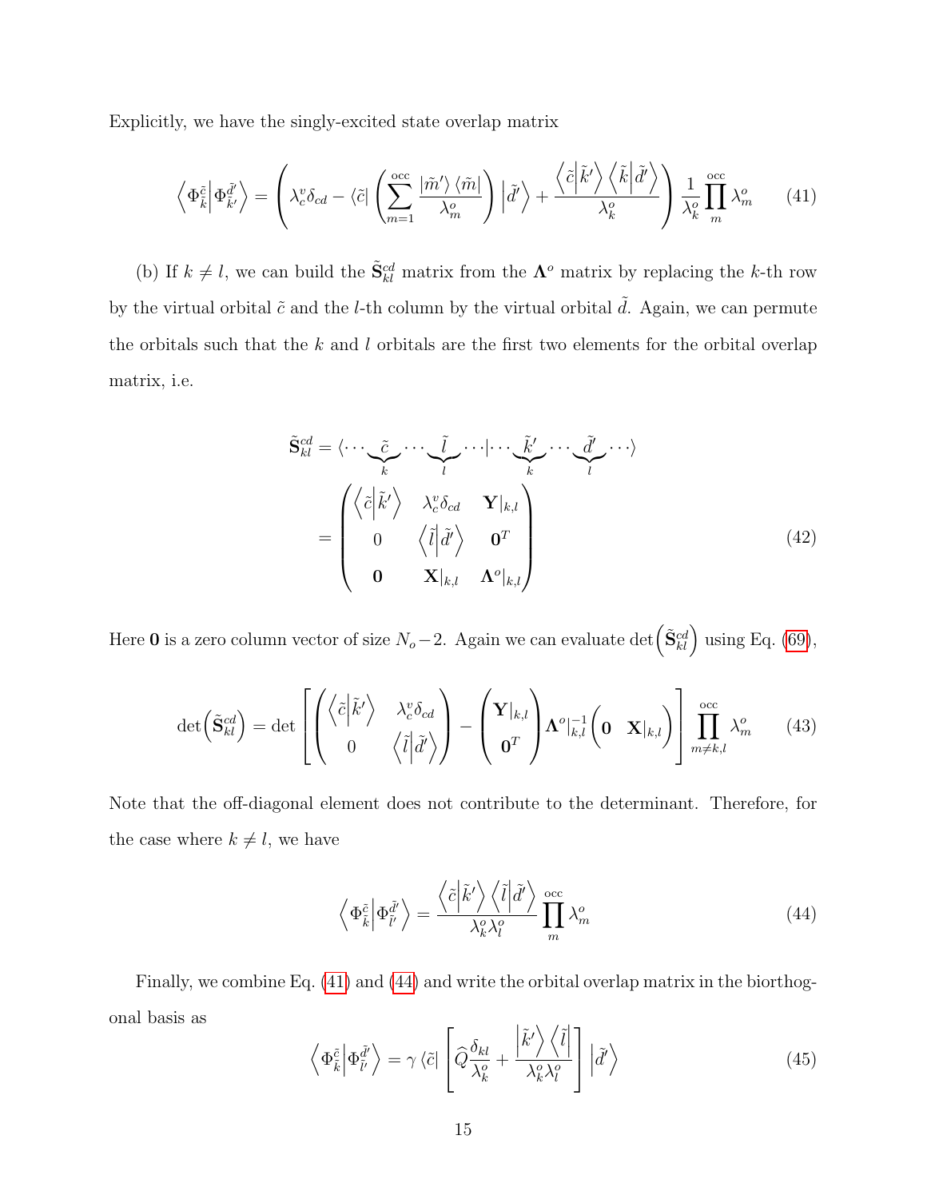Explicitly, we have the singly-excited state overlap matrix

$$
\left\langle \Phi_{\tilde{k}}^{\tilde{c}} \middle| \Phi_{\tilde{k}'}^{\tilde{d}'} \right\rangle = \left( \lambda_c^v \delta_{cd} - \langle \tilde{c} | \left( \sum_{m=1}^{\text{occ}} \frac{|\tilde{m}'\rangle \langle \tilde{m}|}{\lambda_m^o} \right) \left| \tilde{d}' \right\rangle + \frac{\left\langle \tilde{c} \middle| \tilde{k}' \right\rangle \left\langle \tilde{k} \middle| \tilde{d}' \right\rangle}{\lambda_k^o} \right) \frac{1}{\lambda_k^o} \prod_m^{\text{occ}} \lambda_m^o \tag{41}
$$

(b) If $k \neq l$, we can build the $\tilde{\mathbf{S}}_{kl}^{cd}$ matrix from the $\mathbf{\Lambda}^o$ matrix by replacing the $k$-th row by the virtual orbital $\tilde{c}$ and the $l$-th column by the virtual orbital $\tilde{d}$. Again, we can permute the orbitals such that the $k$ and $l$ orbitals are the first two elements for the orbital overlap matrix, i.e.

$$
\begin{aligned}
\tilde{\mathbf{S}}_{kl}^{cd} &= \langle \cdots \underbrace{\tilde{c}}_{k} \cdots \underbrace{\tilde{l}}_{l} \cdots | \cdots \underbrace{\tilde{k}'}_{k} \cdots \underbrace{\tilde{d}'}_{l} \cdots \rangle \\
&= \begin{pmatrix} \left\langle \tilde{c} \middle| \tilde{k}' \right\rangle & \lambda_c^v \delta_{cd} & \mathbf{Y}|_{k,l} \\ 0 & \left\langle \tilde{l} \middle| \tilde{d}' \right\rangle & \mathbf{0}^T \\ \mathbf{0} & \mathbf{X}|_{k,l} & \mathbf{\Lambda}^o|_{k,l} \end{pmatrix}
\end{aligned} \tag{42}
$$

Here $\mathbf{0}$ is a zero column vector of size $N_o - 2$. Again we can evaluate $\det\left(\tilde{\mathbf{S}}_{kl}^{cd}\right)$ using Eq. (69),

$$
\det\left(\tilde{\mathbf{S}}_{kl}^{cd}\right) = \det\left[ \begin{pmatrix} \left\langle \tilde{c} \middle| \tilde{k}' \right\rangle & \lambda_c^v \delta_{cd} \\ 0 & \left\langle \tilde{l} \middle| \tilde{d}' \right\rangle \end{pmatrix} - \begin{pmatrix} \mathbf{Y}|_{k,l} \\ \mathbf{0}^T \end{pmatrix} \mathbf{\Lambda}^o|_{k,l}^{-1} \begin{pmatrix} \mathbf{0} & \mathbf{X}|_{k,l} \end{pmatrix} \right] \prod_{m \neq k,l}^{\text{occ}} \lambda_m^o \tag{43}
$$

Note that the off-diagonal element does not contribute to the determinant. Therefore, for the case where $k \neq l$, we have

$$
\left\langle \Phi_{\tilde{k}}^{\tilde{c}} \middle| \Phi_{\tilde{l}'}^{\tilde{d}'} \right\rangle = \frac{\left\langle \tilde{c} \middle| \tilde{k}' \right\rangle \left\langle \tilde{l} \middle| \tilde{d}' \right\rangle}{\lambda_k^o \lambda_l^o} \prod_m^{\text{occ}} \lambda_m^o \tag{44}
$$

Finally, we combine Eq. (41) and (44) and write the orbital overlap matrix in the biorthogonal basis as

$$
\left\langle \Phi_{\tilde{k}}^{\tilde{c}} \middle| \Phi_{\tilde{l}'}^{\tilde{d}'} \right\rangle = \gamma \langle \tilde{c} | \left[ \widehat{Q} \frac{\delta_{kl}}{\lambda_k^o} + \frac{\left| \tilde{k}' \right\rangle \left\langle \tilde{l} \right|}{\lambda_k^o \lambda_l^o} \right] \left| \tilde{d}' \right\rangle \tag{45}
$$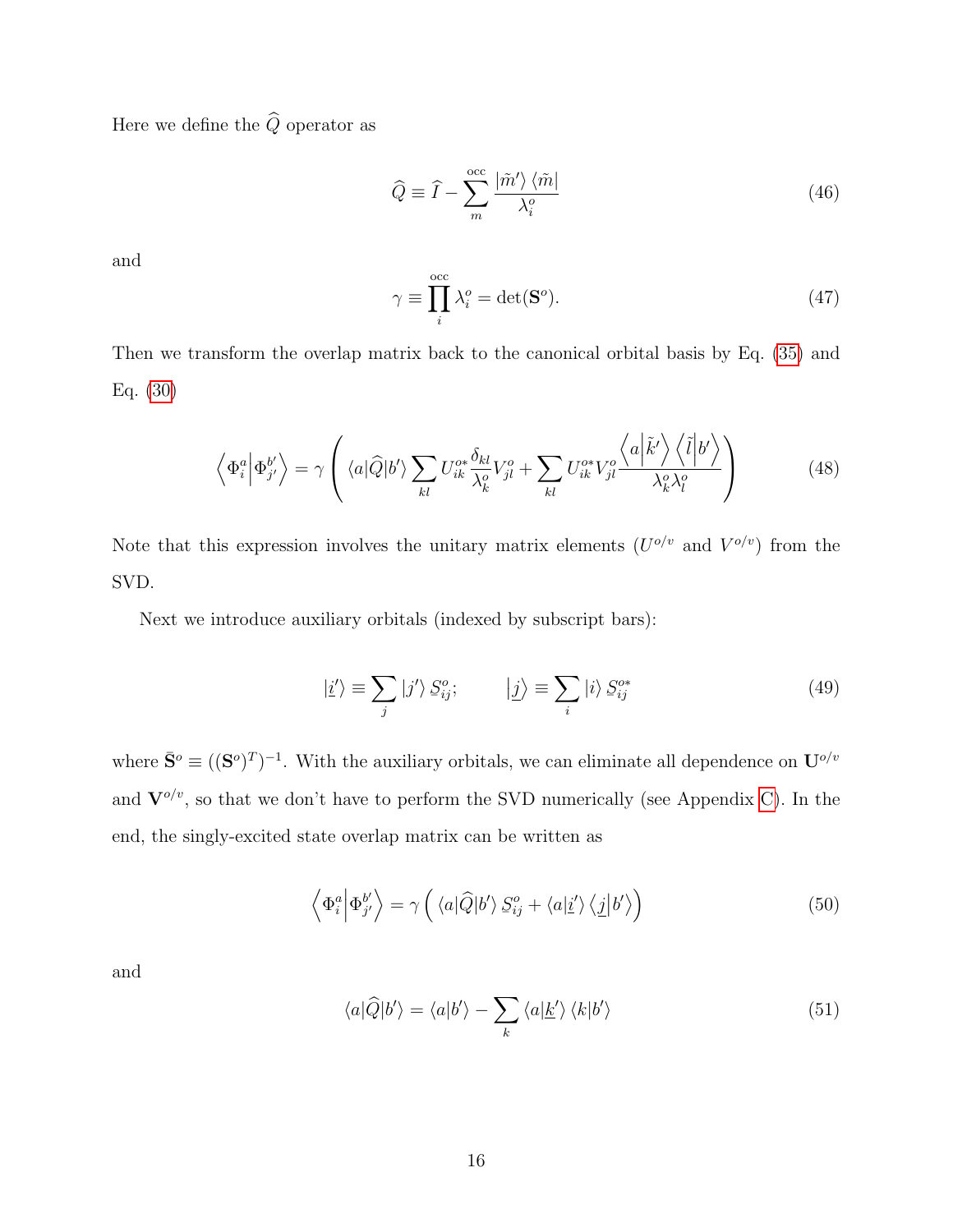Here we define the $\widehat{Q}$ operator as

$$\widehat{Q} \equiv \widehat{I} - \sum_{m}^{\text{occ}} \frac{|\tilde{m}'\rangle \langle \tilde{m}|}{\lambda_i^o} \tag{46}$$

and

$$\gamma \equiv \prod_{i}^{\text{occ}} \lambda_i^o = \det(\mathbf{S}^o). \tag{47}$$

Then we transform the overlap matrix back to the canonical orbital basis by Eq. (35) and Eq. (30)

$$\left\langle \Phi_i^a \middle| \Phi_{j'}^{b'} \right\rangle = \gamma \left( \langle a|\widehat{Q}|b'\rangle \sum_{kl} U_{ik}^{o*} \frac{\delta_{kl}}{\lambda_k^o} V_{jl}^o + \sum_{kl} U_{ik}^{o*} V_{jl}^o \frac{\left\langle a \middle| \tilde{k}' \right\rangle \left\langle \tilde{l} \middle| b' \right\rangle}{\lambda_k^o \lambda_l^o} \right) \tag{48}$$

Note that this expression involves the unitary matrix elements ($U^{o/v}$ and $V^{o/v}$) from the SVD.

Next we introduce auxiliary orbitals (indexed by subscript bars):

$$|\underline{i}'\rangle \equiv \sum_j |j'\rangle\, \bar{S}_{ij}^o; \qquad \left|\underline{j}\right\rangle \equiv \sum_i |i\rangle\, \bar{S}_{ij}^{o*} \tag{49}$$

where $\bar{\mathbf{S}}^o \equiv ((\mathbf{S}^o)^T)^{-1}$. With the auxiliary orbitals, we can eliminate all dependence on $\mathbf{U}^{o/v}$ and $\mathbf{V}^{o/v}$, so that we don't have to perform the SVD numerically (see Appendix C). In the end, the singly-excited state overlap matrix can be written as

$$\left\langle \Phi_i^a \middle| \Phi_{j'}^{b'} \right\rangle = \gamma \left( \langle a|\widehat{Q}|b'\rangle\, \bar{S}_{ij}^o + \langle a|\underline{i}'\rangle \left\langle \underline{j} \middle| b'\right\rangle \right) \tag{50}$$

and

$$\langle a|\widehat{Q}|b'\rangle = \langle a|b'\rangle - \sum_k \langle a|\underline{k}'\rangle \langle k|b'\rangle \tag{51}$$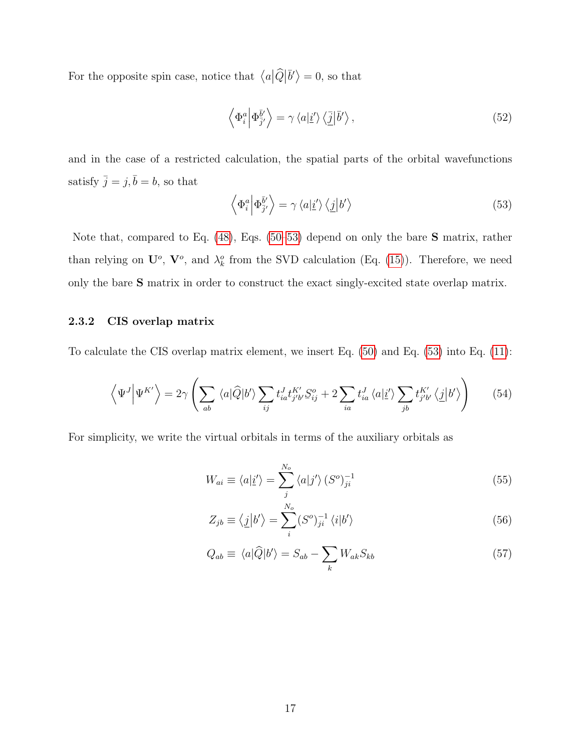For the opposite spin case, notice that $\left\langle a\middle|\widehat{Q}\middle|\bar{b}'\right\rangle = 0$, so that

$$\left\langle \Phi_i^a \middle| \Phi_{\bar{j}'}^{\bar{b}'} \right\rangle = \gamma \left\langle a|\underline{i}'\right\rangle \left\langle \underline{\bar{j}}\middle|\bar{b}'\right\rangle, \tag{52}$$

and in the case of a restricted calculation, the spatial parts of the orbital wavefunctions satisfy $\bar{j} = j, \bar{b} = b$, so that

$$\left\langle \Phi_i^a \middle| \Phi_{\bar{j}'}^{\bar{b}'} \right\rangle = \gamma \left\langle a|\underline{i}'\right\rangle \left\langle \underline{j}\middle|b'\right\rangle \tag{53}$$

Note that, compared to Eq. (48), Eqs. (50–53) depend on only the bare **S** matrix, rather than relying on $\mathbf{U}^o$, $\mathbf{V}^o$, and $\lambda_k^o$ from the SVD calculation (Eq. (15)). Therefore, we need only the bare **S** matrix in order to construct the exact singly-excited state overlap matrix.

### 2.3.2 CIS overlap matrix

To calculate the CIS overlap matrix element, we insert Eq. (50) and Eq. (53) into Eq. (11):

$$\left\langle \Psi^J \middle| \Psi^{K'} \right\rangle = 2\gamma \left( \sum_{ab} \langle a|\widehat{Q}|b'\rangle \sum_{ij} t_{ia}^J t_{j'b'}^{K'} S_{ij}^o + 2 \sum_{ia} t_{ia}^J \langle a|\underline{i}'\rangle \sum_{jb} t_{j'b'}^{K'} \left\langle \underline{j}\middle|b'\right\rangle \right) \tag{54}$$

For simplicity, we write the virtual orbitals in terms of the auxiliary orbitals as

$$W_{ai} \equiv \langle a|\underline{i}'\rangle = \sum_{j}^{N_o} \langle a|j'\rangle \left(S^o\right)_{ji}^{-1} \tag{55}$$

$$Z_{jb} \equiv \left\langle \underline{j}\middle|b'\right\rangle = \sum_{i}^{N_o} \left(S^o\right)_{ji}^{-1} \langle i|b'\rangle \tag{56}$$

$$Q_{ab} \equiv \langle a|\widehat{Q}|b'\rangle = S_{ab} - \sum_{k} W_{ak} S_{kb} \tag{57}$$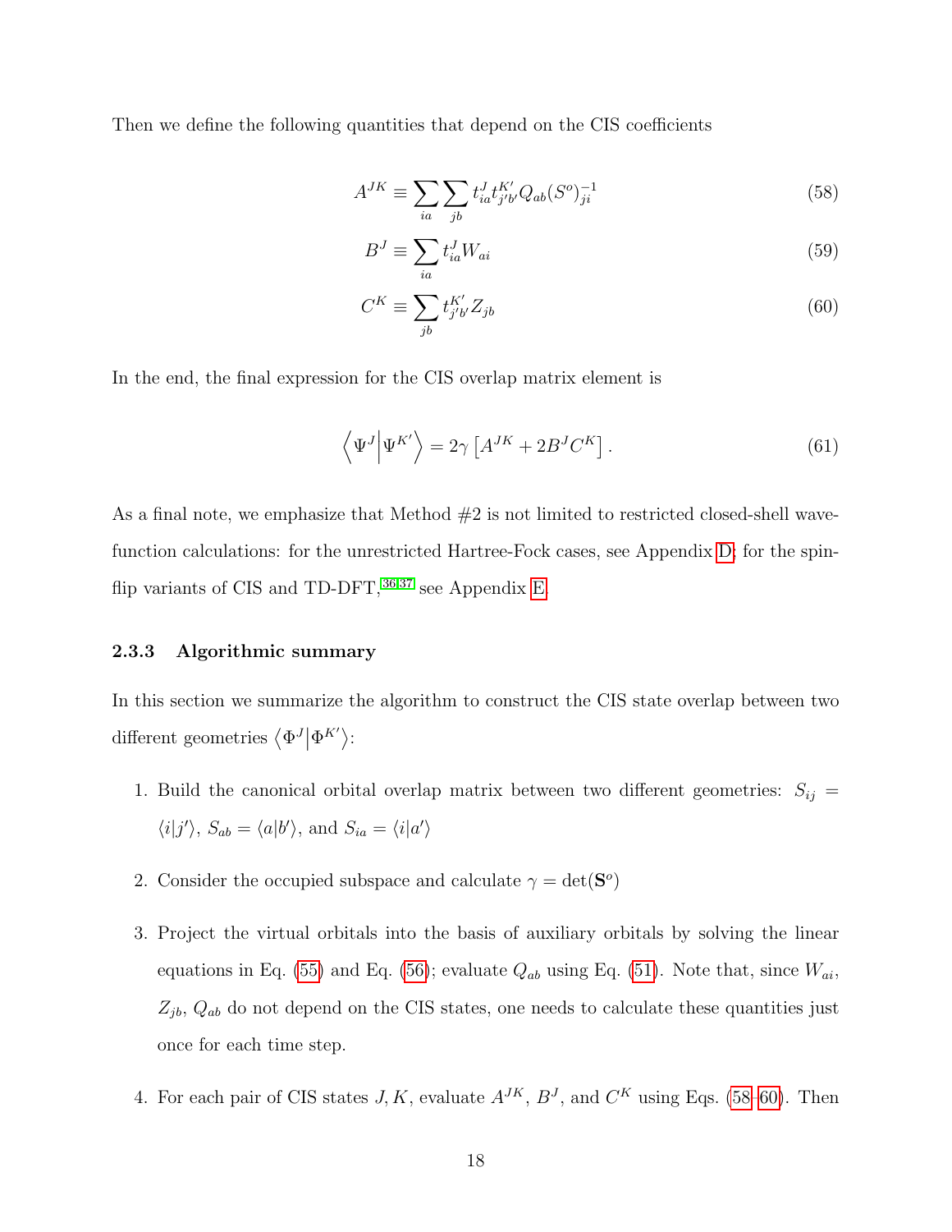Then we define the following quantities that depend on the CIS coefficients

$$A^{JK} \equiv \sum_{ia} \sum_{jb} t_{ia}^{J} t_{j'b'}^{K'} Q_{ab} (S^{o})^{-1}_{ji} \tag{58}$$

$$B^{J} \equiv \sum_{ia} t_{ia}^{J} W_{ai} \tag{59}$$

$$C^{K} \equiv \sum_{jb} t_{j'b'}^{K'} Z_{jb} \tag{60}$$

In the end, the final expression for the CIS overlap matrix element is

$$\left\langle \Psi^{J} \middle| \Psi^{K'} \right\rangle = 2\gamma \left[ A^{JK} + 2B^{J} C^{K} \right]. \tag{61}$$

As a final note, we emphasize that Method #2 is not limited to restricted closed-shell wavefunction calculations: for the unrestricted Hartree-Fock cases, see Appendix D; for the spin-flip variants of CIS and TD-DFT,[36,37] see Appendix E.

### 2.3.3 Algorithmic summary

In this section we summarize the algorithm to construct the CIS state overlap between two different geometries $\langle \Phi^{J} | \Phi^{K'} \rangle$:

1. Build the canonical orbital overlap matrix between two different geometries: $S_{ij} = \langle i|j' \rangle$, $S_{ab} = \langle a|b' \rangle$, and $S_{ia} = \langle i|a' \rangle$

2. Consider the occupied subspace and calculate $\gamma = \det(\mathbf{S}^{o})$

3. Project the virtual orbitals into the basis of auxiliary orbitals by solving the linear equations in Eq. (55) and Eq. (56); evaluate $Q_{ab}$ using Eq. (51). Note that, since $W_{ai}$, $Z_{jb}$, $Q_{ab}$ do not depend on the CIS states, one needs to calculate these quantities just once for each time step.

4. For each pair of CIS states $J, K$, evaluate $A^{JK}$, $B^{J}$, and $C^{K}$ using Eqs. (58–60). Then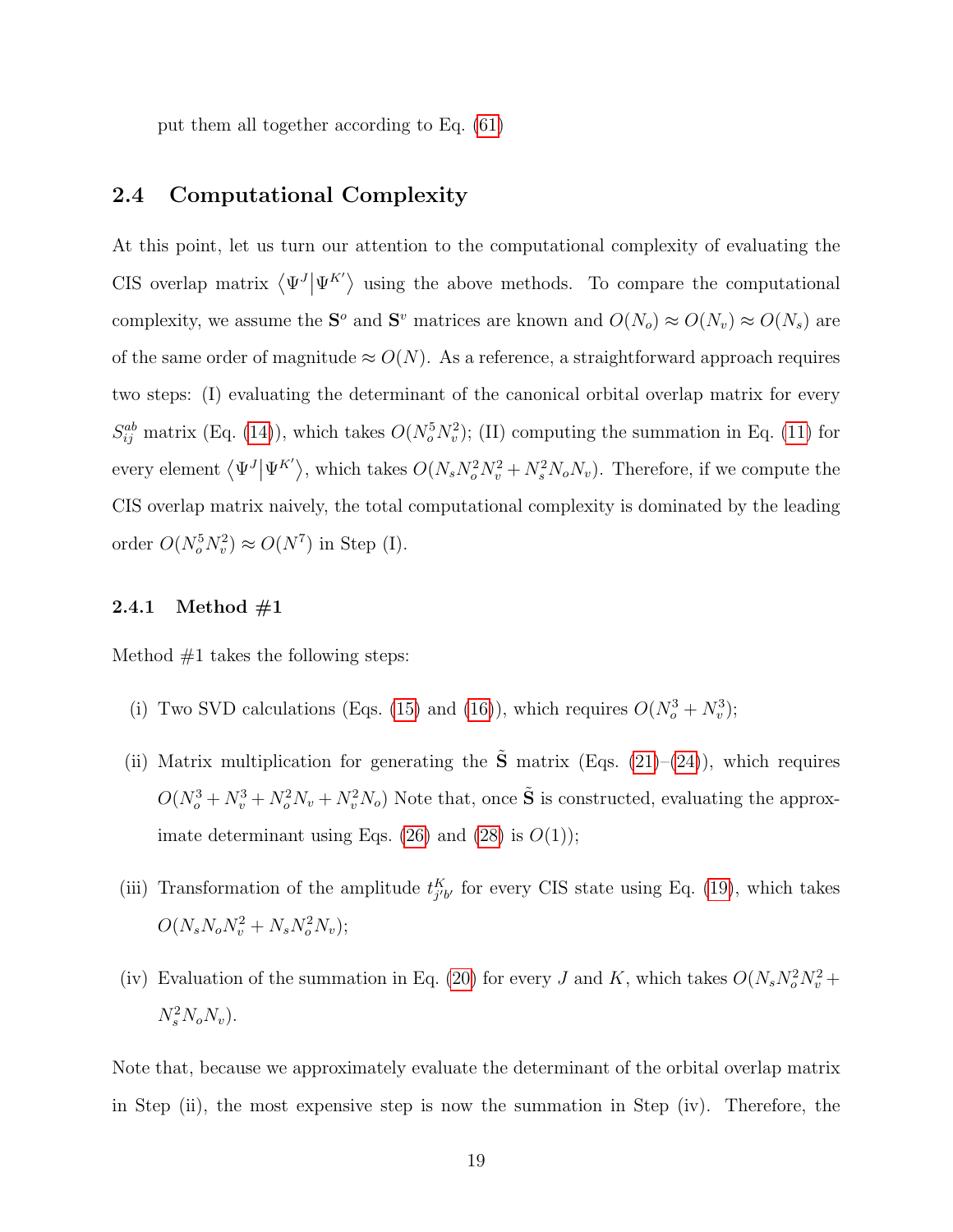put them all together according to Eq. (61)

## 2.4 Computational Complexity

At this point, let us turn our attention to the computational complexity of evaluating the CIS overlap matrix $\langle \Psi^J | \Psi^{K'} \rangle$ using the above methods. To compare the computational complexity, we assume the $\mathbf{S}^o$ and $\mathbf{S}^v$ matrices are known and $O(N_o) \approx O(N_v) \approx O(N_s)$ are of the same order of magnitude $\approx O(N)$. As a reference, a straightforward approach requires two steps: (I) evaluating the determinant of the canonical orbital overlap matrix for every $S_{ij}^{ab}$ matrix (Eq. (14)), which takes $O(N_o^5 N_v^2)$; (II) computing the summation in Eq. (11) for every element $\langle \Psi^J | \Psi^{K'} \rangle$, which takes $O(N_s N_o^2 N_v^2 + N_s^2 N_o N_v)$. Therefore, if we compute the CIS overlap matrix naively, the total computational complexity is dominated by the leading order $O(N_o^5 N_v^2) \approx O(N^7)$ in Step (I).

### 2.4.1 Method #1

Method #1 takes the following steps:

(i) Two SVD calculations (Eqs. (15) and (16)), which requires $O(N_o^3 + N_v^3)$;

(ii) Matrix multiplication for generating the $\tilde{\mathbf{S}}$ matrix (Eqs. (21)–(24)), which requires $O(N_o^3 + N_v^3 + N_o^2 N_v + N_v^2 N_o)$ Note that, once $\tilde{\mathbf{S}}$ is constructed, evaluating the approximate determinant using Eqs. (26) and (28) is $O(1)$);

(iii) Transformation of the amplitude $t_{j'b'}^K$ for every CIS state using Eq. (19), which takes $O(N_s N_o N_v^2 + N_s N_o^2 N_v)$;

(iv) Evaluation of the summation in Eq. (20) for every $J$ and $K$, which takes $O(N_s N_o^2 N_v^2 + N_s^2 N_o N_v)$.

Note that, because we approximately evaluate the determinant of the orbital overlap matrix in Step (ii), the most expensive step is now the summation in Step (iv). Therefore, the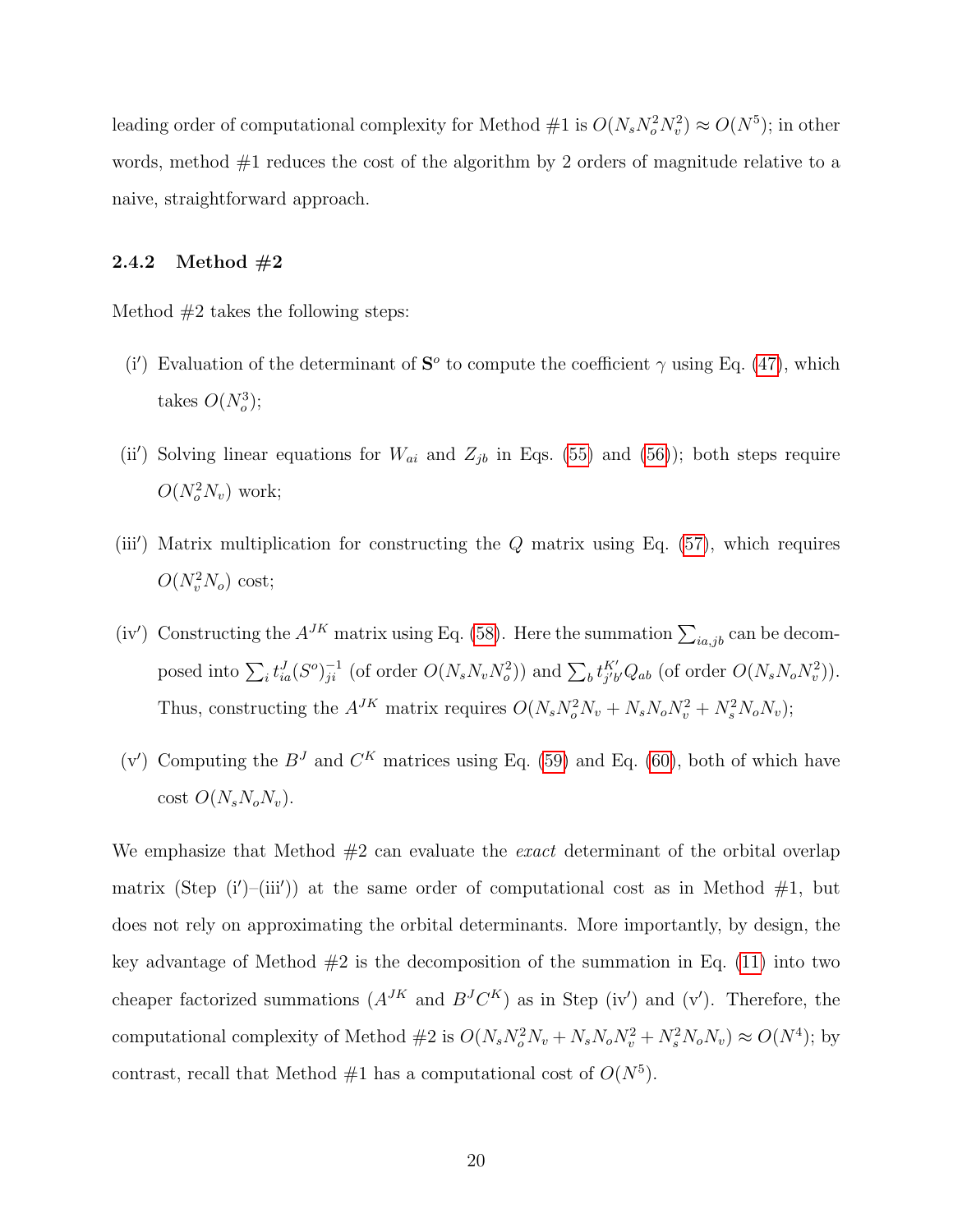leading order of computational complexity for Method #1 is $O(N_s N_o^2 N_v^2) \approx O(N^5)$; in other words, method #1 reduces the cost of the algorithm by 2 orders of magnitude relative to a naive, straightforward approach.

### 2.4.2 Method #2

Method #2 takes the following steps:

(i′) Evaluation of the determinant of $\mathbf{S}^o$ to compute the coefficient $\gamma$ using Eq. (47), which takes $O(N_o^3)$;

(ii′) Solving linear equations for $W_{ai}$ and $Z_{jb}$ in Eqs. (55) and (56)); both steps require $O(N_o^2 N_v)$ work;

(iii′) Matrix multiplication for constructing the $Q$ matrix using Eq. (57), which requires $O(N_v^2 N_o)$ cost;

(iv′) Constructing the $A^{JK}$ matrix using Eq. (58). Here the summation $\sum_{ia,jb}$ can be decomposed into $\sum_i t^J_{ia}(S^o)^{-1}_{ji}$ (of order $O(N_s N_v N_o^2)$) and $\sum_b t^{K'}_{j'b'} Q_{ab}$ (of order $O(N_s N_o N_v^2)$). Thus, constructing the $A^{JK}$ matrix requires $O(N_s N_o^2 N_v + N_s N_o N_v^2 + N_s^2 N_o N_v)$;

(v′) Computing the $B^J$ and $C^K$ matrices using Eq. (59) and Eq. (60), both of which have cost $O(N_s N_o N_v)$.

We emphasize that Method #2 can evaluate the *exact* determinant of the orbital overlap matrix (Step (i′)–(iii′)) at the same order of computational cost as in Method #1, but does not rely on approximating the orbital determinants. More importantly, by design, the key advantage of Method #2 is the decomposition of the summation in Eq. (11) into two cheaper factorized summations ($A^{JK}$ and $B^J C^K$) as in Step (iv′) and (v′). Therefore, the computational complexity of Method #2 is $O(N_s N_o^2 N_v + N_s N_o N_v^2 + N_s^2 N_o N_v) \approx O(N^4)$; by contrast, recall that Method #1 has a computational cost of $O(N^5)$.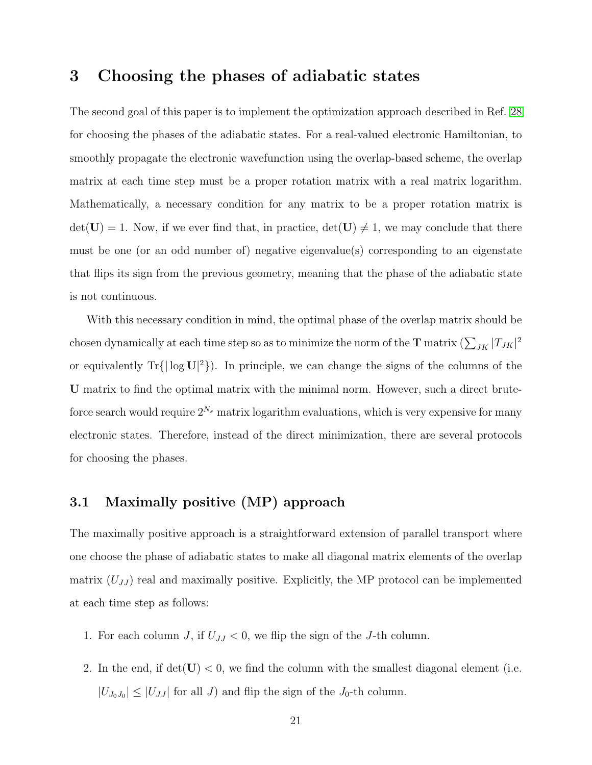## 3 Choosing the phases of adiabatic states

The second goal of this paper is to implement the optimization approach described in Ref. [28] for choosing the phases of the adiabatic states. For a real-valued electronic Hamiltonian, to smoothly propagate the electronic wavefunction using the overlap-based scheme, the overlap matrix at each time step must be a proper rotation matrix with a real matrix logarithm. Mathematically, a necessary condition for any matrix to be a proper rotation matrix is $\det(\mathbf{U}) = 1$. Now, if we ever find that, in practice, $\det(\mathbf{U}) \neq 1$, we may conclude that there must be one (or an odd number of) negative eigenvalue(s) corresponding to an eigenstate that flips its sign from the previous geometry, meaning that the phase of the adiabatic state is not continuous.

With this necessary condition in mind, the optimal phase of the overlap matrix should be chosen dynamically at each time step so as to minimize the norm of the $\mathbf{T}$ matrix ($\sum_{JK} |T_{JK}|^2$ or equivalently $\text{Tr}\{|\log \mathbf{U}|^2\}$). In principle, we can change the signs of the columns of the $\mathbf{U}$ matrix to find the optimal matrix with the minimal norm. However, such a direct brute-force search would require $2^{N_s}$ matrix logarithm evaluations, which is very expensive for many electronic states. Therefore, instead of the direct minimization, there are several protocols for choosing the phases.

### 3.1 Maximally positive (MP) approach

The maximally positive approach is a straightforward extension of parallel transport where one choose the phase of adiabatic states to make all diagonal matrix elements of the overlap matrix ($U_{JJ}$) real and maximally positive. Explicitly, the MP protocol can be implemented at each time step as follows:

1. For each column $J$, if $U_{JJ} < 0$, we flip the sign of the $J$-th column.
2. In the end, if $\det(\mathbf{U}) < 0$, we find the column with the smallest diagonal element (i.e. $|U_{J_0J_0}| \leq |U_{JJ}|$ for all $J$) and flip the sign of the $J_0$-th column.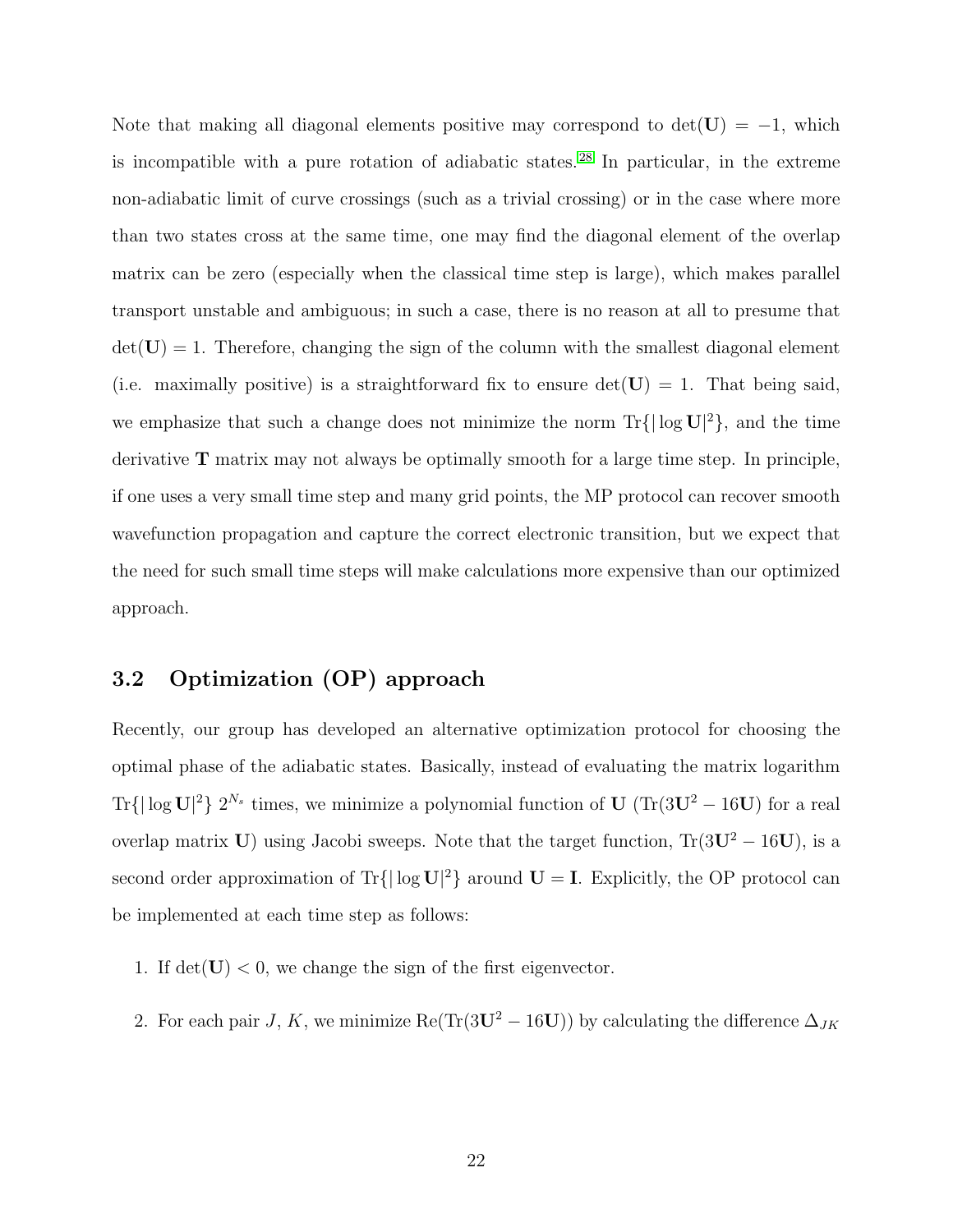Note that making all diagonal elements positive may correspond to $\det(\mathbf{U}) = -1$, which is incompatible with a pure rotation of adiabatic states.[28] In particular, in the extreme non-adiabatic limit of curve crossings (such as a trivial crossing) or in the case where more than two states cross at the same time, one may find the diagonal element of the overlap matrix can be zero (especially when the classical time step is large), which makes parallel transport unstable and ambiguous; in such a case, there is no reason at all to presume that $\det(\mathbf{U}) = 1$. Therefore, changing the sign of the column with the smallest diagonal element (i.e. maximally positive) is a straightforward fix to ensure $\det(\mathbf{U}) = 1$. That being said, we emphasize that such a change does not minimize the norm $\mathrm{Tr}\{|\log \mathbf{U}|^2\}$, and the time derivative $\mathbf{T}$ matrix may not always be optimally smooth for a large time step. In principle, if one uses a very small time step and many grid points, the MP protocol can recover smooth wavefunction propagation and capture the correct electronic transition, but we expect that the need for such small time steps will make calculations more expensive than our optimized approach.

## 3.2 Optimization (OP) approach

Recently, our group has developed an alternative optimization protocol for choosing the optimal phase of the adiabatic states. Basically, instead of evaluating the matrix logarithm $\mathrm{Tr}\{|\log \mathbf{U}|^2\}$ $2^{N_s}$ times, we minimize a polynomial function of $\mathbf{U}$ ($\mathrm{Tr}(3\mathbf{U}^2 - 16\mathbf{U})$ for a real overlap matrix $\mathbf{U}$) using Jacobi sweeps. Note that the target function, $\mathrm{Tr}(3\mathbf{U}^2 - 16\mathbf{U})$, is a second order approximation of $\mathrm{Tr}\{|\log \mathbf{U}|^2\}$ around $\mathbf{U} = \mathbf{I}$. Explicitly, the OP protocol can be implemented at each time step as follows:

1. If $\det(\mathbf{U}) < 0$, we change the sign of the first eigenvector.

2. For each pair $J$, $K$, we minimize $\mathrm{Re}(\mathrm{Tr}(3\mathbf{U}^2 - 16\mathbf{U}))$ by calculating the difference $\Delta_{JK}$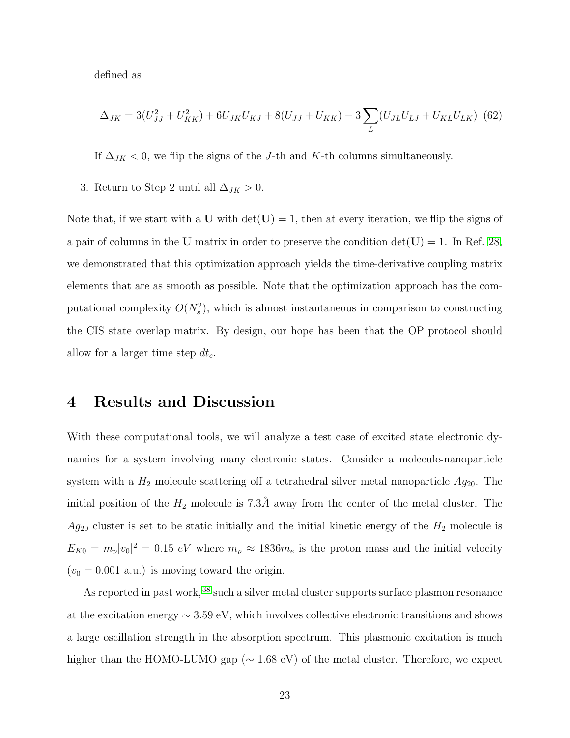defined as

$$\Delta_{JK} = 3(U_{JJ}^2 + U_{KK}^2) + 6U_{JK}U_{KJ} + 8(U_{JJ} + U_{KK}) - 3\sum_{L}(U_{JL}U_{LJ} + U_{KL}U_{LK}) \quad (62)$$

If $\Delta_{JK} < 0$, we flip the signs of the $J$-th and $K$-th columns simultaneously.

3. Return to Step 2 until all $\Delta_{JK} > 0$.

Note that, if we start with a $\mathbf{U}$ with $\det(\mathbf{U}) = 1$, then at every iteration, we flip the signs of a pair of columns in the $\mathbf{U}$ matrix in order to preserve the condition $\det(\mathbf{U}) = 1$. In Ref. [28], we demonstrated that this optimization approach yields the time-derivative coupling matrix elements that are as smooth as possible. Note that the optimization approach has the computational complexity $O(N_s^2)$, which is almost instantaneous in comparison to constructing the CIS state overlap matrix. By design, our hope has been that the OP protocol should allow for a larger time step $dt_c$.

# 4 Results and Discussion

With these computational tools, we will analyze a test case of excited state electronic dynamics for a system involving many electronic states. Consider a molecule-nanoparticle system with a $H_2$ molecule scattering off a tetrahedral silver metal nanoparticle $Ag_{20}$. The initial position of the $H_2$ molecule is $7.3\mathring{A}$ away from the center of the metal cluster. The $Ag_{20}$ cluster is set to be static initially and the initial kinetic energy of the $H_2$ molecule is $E_{K0} = m_p|v_0|^2 = 0.15\ eV$ where $m_p \approx 1836m_e$ is the proton mass and the initial velocity ($v_0 = 0.001$ a.u.) is moving toward the origin.

As reported in past work,[38] such a silver metal cluster supports surface plasmon resonance at the excitation energy $\sim 3.59$ eV, which involves collective electronic transitions and shows a large oscillation strength in the absorption spectrum. This plasmonic excitation is much higher than the HOMO-LUMO gap ($\sim 1.68$ eV) of the metal cluster. Therefore, we expect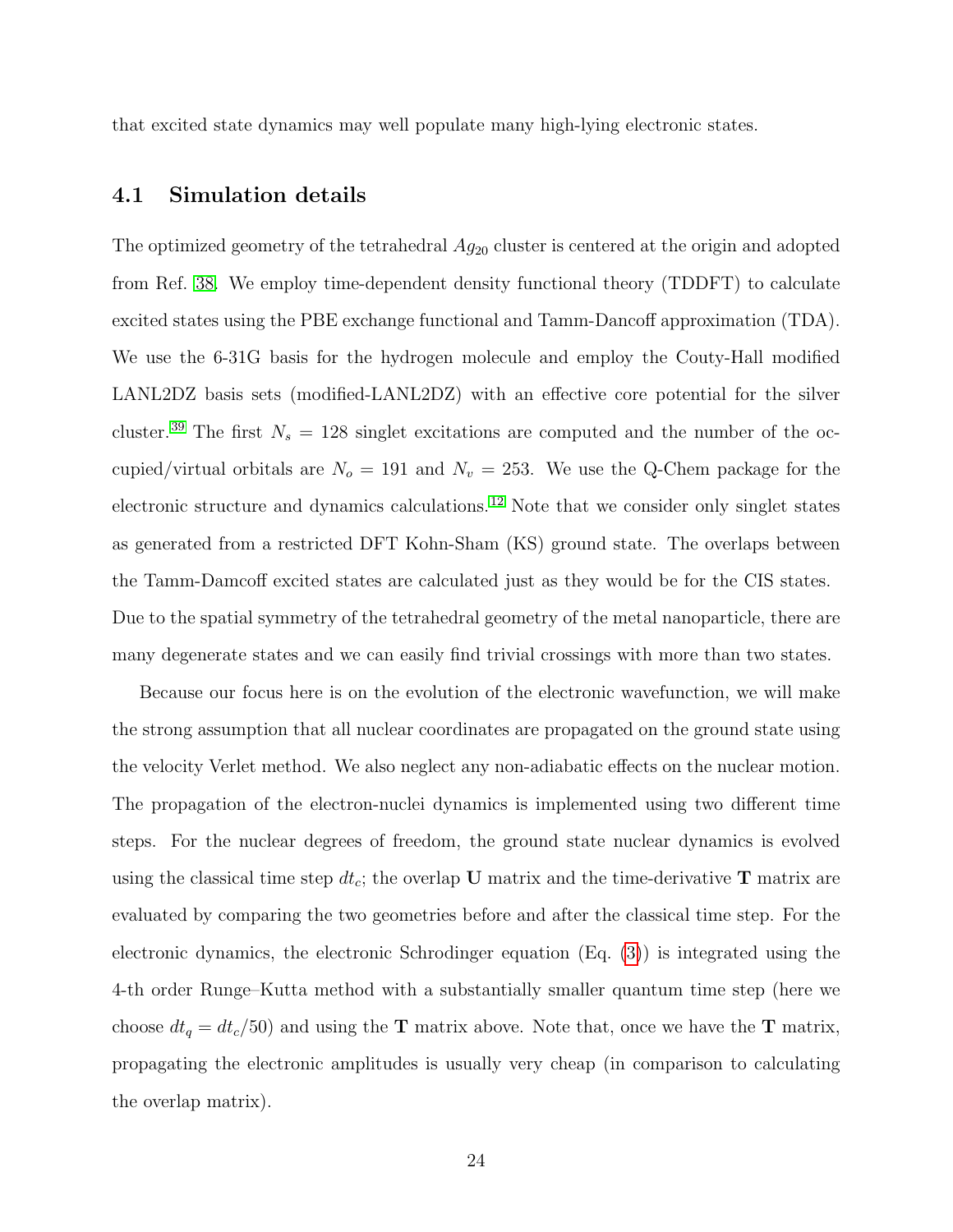that excited state dynamics may well populate many high-lying electronic states.

### 4.1 Simulation details

The optimized geometry of the tetrahedral $Ag_{20}$ cluster is centered at the origin and adopted from Ref. [38]. We employ time-dependent density functional theory (TDDFT) to calculate excited states using the PBE exchange functional and Tamm-Dancoff approximation (TDA). We use the 6-31G basis for the hydrogen molecule and employ the Couty-Hall modified LANL2DZ basis sets (modified-LANL2DZ) with an effective core potential for the silver cluster.[39] The first $N_s = 128$ singlet excitations are computed and the number of the occupied/virtual orbitals are $N_o = 191$ and $N_v = 253$. We use the Q-Chem package for the electronic structure and dynamics calculations.[12] Note that we consider only singlet states as generated from a restricted DFT Kohn-Sham (KS) ground state. The overlaps between the Tamm-Damcoff excited states are calculated just as they would be for the CIS states. Due to the spatial symmetry of the tetrahedral geometry of the metal nanoparticle, there are many degenerate states and we can easily find trivial crossings with more than two states.

Because our focus here is on the evolution of the electronic wavefunction, we will make the strong assumption that all nuclear coordinates are propagated on the ground state using the velocity Verlet method. We also neglect any non-adiabatic effects on the nuclear motion. The propagation of the electron-nuclei dynamics is implemented using two different time steps. For the nuclear degrees of freedom, the ground state nuclear dynamics is evolved using the classical time step $dt_c$; the overlap $\mathbf{U}$ matrix and the time-derivative $\mathbf{T}$ matrix are evaluated by comparing the two geometries before and after the classical time step. For the electronic dynamics, the electronic Schrodinger equation (Eq. (3)) is integrated using the 4-th order Runge–Kutta method with a substantially smaller quantum time step (here we choose $dt_q = dt_c/50$) and using the $\mathbf{T}$ matrix above. Note that, once we have the $\mathbf{T}$ matrix, propagating the electronic amplitudes is usually very cheap (in comparison to calculating the overlap matrix).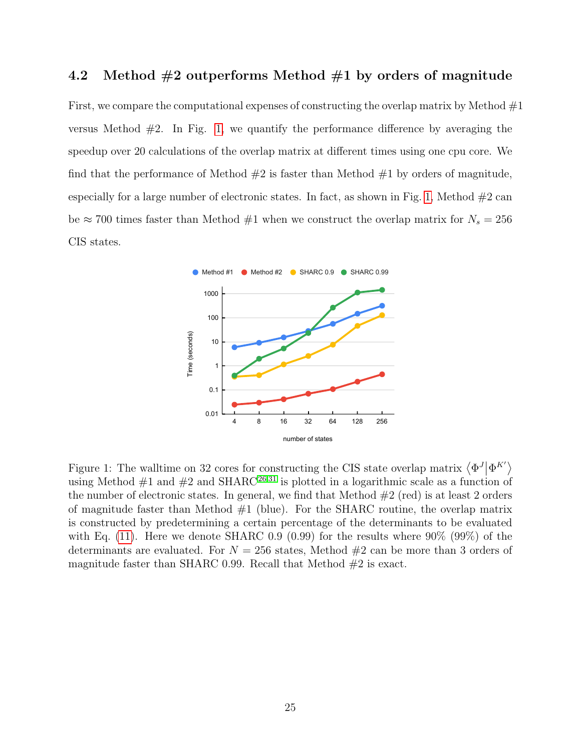### 4.2 Method #2 outperforms Method #1 by orders of magnitude

First, we compare the computational expenses of constructing the overlap matrix by Method #1 versus Method #2. In Fig. 1, we quantify the performance difference by averaging the speedup over 20 calculations of the overlap matrix at different times using one cpu core. We find that the performance of Method #2 is faster than Method #1 by orders of magnitude, especially for a large number of electronic states. In fact, as shown in Fig. 1, Method #2 can be $\approx 700$ times faster than Method #1 when we construct the overlap matrix for $N_s = 256$ CIS states.

Figure 1: The walltime on 32 cores for constructing the CIS state overlap matrix $\langle \Phi^J | \Phi^{K'} \rangle$ using Method #1 and #2 and SHARC[26,31] is plotted in a logarithmic scale as a function of the number of electronic states. In general, we find that Method #2 (red) is at least 2 orders of magnitude faster than Method #1 (blue). For the SHARC routine, the overlap matrix is constructed by predetermining a certain percentage of the determinants to be evaluated with Eq. (11). Here we denote SHARC 0.9 (0.99) for the results where 90% (99%) of the determinants are evaluated. For $N = 256$ states, Method #2 can be more than 3 orders of magnitude faster than SHARC 0.99. Recall that Method #2 is exact.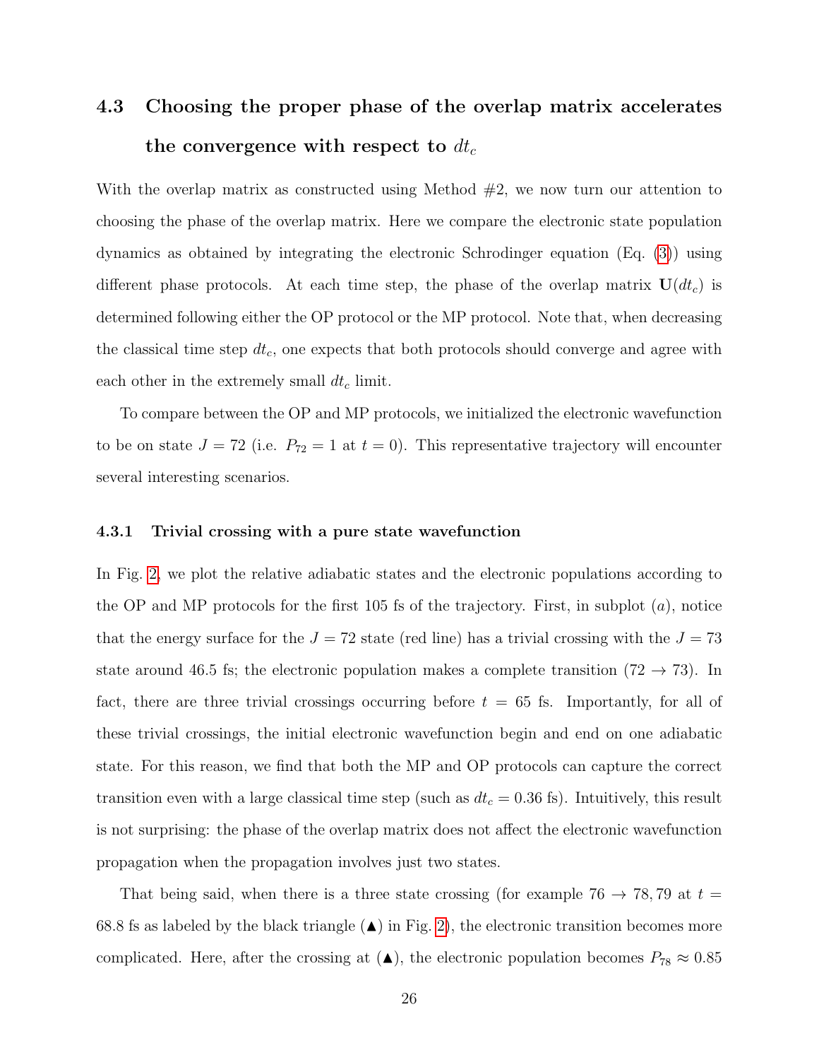### 4.3 Choosing the proper phase of the overlap matrix accelerates the convergence with respect to $dt_c$

With the overlap matrix as constructed using Method #2, we now turn our attention to choosing the phase of the overlap matrix. Here we compare the electronic state population dynamics as obtained by integrating the electronic Schrodinger equation (Eq. (3)) using different phase protocols. At each time step, the phase of the overlap matrix $\mathbf{U}(dt_c)$ is determined following either the OP protocol or the MP protocol. Note that, when decreasing the classical time step $dt_c$, one expects that both protocols should converge and agree with each other in the extremely small $dt_c$ limit.

To compare between the OP and MP protocols, we initialized the electronic wavefunction to be on state $J = 72$ (i.e. $P_{72} = 1$ at $t = 0$). This representative trajectory will encounter several interesting scenarios.

#### 4.3.1 Trivial crossing with a pure state wavefunction

In Fig. 2, we plot the relative adiabatic states and the electronic populations according to the OP and MP protocols for the first 105 fs of the trajectory. First, in subplot $(a)$, notice that the energy surface for the $J = 72$ state (red line) has a trivial crossing with the $J = 73$ state around 46.5 fs; the electronic population makes a complete transition ($72 \rightarrow 73$). In fact, there are three trivial crossings occurring before $t = 65$ fs. Importantly, for all of these trivial crossings, the initial electronic wavefunction begin and end on one adiabatic state. For this reason, we find that both the MP and OP protocols can capture the correct transition even with a large classical time step (such as $dt_c = 0.36$ fs). Intuitively, this result is not surprising: the phase of the overlap matrix does not affect the electronic wavefunction propagation when the propagation involves just two states.

That being said, when there is a three state crossing (for example $76 \rightarrow 78, 79$ at $t = 68.8$ fs as labeled by the black triangle (▲) in Fig. 2), the electronic transition becomes more complicated. Here, after the crossing at (▲), the electronic population becomes $P_{78} \approx 0.85$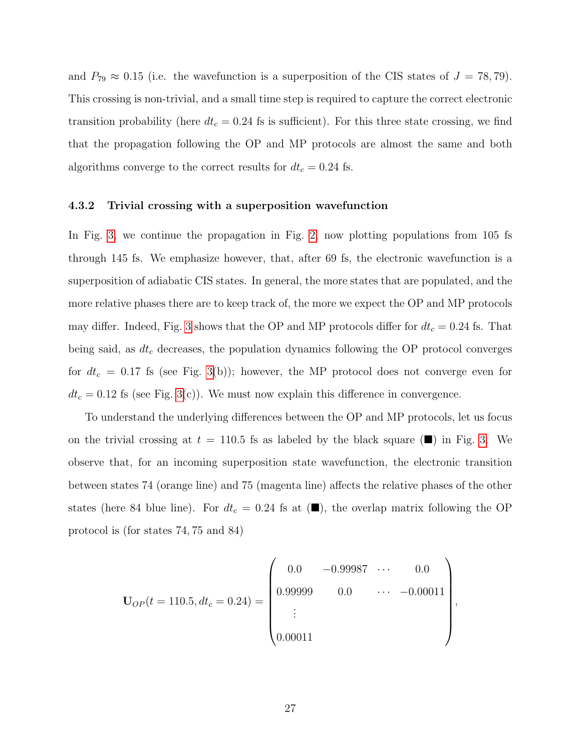and $P_{79} \approx 0.15$ (i.e. the wavefunction is a superposition of the CIS states of $J = 78, 79$). This crossing is non-trivial, and a small time step is required to capture the correct electronic transition probability (here $dt_c = 0.24$ fs is sufficient). For this three state crossing, we find that the propagation following the OP and MP protocols are almost the same and both algorithms converge to the correct results for $dt_c = 0.24$ fs.

### 4.3.2 Trivial crossing with a superposition wavefunction

In Fig. 3, we continue the propagation in Fig. 2, now plotting populations from 105 fs through 145 fs. We emphasize however, that, after 69 fs, the electronic wavefunction is a superposition of adiabatic CIS states. In general, the more states that are populated, and the more relative phases there are to keep track of, the more we expect the OP and MP protocols may differ. Indeed, Fig. 3 shows that the OP and MP protocols differ for $dt_c = 0.24$ fs. That being said, as $dt_c$ decreases, the population dynamics following the OP protocol converges for $dt_c = 0.17$ fs (see Fig. 3(b)); however, the MP protocol does not converge even for $dt_c = 0.12$ fs (see Fig. 3(c)). We must now explain this difference in convergence.

To understand the underlying differences between the OP and MP protocols, let us focus on the trivial crossing at $t = 110.5$ fs as labeled by the black square (■) in Fig. 3. We observe that, for an incoming superposition state wavefunction, the electronic transition between states 74 (orange line) and 75 (magenta line) affects the relative phases of the other states (here 84 blue line). For $dt_c = 0.24$ fs at (■), the overlap matrix following the OP protocol is (for states 74, 75 and 84)

$$\mathbf{U}_{OP}(t = 110.5, dt_c = 0.24) = \begin{pmatrix} 0.0 & -0.99987 & \cdots & 0.0 \\ 0.99999 & 0.0 & \cdots & -0.00011 \\ \vdots & & & \\ 0.00011 & & & \end{pmatrix},$$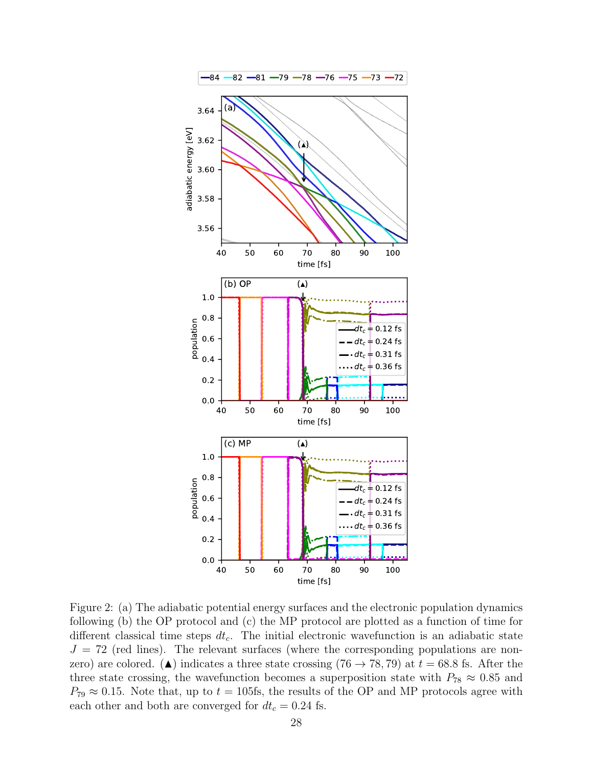Figure 2: (a) The adiabatic potential energy surfaces and the electronic population dynamics following (b) the OP protocol and (c) the MP protocol are plotted as a function of time for different classical time steps $dt_c$. The initial electronic wavefunction is an adiabatic state $J = 72$ (red lines). The relevant surfaces (where the corresponding populations are non-zero) are colored. (▲) indicates a three state crossing ($76 \to 78, 79$) at $t = 68.8$ fs. After the three state crossing, the wavefunction becomes a superposition state with $P_{78} \approx 0.85$ and $P_{79} \approx 0.15$. Note that, up to $t = 105$fs, the results of the OP and MP protocols agree with each other and both are converged for $dt_c = 0.24$ fs.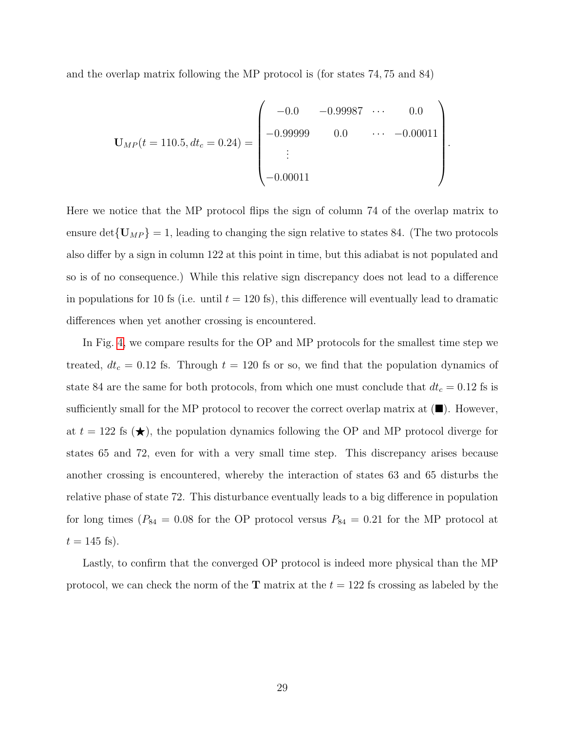and the overlap matrix following the MP protocol is (for states $74, 75$ and $84$)

$$
\mathbf{U}_{MP}(t = 110.5, dt_c = 0.24) = \begin{pmatrix} -0.0 & -0.99987 & \cdots & 0.0 \\ -0.99999 & 0.0 & \cdots & -0.00011 \\ \vdots & & & \\ -0.00011 & & & \end{pmatrix}.
$$

Here we notice that the MP protocol flips the sign of column 74 of the overlap matrix to ensure $\det\{\mathbf{U}_{MP}\} = 1$, leading to changing the sign relative to states 84. (The two protocols also differ by a sign in column 122 at this point in time, but this adiabat is not populated and so is of no consequence.) While this relative sign discrepancy does not lead to a difference in populations for 10 fs (i.e. until $t = 120$ fs), this difference will eventually lead to dramatic differences when yet another crossing is encountered.

In Fig. 4, we compare results for the OP and MP protocols for the smallest time step we treated, $dt_c = 0.12$ fs. Through $t = 120$ fs or so, we find that the population dynamics of state 84 are the same for both protocols, from which one must conclude that $dt_c = 0.12$ fs is sufficiently small for the MP protocol to recover the correct overlap matrix at (■). However, at $t = 122$ fs (★), the population dynamics following the OP and MP protocol diverge for states 65 and 72, even for with a very small time step. This discrepancy arises because another crossing is encountered, whereby the interaction of states 63 and 65 disturbs the relative phase of state 72. This disturbance eventually leads to a big difference in population for long times ($P_{84} = 0.08$ for the OP protocol versus $P_{84} = 0.21$ for the MP protocol at $t = 145$ fs).

Lastly, to confirm that the converged OP protocol is indeed more physical than the MP protocol, we can check the norm of the $\mathbf{T}$ matrix at the $t = 122$ fs crossing as labeled by the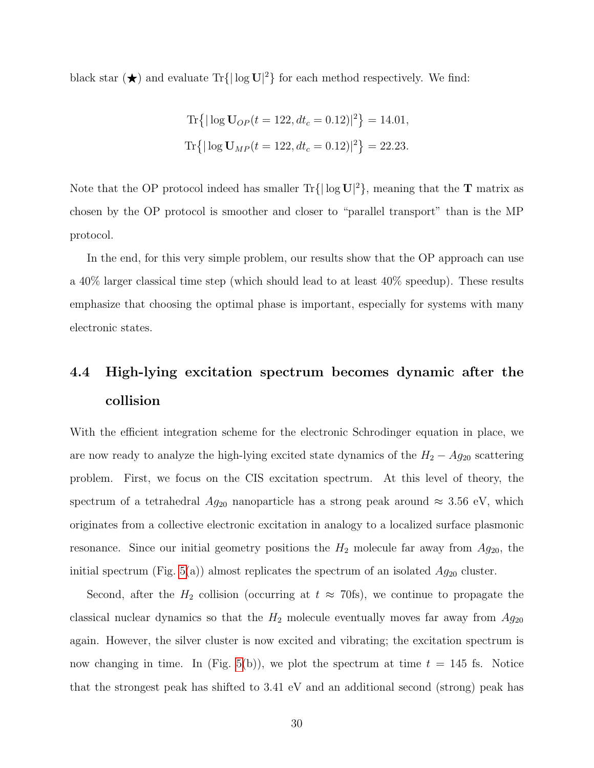black star (★) and evaluate $\text{Tr}\{|\log \mathbf{U}|^2\}$ for each method respectively. We find:

$$\text{Tr}\big\{|\log \mathbf{U}_{OP}(t=122, dt_c=0.12)|^2\big\} = 14.01,$$
$$\text{Tr}\big\{|\log \mathbf{U}_{MP}(t=122, dt_c=0.12)|^2\big\} = 22.23.$$

Note that the OP protocol indeed has smaller $\text{Tr}\{|\log \mathbf{U}|^2\}$, meaning that the $\mathbf{T}$ matrix as chosen by the OP protocol is smoother and closer to "parallel transport" than is the MP protocol.

In the end, for this very simple problem, our results show that the OP approach can use a 40% larger classical time step (which should lead to at least 40% speedup). These results emphasize that choosing the optimal phase is important, especially for systems with many electronic states.

## 4.4 High-lying excitation spectrum becomes dynamic after the collision

With the efficient integration scheme for the electronic Schrodinger equation in place, we are now ready to analyze the high-lying excited state dynamics of the $H_2 - Ag_{20}$ scattering problem. First, we focus on the CIS excitation spectrum. At this level of theory, the spectrum of a tetrahedral $Ag_{20}$ nanoparticle has a strong peak around $\approx 3.56$ eV, which originates from a collective electronic excitation in analogy to a localized surface plasmonic resonance. Since our initial geometry positions the $H_2$ molecule far away from $Ag_{20}$, the initial spectrum (Fig. 5(a)) almost replicates the spectrum of an isolated $Ag_{20}$ cluster.

Second, after the $H_2$ collision (occurring at $t \approx 70$fs), we continue to propagate the classical nuclear dynamics so that the $H_2$ molecule eventually moves far away from $Ag_{20}$ again. However, the silver cluster is now excited and vibrating; the excitation spectrum is now changing in time. In (Fig. 5(b)), we plot the spectrum at time $t = 145$ fs. Notice that the strongest peak has shifted to 3.41 eV and an additional second (strong) peak has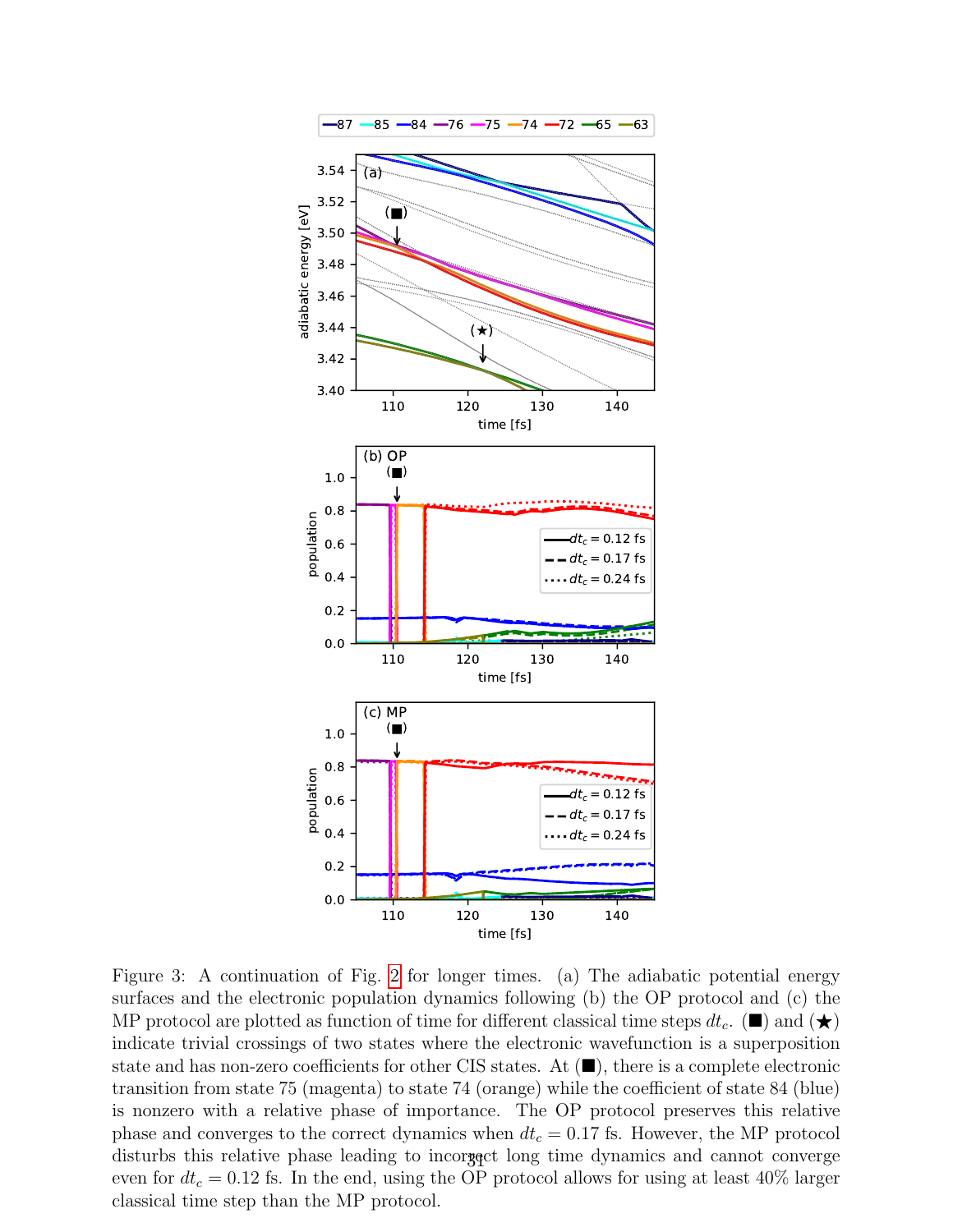Figure 3: A continuation of Fig. 2 for longer times. (a) The adiabatic potential energy surfaces and the electronic population dynamics following (b) the OP protocol and (c) the MP protocol are plotted as function of time for different classical time steps $dt_c$. (■) and (★) indicate trivial crossings of two states where the electronic wavefunction is a superposition state and has non-zero coefficients for other CIS states. At (■), there is a complete electronic transition from state 75 (magenta) to state 74 (orange) while the coefficient of state 84 (blue) is nonzero with a relative phase of importance. The OP protocol preserves this relative phase and converges to the correct dynamics when $dt_c = 0.17$ fs. However, the MP protocol disturbs this relative phase leading to incorrect long time dynamics and cannot converge even for $dt_c = 0.12$ fs. In the end, using the OP protocol allows for using at least 40% larger classical time step than the MP protocol.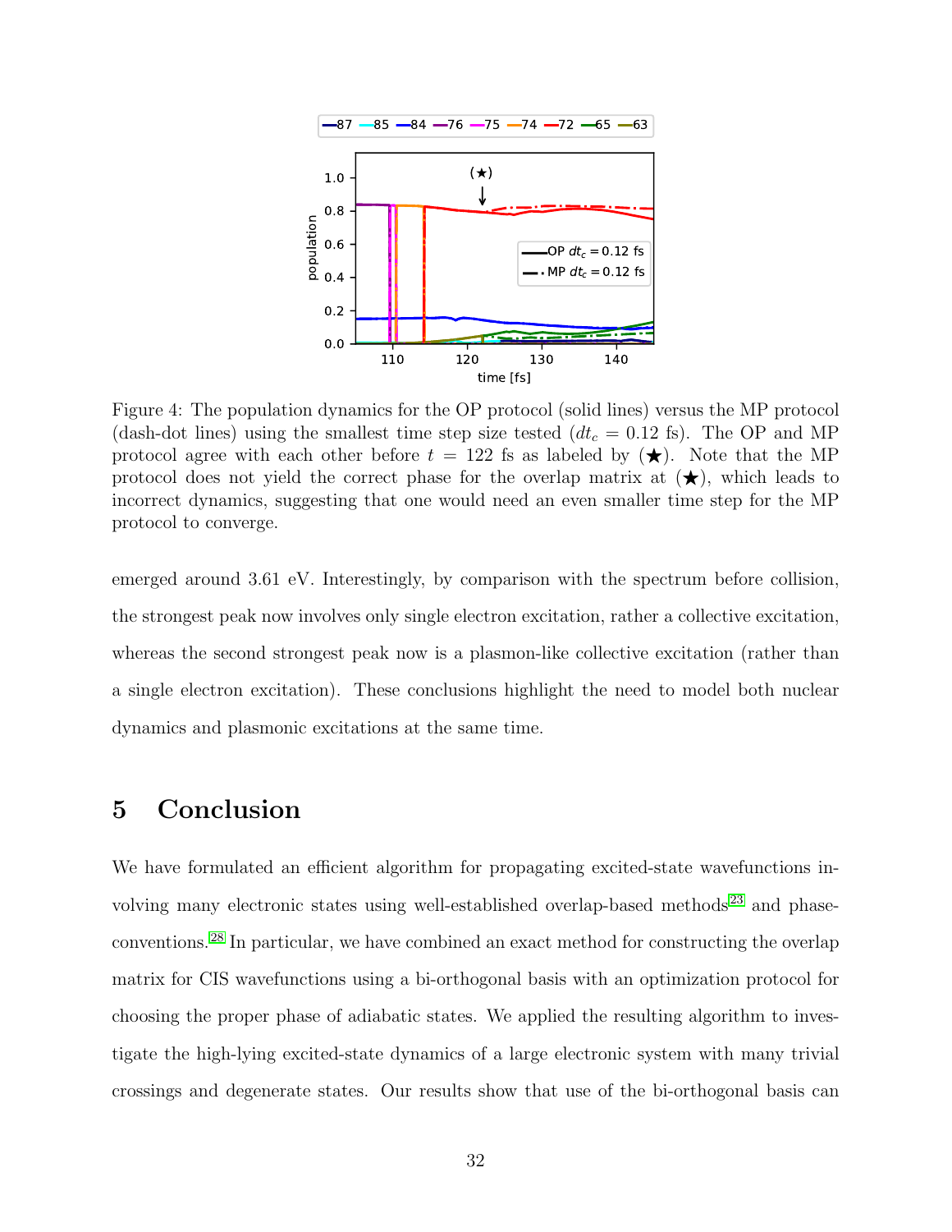Figure 4: The population dynamics for the OP protocol (solid lines) versus the MP protocol (dash-dot lines) using the smallest time step size tested ($dt_c = 0.12$ fs). The OP and MP protocol agree with each other before $t = 122$ fs as labeled by (★). Note that the MP protocol does not yield the correct phase for the overlap matrix at (★), which leads to incorrect dynamics, suggesting that one would need an even smaller time step for the MP protocol to converge.

emerged around 3.61 eV. Interestingly, by comparison with the spectrum before collision, the strongest peak now involves only single electron excitation, rather a collective excitation, whereas the second strongest peak now is a plasmon-like collective excitation (rather than a single electron excitation). These conclusions highlight the need to model both nuclear dynamics and plasmonic excitations at the same time.

# 5 Conclusion

We have formulated an efficient algorithm for propagating excited-state wavefunctions involving many electronic states using well-established overlap-based methods[23] and phase-conventions.[28] In particular, we have combined an exact method for constructing the overlap matrix for CIS wavefunctions using a bi-orthogonal basis with an optimization protocol for choosing the proper phase of adiabatic states. We applied the resulting algorithm to investigate the high-lying excited-state dynamics of a large electronic system with many trivial crossings and degenerate states. Our results show that use of the bi-orthogonal basis can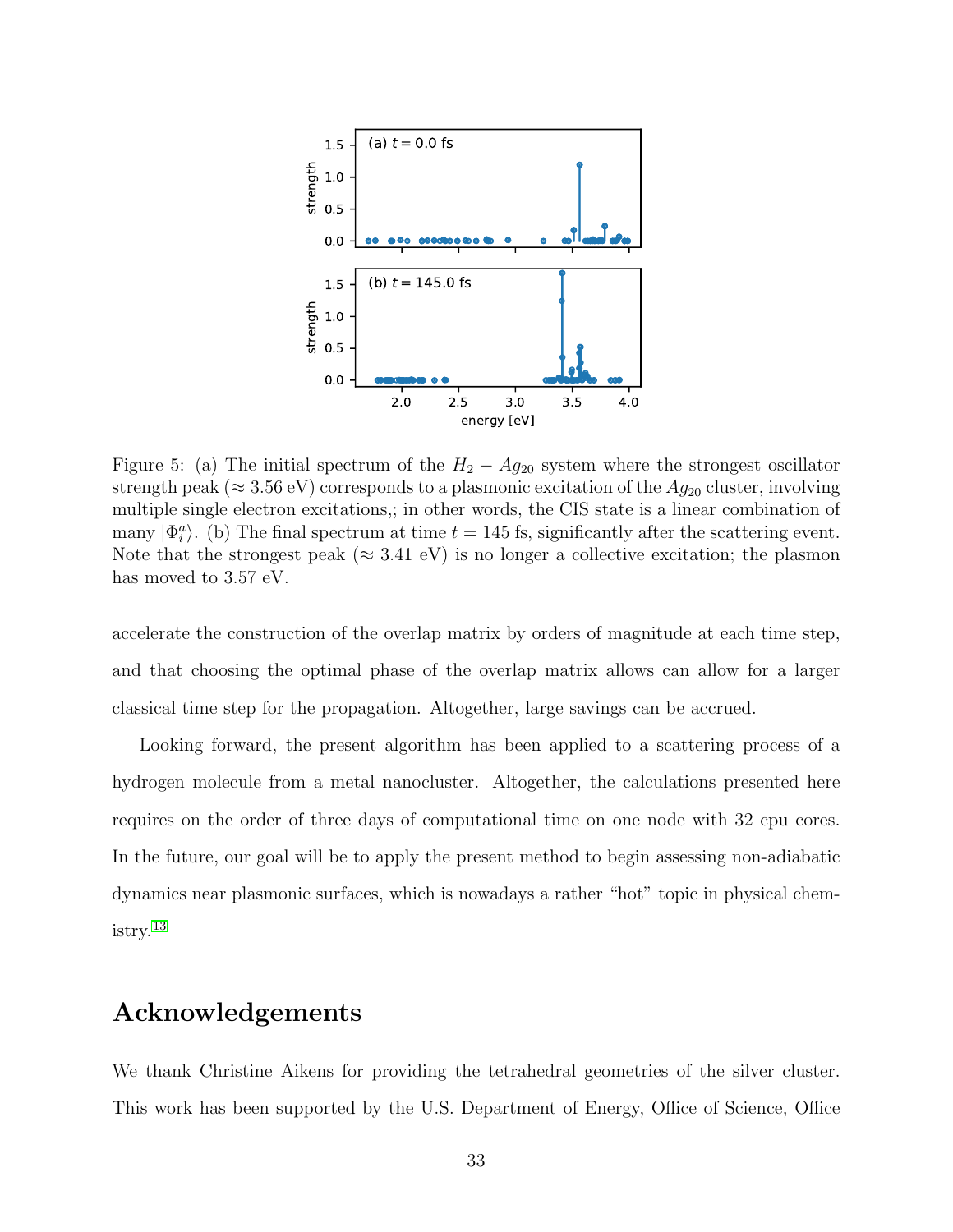Figure 5: (a) The initial spectrum of the $H_2 - Ag_{20}$ system where the strongest oscillator strength peak ($\approx 3.56$ eV) corresponds to a plasmonic excitation of the $Ag_{20}$ cluster, involving multiple single electron excitations,; in other words, the CIS state is a linear combination of many $|\Phi_i^a\rangle$. (b) The final spectrum at time $t = 145$ fs, significantly after the scattering event. Note that the strongest peak ($\approx 3.41$ eV) is no longer a collective excitation; the plasmon has moved to 3.57 eV.

accelerate the construction of the overlap matrix by orders of magnitude at each time step, and that choosing the optimal phase of the overlap matrix allows can allow for a larger classical time step for the propagation. Altogether, large savings can be accrued.

Looking forward, the present algorithm has been applied to a scattering process of a hydrogen molecule from a metal nanocluster. Altogether, the calculations presented here requires on the order of three days of computational time on one node with 32 cpu cores. In the future, our goal will be to apply the present method to begin assessing non-adiabatic dynamics near plasmonic surfaces, which is nowadays a rather "hot" topic in physical chemistry.[13]

## Acknowledgements

We thank Christine Aikens for providing the tetrahedral geometries of the silver cluster. This work has been supported by the U.S. Department of Energy, Office of Science, Office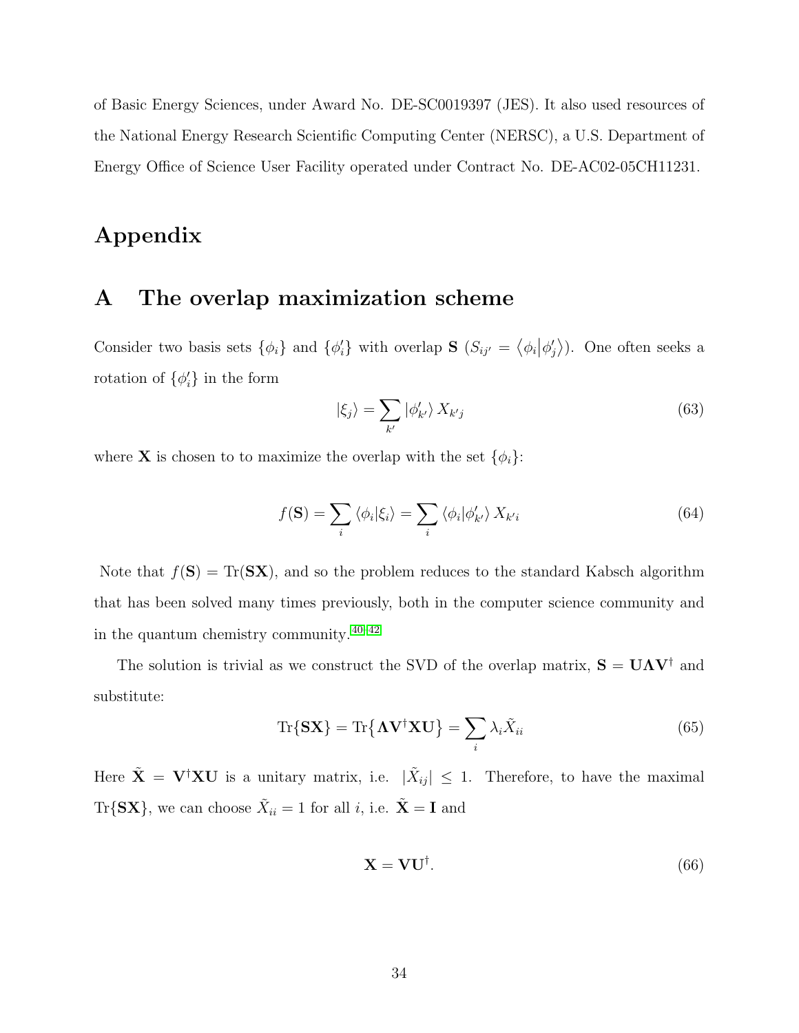of Basic Energy Sciences, under Award No. DE-SC0019397 (JES). It also used resources of the National Energy Research Scientific Computing Center (NERSC), a U.S. Department of Energy Office of Science User Facility operated under Contract No. DE-AC02-05CH11231.

# Appendix

## A The overlap maximization scheme

Consider two basis sets $\{\phi_i\}$ and $\{\phi_i'\}$ with overlap $\mathbf{S}$ ($S_{ij'} = \langle \phi_i | \phi_j' \rangle$). One often seeks a rotation of $\{\phi_i'\}$ in the form

$$|\xi_j\rangle = \sum_{k'} |\phi_{k'}'\rangle X_{k'j} \tag{63}$$

where $\mathbf{X}$ is chosen to to maximize the overlap with the set $\{\phi_i\}$:

$$f(\mathbf{S}) = \sum_i \langle \phi_i | \xi_i \rangle = \sum_i \langle \phi_i | \phi_{k'}' \rangle X_{k'i} \tag{64}$$

Note that $f(\mathbf{S}) = \mathrm{Tr}(\mathbf{SX})$, and so the problem reduces to the standard Kabsch algorithm that has been solved many times previously, both in the computer science community and in the quantum chemistry community.[40–42]

The solution is trivial as we construct the SVD of the overlap matrix, $\mathbf{S} = \mathbf{U}\mathbf{\Lambda}\mathbf{V}^\dagger$ and substitute:

$$\mathrm{Tr}\{\mathbf{SX}\} = \mathrm{Tr}\{\mathbf{\Lambda}\mathbf{V}^\dagger\mathbf{X}\mathbf{U}\} = \sum_i \lambda_i \tilde{X}_{ii} \tag{65}$$

Here $\tilde{\mathbf{X}} = \mathbf{V}^\dagger\mathbf{X}\mathbf{U}$ is a unitary matrix, i.e. $|\tilde{X}_{ij}| \leq 1$. Therefore, to have the maximal $\mathrm{Tr}\{\mathbf{SX}\}$, we can choose $\tilde{X}_{ii} = 1$ for all $i$, i.e. $\tilde{\mathbf{X}} = \mathbf{I}$ and

$$\mathbf{X} = \mathbf{V}\mathbf{U}^\dagger. \tag{66}$$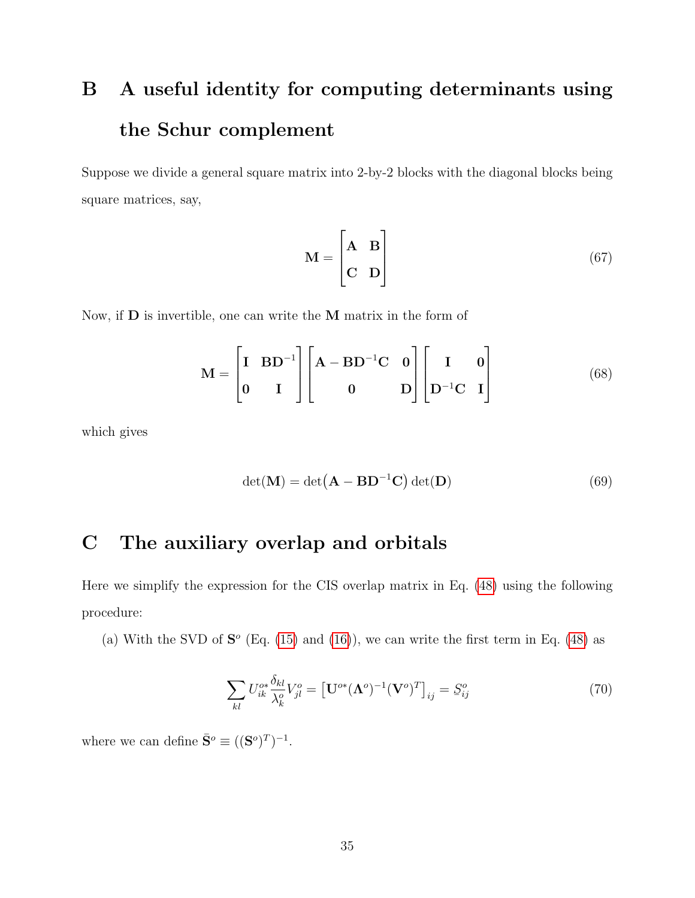# B A useful identity for computing determinants using the Schur complement

Suppose we divide a general square matrix into 2-by-2 blocks with the diagonal blocks being square matrices, say,

$$
\mathbf{M} = \begin{bmatrix} \mathbf{A} & \mathbf{B} \\ \mathbf{C} & \mathbf{D} \end{bmatrix} \tag{67}
$$

Now, if $\mathbf{D}$ is invertible, one can write the $\mathbf{M}$ matrix in the form of

$$
\mathbf{M} = \begin{bmatrix} \mathbf{I} & \mathbf{B}\mathbf{D}^{-1} \\ \mathbf{0} & \mathbf{I} \end{bmatrix} \begin{bmatrix} \mathbf{A} - \mathbf{B}\mathbf{D}^{-1}\mathbf{C} & \mathbf{0} \\ \mathbf{0} & \mathbf{D} \end{bmatrix} \begin{bmatrix} \mathbf{I} & \mathbf{0} \\ \mathbf{D}^{-1}\mathbf{C} & \mathbf{I} \end{bmatrix} \tag{68}
$$

which gives

$$
\det(\mathbf{M}) = \det\bigl(\mathbf{A} - \mathbf{B}\mathbf{D}^{-1}\mathbf{C}\bigr)\det(\mathbf{D}) \tag{69}
$$

# C The auxiliary overlap and orbitals

Here we simplify the expression for the CIS overlap matrix in Eq. (48) using the following procedure:

(a) With the SVD of $\mathbf{S}^o$ (Eq. (15) and (16)), we can write the first term in Eq. (48) as

$$
\sum_{kl} U^{o*}_{ik} \frac{\delta_{kl}}{\lambda^o_k} V^o_{jl} = \left[\mathbf{U}^{o*}(\mathbf{\Lambda}^o)^{-1}(\mathbf{V}^o)^T\right]_{ij} = \bar{S}^o_{ij} \tag{70}
$$

where we can define $\bar{\mathbf{S}}^o \equiv ((\mathbf{S}^o)^T)^{-1}$.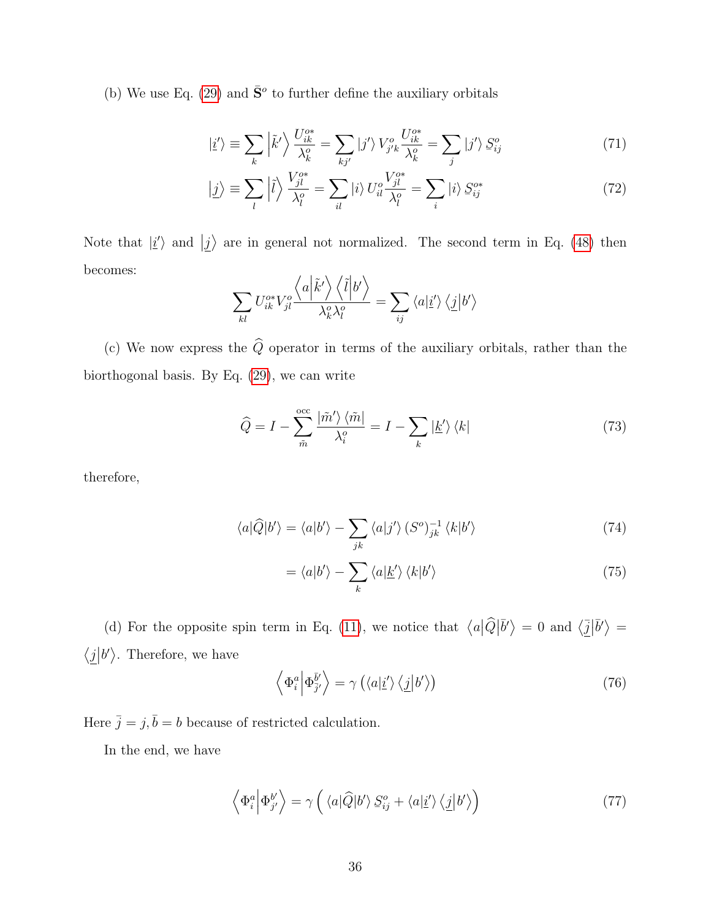(b) We use Eq. (29) and $\bar{\mathbf{S}}^o$ to further define the auxiliary orbitals

$$\left|\underline{i}'\right\rangle \equiv \sum_k \left|\tilde{k}'\right\rangle \frac{U^{o*}_{ik}}{\lambda^o_k} = \sum_{kj'} \left|j'\right\rangle V^o_{j'k} \frac{U^{o*}_{ik}}{\lambda^o_k} = \sum_j \left|j'\right\rangle \underline{S}^o_{ij} \tag{71}$$

$$\left|\underline{j}\right\rangle \equiv \sum_l \left|\tilde{l}\right\rangle \frac{V^{o*}_{jl}}{\lambda^o_l} = \sum_{il} \left|i\right\rangle U^o_{il} \frac{V^{o*}_{jl}}{\lambda^o_l} = \sum_i \left|i\right\rangle \underline{S}^{o*}_{ij} \tag{72}$$

Note that $\left|\underline{i}'\right\rangle$ and $\left|\underline{j}\right\rangle$ are in general not normalized. The second term in Eq. (48) then becomes:

$$\sum_{kl} U^{o*}_{ik} V^o_{jl} \frac{\left\langle a\middle|\tilde{k}'\right\rangle \left\langle \tilde{l}\middle|b'\right\rangle}{\lambda^o_k \lambda^o_l} = \sum_{ij} \left\langle a\middle|\underline{i}'\right\rangle \left\langle \underline{j}\middle|b'\right\rangle$$

(c) We now express the $\widehat{Q}$ operator in terms of the auxiliary orbitals, rather than the biorthogonal basis. By Eq. (29), we can write

$$\widehat{Q} = I - \sum_{\tilde{m}}^{\text{occ}} \frac{\left|\tilde{m}'\right\rangle \left\langle \tilde{m}\right|}{\lambda^o_i} = I - \sum_k \left|\underline{k}'\right\rangle \left\langle k\right| \tag{73}$$

therefore,

$$\langle a|\widehat{Q}|b'\rangle = \langle a|b'\rangle - \sum_{jk} \langle a|j'\rangle \left(S^o\right)^{-1}_{jk} \langle k|b'\rangle \tag{74}$$

$$= \langle a|b'\rangle - \sum_k \langle a|\underline{k}'\rangle \langle k|b'\rangle \tag{75}$$

(d) For the opposite spin term in Eq. (11), we notice that $\left\langle a\middle|\widehat{Q}\middle|\bar{b}'\right\rangle = 0$ and $\left\langle \underline{\bar{j}}\middle|\bar{b}'\right\rangle = \left\langle \underline{j}\middle|b'\right\rangle$. Therefore, we have

$$\left\langle \Phi^a_i \middle| \Phi^{\bar{b}'}_{\bar{j}'} \right\rangle = \gamma \left( \langle a|\underline{i}'\rangle \left\langle \underline{j}\middle|b'\right\rangle \right) \tag{76}$$

Here $\bar{j} = j, \bar{b} = b$ because of restricted calculation.

In the end, we have

$$\left\langle \Phi^a_i \middle| \Phi^{b'}_{j'} \right\rangle = \gamma \Big( \langle a|\widehat{Q}|b'\rangle \, \underline{S}^o_{ij} + \langle a|\underline{i}'\rangle \left\langle \underline{j}\middle|b'\right\rangle \Big) \tag{77}$$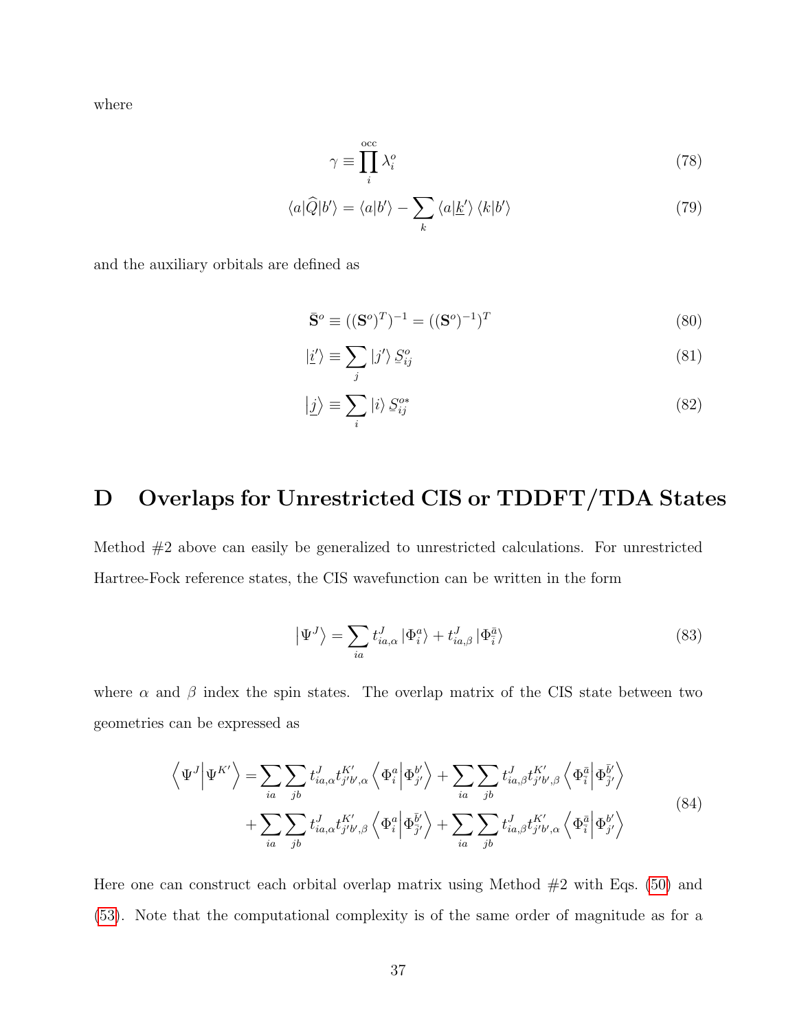where

$$\gamma \equiv \prod_{i}^{\text{occ}} \lambda_i^o \tag{78}$$

$$\langle a|\widehat{Q}|b'\rangle = \langle a|b'\rangle - \sum_k \langle a|\underline{k}'\rangle \langle k|b'\rangle \tag{79}$$

and the auxiliary orbitals are defined as

$$\bar{\mathbf{S}}^o \equiv ((\mathbf{S}^o)^T)^{-1} = ((\mathbf{S}^o)^{-1})^T \tag{80}$$

$$|\underline{i}'\rangle \equiv \sum_j |j'\rangle\, \underline{S}_{ij}^o \tag{81}$$

$$|\underline{j}\rangle \equiv \sum_i |i\rangle\, \underline{S}_{ij}^{o*} \tag{82}$$

# D Overlaps for Unrestricted CIS or TDDFT/TDA States

Method #2 above can easily be generalized to unrestricted calculations. For unrestricted Hartree-Fock reference states, the CIS wavefunction can be written in the form

$$|\Psi^J\rangle = \sum_{ia} t_{ia,\alpha}^J |\Phi_i^a\rangle + t_{ia,\beta}^J |\Phi_{\bar{i}}^{\bar{a}}\rangle \tag{83}$$

where $\alpha$ and $\beta$ index the spin states. The overlap matrix of the CIS state between two geometries can be expressed as

$$\begin{aligned}\left\langle \Psi^J \middle| \Psi^{K'} \right\rangle = &\sum_{ia}\sum_{jb} t_{ia,\alpha}^J t_{j'b',\alpha}^{K'} \left\langle \Phi_i^a \middle| \Phi_{j'}^{b'} \right\rangle + \sum_{ia}\sum_{jb} t_{ia,\beta}^J t_{j'b',\beta}^{K'} \left\langle \Phi_{\bar{i}}^{\bar{a}} \middle| \Phi_{\bar{j}'}^{\bar{b}'} \right\rangle \\ &+ \sum_{ia}\sum_{jb} t_{ia,\alpha}^J t_{j'b',\beta}^{K'} \left\langle \Phi_i^a \middle| \Phi_{\bar{j}'}^{\bar{b}'} \right\rangle + \sum_{ia}\sum_{jb} t_{ia,\beta}^J t_{j'b',\alpha}^{K'} \left\langle \Phi_{\bar{i}}^{\bar{a}} \middle| \Phi_{j'}^{b'} \right\rangle\end{aligned} \tag{84}$$

Here one can construct each orbital overlap matrix using Method #2 with Eqs. (50) and (53). Note that the computational complexity is of the same order of magnitude as for a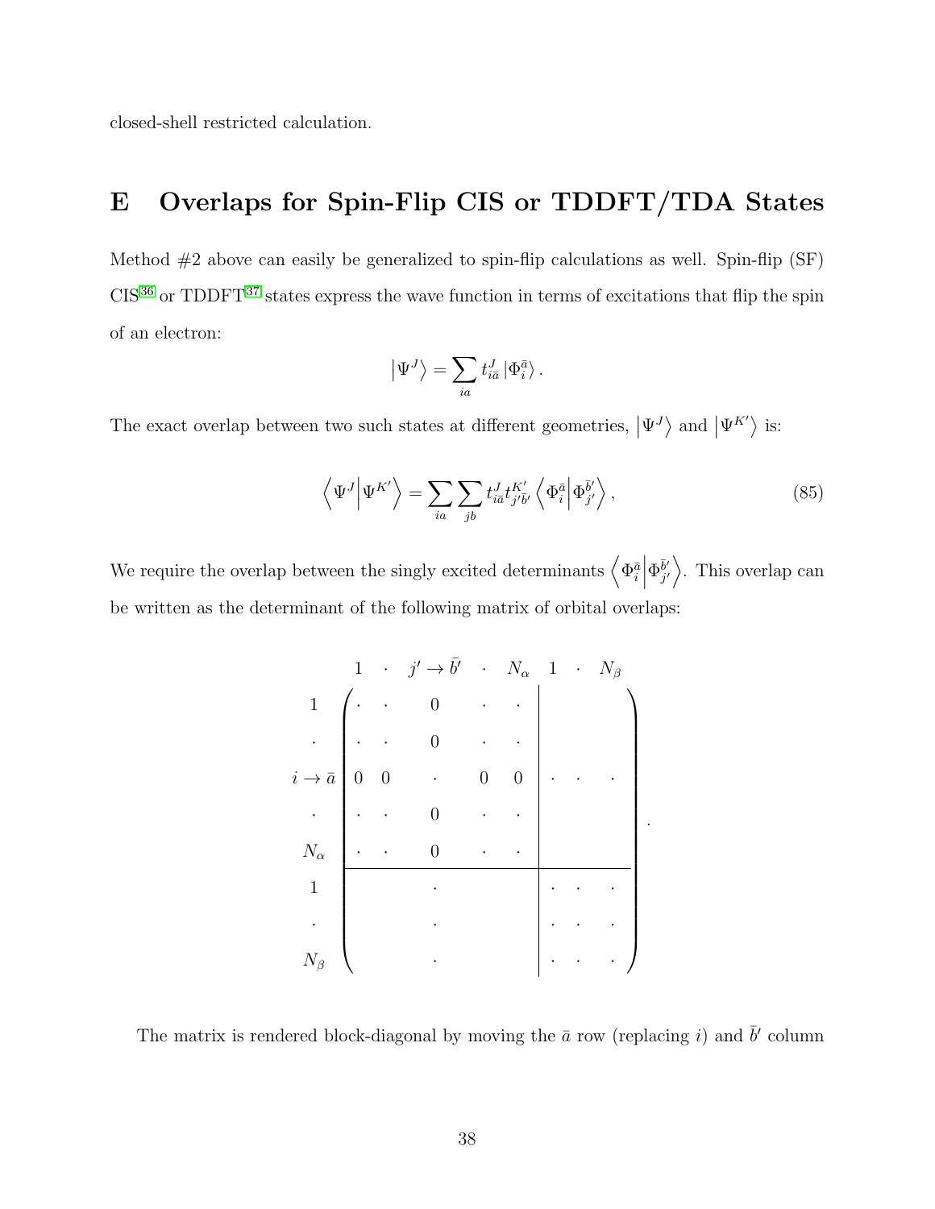closed-shell restricted calculation.

# E Overlaps for Spin-Flip CIS or TDDFT/TDA States

Method #2 above can easily be generalized to spin-flip calculations as well. Spin-flip (SF) CIS[36] or TDDFT[37] states express the wave function in terms of excitations that flip the spin of an electron:

$$\left|\Psi^J\right\rangle = \sum_{ia} t^J_{i\bar{a}} \left|\Phi^{\bar{a}}_i\right\rangle .$$

The exact overlap between two such states at different geometries, $\left|\Psi^J\right\rangle$ and $\left|\Psi^{K'}\right\rangle$ is:

$$\left\langle \Psi^J \middle| \Psi^{K'} \right\rangle = \sum_{ia} \sum_{jb} t^J_{i\bar{a}} t^{K'}_{j'\bar{b}'} \left\langle \Phi^{\bar{a}}_i \middle| \Phi^{\bar{b}'}_{j'} \right\rangle , \tag{85}$$

We require the overlap between the singly excited determinants $\left\langle \Phi^{\bar{a}}_i \middle| \Phi^{\bar{b}'}_{j'} \right\rangle$. This overlap can be written as the determinant of the following matrix of orbital overlaps:

$$\begin{array}{c} \\ 1 \\ \cdot \\ i \to \bar{a} \\ \cdot \\ N_\alpha \\ 1 \\ \cdot \\ N_\beta \end{array}
\begin{array}{c}
\begin{array}{ccccc|ccc} 1 & \cdot & j' \to \bar{b}' & \cdot & N_\alpha & 1 & \cdot & N_\beta \end{array} \\
\left(\begin{array}{ccccc|ccc}
\cdot & \cdot & 0 & \cdot & \cdot & & & \\
\cdot & \cdot & 0 & \cdot & \cdot & & & \\
0 & 0 & \cdot & 0 & 0 & \cdot & \cdot & \cdot \\
\cdot & \cdot & 0 & \cdot & \cdot & & & \\
\cdot & \cdot & 0 & \cdot & \cdot & & & \\
\hline
 & & \cdot & & & \cdot & \cdot & \cdot \\
 & & \cdot & & & \cdot & \cdot & \cdot \\
 & & \cdot & & & \cdot & \cdot & \cdot
\end{array}\right)
\end{array} .$$

The matrix is rendered block-diagonal by moving the $\bar{a}$ row (replacing $i$) and $\bar{b}'$ column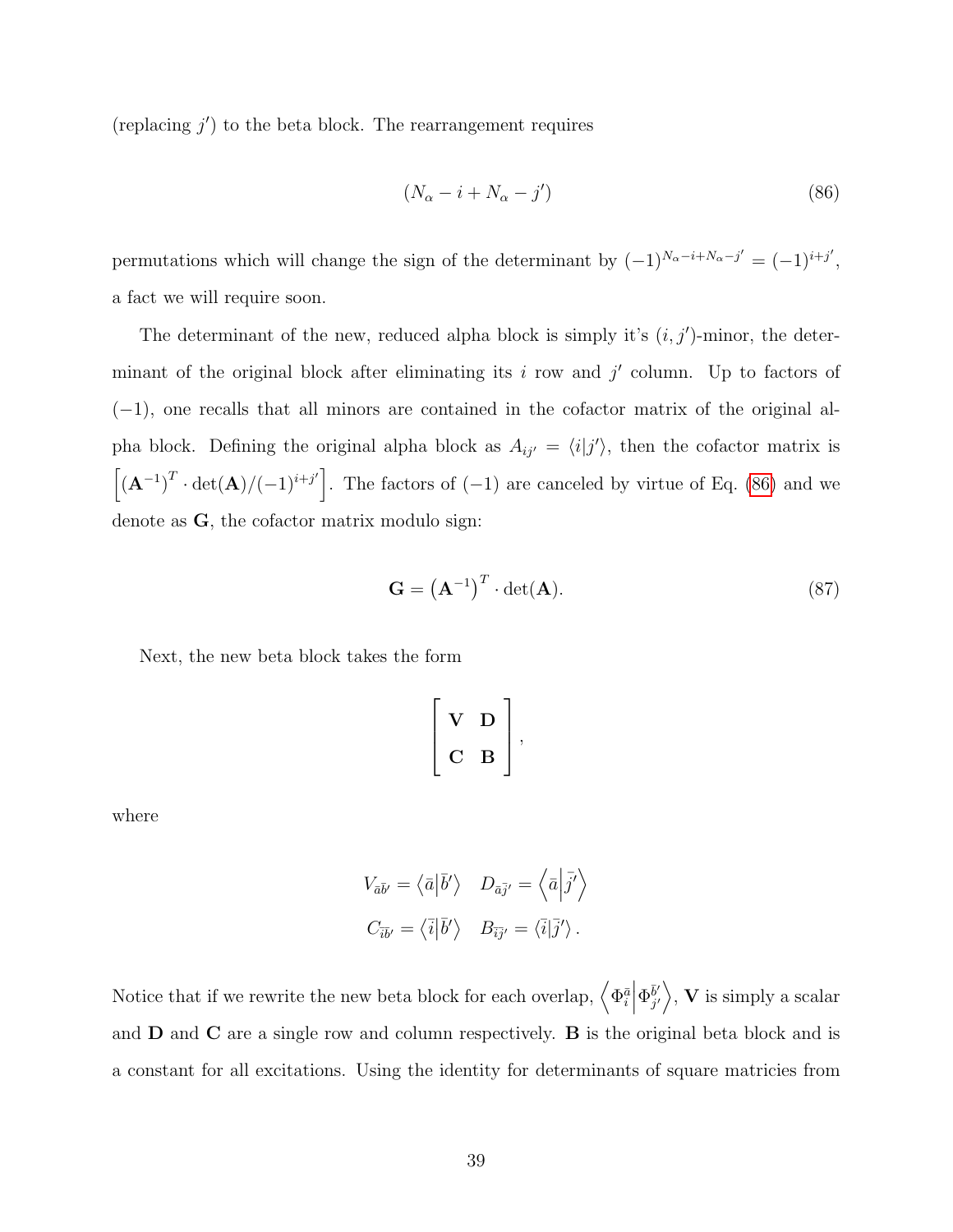(replacing $j'$) to the beta block. The rearrangement requires

$$(N_\alpha - i + N_\alpha - j') \tag{86}$$

permutations which will change the sign of the determinant by $(-1)^{N_\alpha - i + N_\alpha - j'} = (-1)^{i+j'}$, a fact we will require soon.

The determinant of the new, reduced alpha block is simply it's $(i, j')$-minor, the determinant of the original block after eliminating its $i$ row and $j'$ column. Up to factors of $(-1)$, one recalls that all minors are contained in the cofactor matrix of the original alpha block. Defining the original alpha block as $A_{ij'} = \langle i | j' \rangle$, then the cofactor matrix is $\left[ \left(\mathbf{A}^{-1}\right)^T \cdot \det(\mathbf{A}) / (-1)^{i+j'} \right]$. The factors of $(-1)$ are canceled by virtue of Eq. (86) and we denote as $\mathbf{G}$, the cofactor matrix modulo sign:

$$\mathbf{G} = \left(\mathbf{A}^{-1}\right)^T \cdot \det(\mathbf{A}). \tag{87}$$

Next, the new beta block takes the form

$$\begin{bmatrix} \mathbf{V} & \mathbf{D} \\ \mathbf{C} & \mathbf{B} \end{bmatrix},$$

where

$$V_{\bar{a}\bar{b}'} = \left\langle \bar{a} \middle| \bar{b}' \right\rangle \quad D_{\bar{a}\bar{j}'} = \left\langle \bar{a} \middle| \bar{j}' \right\rangle$$
$$C_{\bar{i}\bar{b}'} = \left\langle \bar{i} \middle| \bar{b}' \right\rangle \quad B_{\bar{i}\bar{j}'} = \left\langle \bar{i} \middle| \bar{j}' \right\rangle.$$

Notice that if we rewrite the new beta block for each overlap, $\left\langle \Phi_i^{\bar{a}} \middle| \Phi_{j'}^{\bar{b}'} \right\rangle$, $\mathbf{V}$ is simply a scalar and $\mathbf{D}$ and $\mathbf{C}$ are a single row and column respectively. $\mathbf{B}$ is the original beta block and is a constant for all excitations. Using the identity for determinants of square matricies from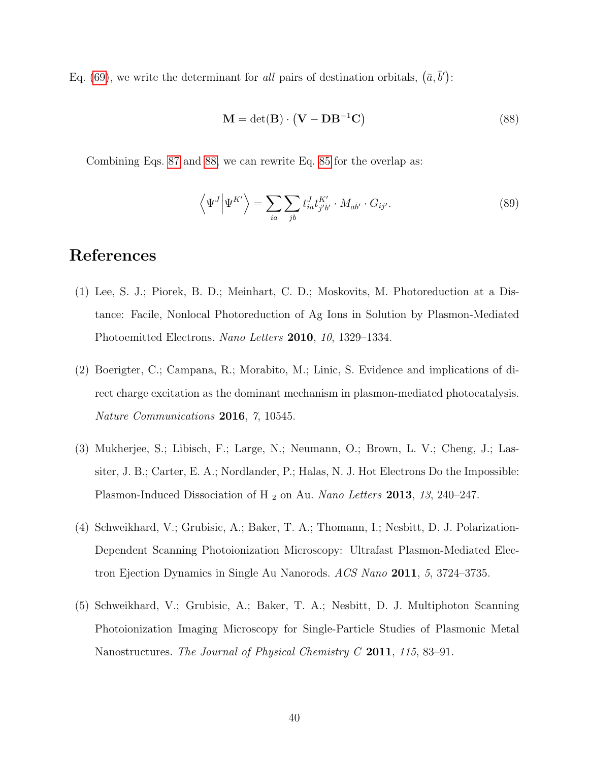Eq. (69), we write the determinant for *all* pairs of destination orbitals, $(\bar{a}, \bar{b}')$:

$$\mathbf{M} = \det(\mathbf{B}) \cdot \left(\mathbf{V} - \mathbf{D}\mathbf{B}^{-1}\mathbf{C}\right) \tag{88}$$

Combining Eqs. 87 and 88, we can rewrite Eq. 85 for the overlap as:

$$\left\langle \Psi^{J} \middle| \Psi^{K'} \right\rangle = \sum_{ia} \sum_{jb} t^{J}_{i\bar{a}} t^{K'}_{j'\bar{b}'} \cdot M_{\bar{a}\bar{b}'} \cdot G_{ij'}. \tag{89}$$

# References

(1) Lee, S. J.; Piorek, B. D.; Meinhart, C. D.; Moskovits, M. Photoreduction at a Distance: Facile, Nonlocal Photoreduction of Ag Ions in Solution by Plasmon-Mediated Photoemitted Electrons. *Nano Letters* **2010**, *10*, 1329–1334.

(2) Boerigter, C.; Campana, R.; Morabito, M.; Linic, S. Evidence and implications of direct charge excitation as the dominant mechanism in plasmon-mediated photocatalysis. *Nature Communications* **2016**, *7*, 10545.

(3) Mukherjee, S.; Libisch, F.; Large, N.; Neumann, O.; Brown, L. V.; Cheng, J.; Lassiter, J. B.; Carter, E. A.; Nordlander, P.; Halas, N. J. Hot Electrons Do the Impossible: Plasmon-Induced Dissociation of $H_2$ on Au. *Nano Letters* **2013**, *13*, 240–247.

(4) Schweikhard, V.; Grubisic, A.; Baker, T. A.; Thomann, I.; Nesbitt, D. J. Polarization-Dependent Scanning Photoionization Microscopy: Ultrafast Plasmon-Mediated Electron Ejection Dynamics in Single Au Nanorods. *ACS Nano* **2011**, *5*, 3724–3735.

(5) Schweikhard, V.; Grubisic, A.; Baker, T. A.; Nesbitt, D. J. Multiphoton Scanning Photoionization Imaging Microscopy for Single-Particle Studies of Plasmonic Metal Nanostructures. *The Journal of Physical Chemistry C* **2011**, *115*, 83–91.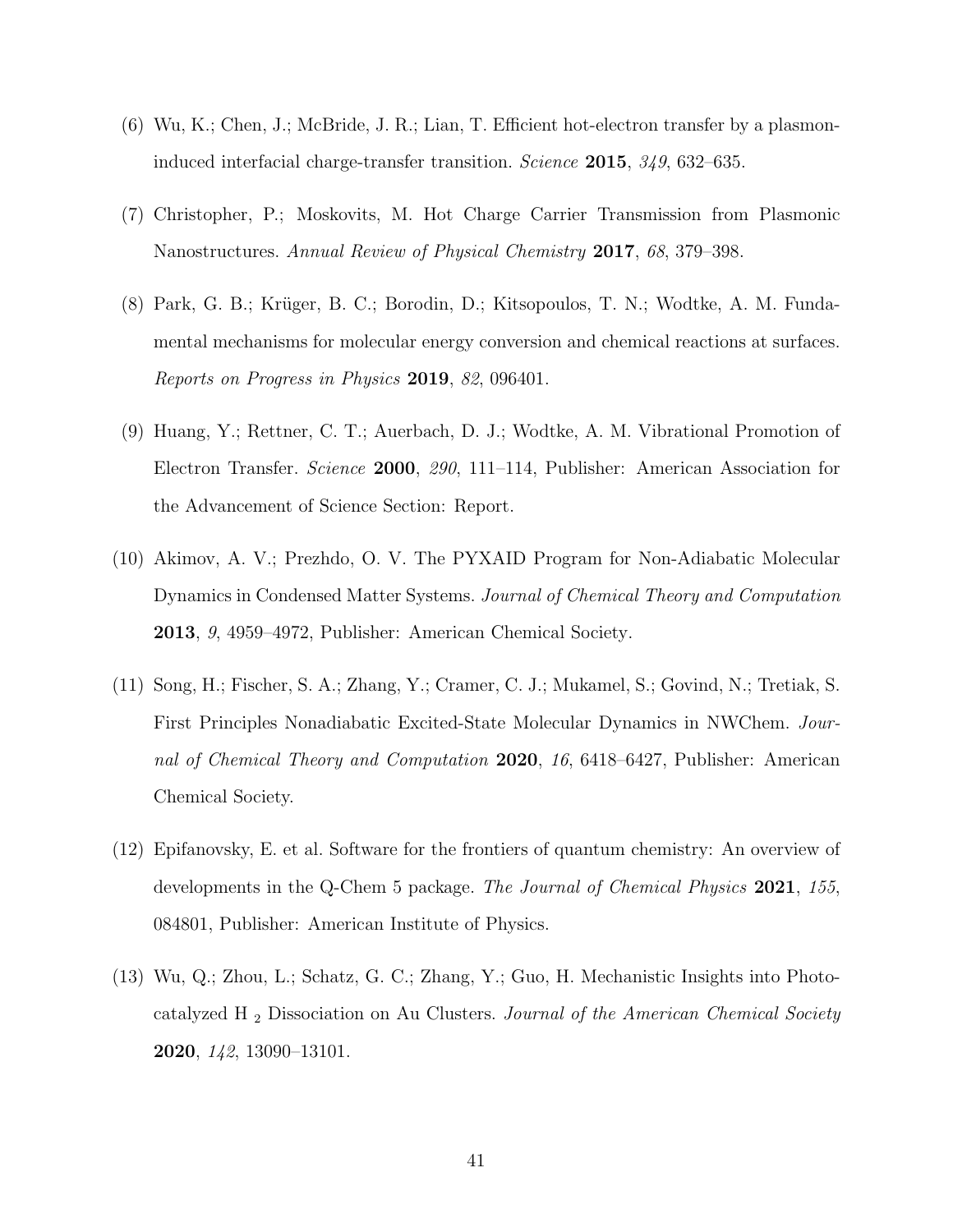(6) Wu, K.; Chen, J.; McBride, J. R.; Lian, T. Efficient hot-electron transfer by a plasmon-induced interfacial charge-transfer transition. *Science* **2015**, *349*, 632–635.

(7) Christopher, P.; Moskovits, M. Hot Charge Carrier Transmission from Plasmonic Nanostructures. *Annual Review of Physical Chemistry* **2017**, *68*, 379–398.

(8) Park, G. B.; Krüger, B. C.; Borodin, D.; Kitsopoulos, T. N.; Wodtke, A. M. Fundamental mechanisms for molecular energy conversion and chemical reactions at surfaces. *Reports on Progress in Physics* **2019**, *82*, 096401.

(9) Huang, Y.; Rettner, C. T.; Auerbach, D. J.; Wodtke, A. M. Vibrational Promotion of Electron Transfer. *Science* **2000**, *290*, 111–114, Publisher: American Association for the Advancement of Science Section: Report.

(10) Akimov, A. V.; Prezhdo, O. V. The PYXAID Program for Non-Adiabatic Molecular Dynamics in Condensed Matter Systems. *Journal of Chemical Theory and Computation* **2013**, *9*, 4959–4972, Publisher: American Chemical Society.

(11) Song, H.; Fischer, S. A.; Zhang, Y.; Cramer, C. J.; Mukamel, S.; Govind, N.; Tretiak, S. First Principles Nonadiabatic Excited-State Molecular Dynamics in NWChem. *Journal of Chemical Theory and Computation* **2020**, *16*, 6418–6427, Publisher: American Chemical Society.

(12) Epifanovsky, E. et al. Software for the frontiers of quantum chemistry: An overview of developments in the Q-Chem 5 package. *The Journal of Chemical Physics* **2021**, *155*, 084801, Publisher: American Institute of Physics.

(13) Wu, Q.; Zhou, L.; Schatz, G. C.; Zhang, Y.; Guo, H. Mechanistic Insights into Photocatalyzed $H_2$ Dissociation on Au Clusters. *Journal of the American Chemical Society* **2020**, *142*, 13090–13101.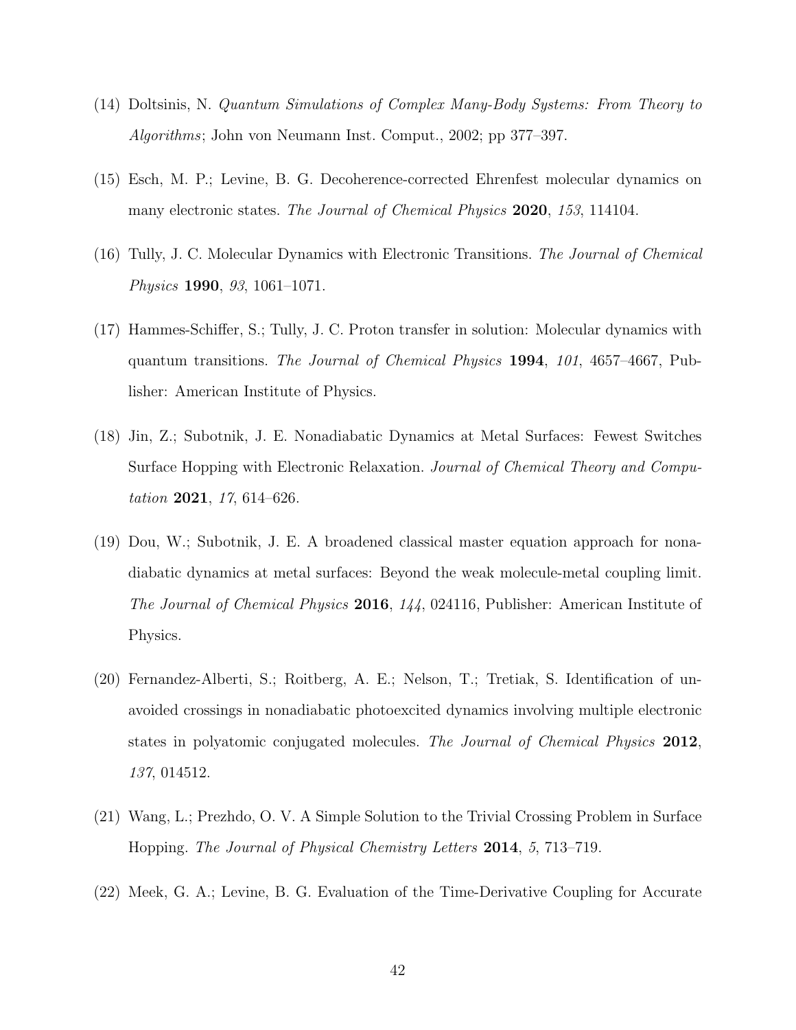(14) Doltsinis, N. *Quantum Simulations of Complex Many-Body Systems: From Theory to Algorithms*; John von Neumann Inst. Comput., 2002; pp 377–397.

(15) Esch, M. P.; Levine, B. G. Decoherence-corrected Ehrenfest molecular dynamics on many electronic states. *The Journal of Chemical Physics* **2020**, *153*, 114104.

(16) Tully, J. C. Molecular Dynamics with Electronic Transitions. *The Journal of Chemical Physics* **1990**, *93*, 1061–1071.

(17) Hammes-Schiffer, S.; Tully, J. C. Proton transfer in solution: Molecular dynamics with quantum transitions. *The Journal of Chemical Physics* **1994**, *101*, 4657–4667, Publisher: American Institute of Physics.

(18) Jin, Z.; Subotnik, J. E. Nonadiabatic Dynamics at Metal Surfaces: Fewest Switches Surface Hopping with Electronic Relaxation. *Journal of Chemical Theory and Computation* **2021**, *17*, 614–626.

(19) Dou, W.; Subotnik, J. E. A broadened classical master equation approach for nonadiabatic dynamics at metal surfaces: Beyond the weak molecule-metal coupling limit. *The Journal of Chemical Physics* **2016**, *144*, 024116, Publisher: American Institute of Physics.

(20) Fernandez-Alberti, S.; Roitberg, A. E.; Nelson, T.; Tretiak, S. Identification of unavoided crossings in nonadiabatic photoexcited dynamics involving multiple electronic states in polyatomic conjugated molecules. *The Journal of Chemical Physics* **2012**, *137*, 014512.

(21) Wang, L.; Prezhdo, O. V. A Simple Solution to the Trivial Crossing Problem in Surface Hopping. *The Journal of Physical Chemistry Letters* **2014**, *5*, 713–719.

(22) Meek, G. A.; Levine, B. G. Evaluation of the Time-Derivative Coupling for Accurate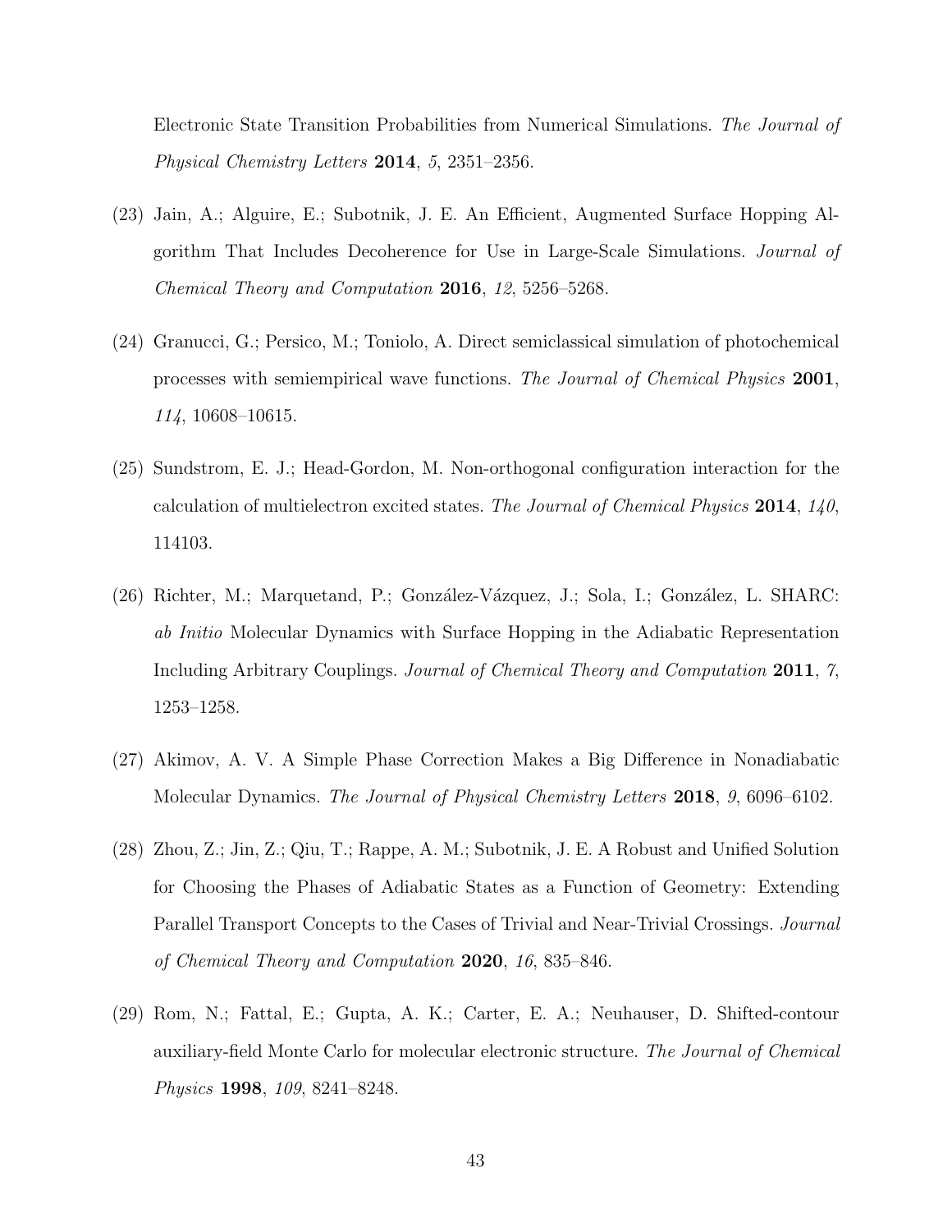Electronic State Transition Probabilities from Numerical Simulations. *The Journal of Physical Chemistry Letters* **2014**, *5*, 2351–2356.

(23) Jain, A.; Alguire, E.; Subotnik, J. E. An Efficient, Augmented Surface Hopping Algorithm That Includes Decoherence for Use in Large-Scale Simulations. *Journal of Chemical Theory and Computation* **2016**, *12*, 5256–5268.

(24) Granucci, G.; Persico, M.; Toniolo, A. Direct semiclassical simulation of photochemical processes with semiempirical wave functions. *The Journal of Chemical Physics* **2001**, *114*, 10608–10615.

(25) Sundstrom, E. J.; Head-Gordon, M. Non-orthogonal configuration interaction for the calculation of multielectron excited states. *The Journal of Chemical Physics* **2014**, *140*, 114103.

(26) Richter, M.; Marquetand, P.; González-Vázquez, J.; Sola, I.; González, L. SHARC: *ab Initio* Molecular Dynamics with Surface Hopping in the Adiabatic Representation Including Arbitrary Couplings. *Journal of Chemical Theory and Computation* **2011**, *7*, 1253–1258.

(27) Akimov, A. V. A Simple Phase Correction Makes a Big Difference in Nonadiabatic Molecular Dynamics. *The Journal of Physical Chemistry Letters* **2018**, *9*, 6096–6102.

(28) Zhou, Z.; Jin, Z.; Qiu, T.; Rappe, A. M.; Subotnik, J. E. A Robust and Unified Solution for Choosing the Phases of Adiabatic States as a Function of Geometry: Extending Parallel Transport Concepts to the Cases of Trivial and Near-Trivial Crossings. *Journal of Chemical Theory and Computation* **2020**, *16*, 835–846.

(29) Rom, N.; Fattal, E.; Gupta, A. K.; Carter, E. A.; Neuhauser, D. Shifted-contour auxiliary-field Monte Carlo for molecular electronic structure. *The Journal of Chemical Physics* **1998**, *109*, 8241–8248.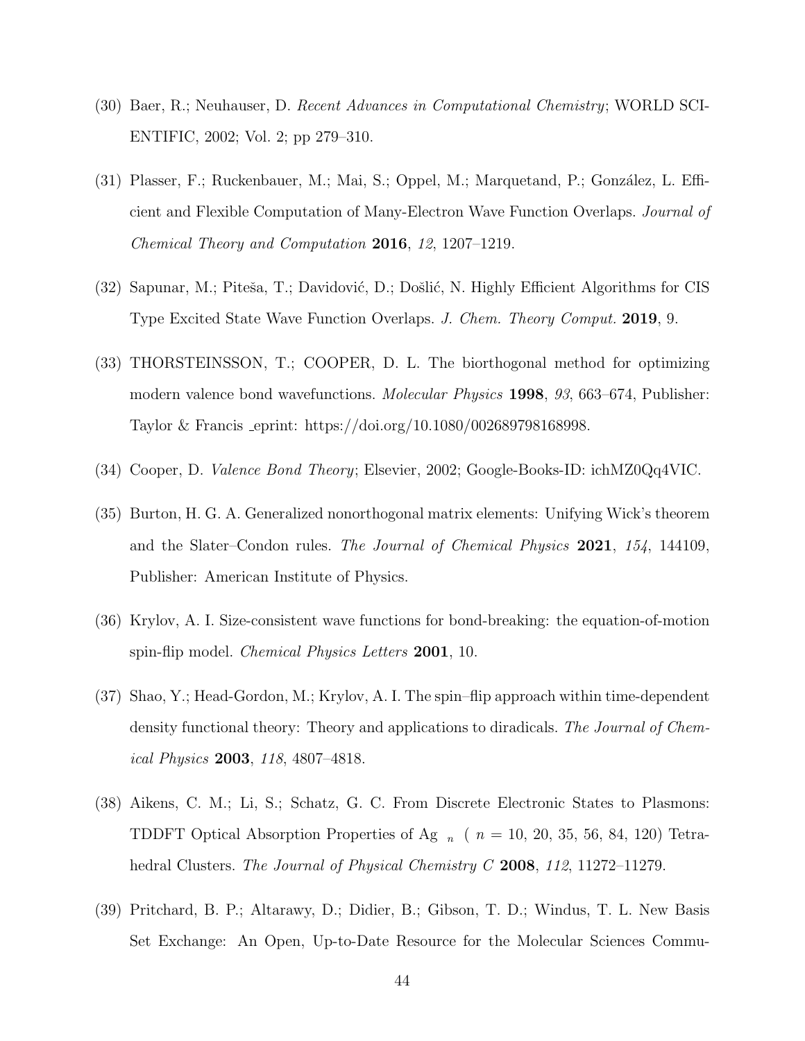(30) Baer, R.; Neuhauser, D. *Recent Advances in Computational Chemistry*; WORLD SCIENTIFIC, 2002; Vol. 2; pp 279–310.

(31) Plasser, F.; Ruckenbauer, M.; Mai, S.; Oppel, M.; Marquetand, P.; González, L. Efficient and Flexible Computation of Many-Electron Wave Function Overlaps. *Journal of Chemical Theory and Computation* **2016**, *12*, 1207–1219.

(32) Sapunar, M.; Piteša, T.; Davidović, D.; Došlić, N. Highly Efficient Algorithms for CIS Type Excited State Wave Function Overlaps. *J. Chem. Theory Comput.* **2019**, 9.

(33) THORSTEINSSON, T.; COOPER, D. L. The biorthogonal method for optimizing modern valence bond wavefunctions. *Molecular Physics* **1998**, *93*, 663–674, Publisher: Taylor & Francis _eprint: https://doi.org/10.1080/002689798168998.

(34) Cooper, D. *Valence Bond Theory*; Elsevier, 2002; Google-Books-ID: ichMZ0Qq4VIC.

(35) Burton, H. G. A. Generalized nonorthogonal matrix elements: Unifying Wick's theorem and the Slater–Condon rules. *The Journal of Chemical Physics* **2021**, *154*, 144109, Publisher: American Institute of Physics.

(36) Krylov, A. I. Size-consistent wave functions for bond-breaking: the equation-of-motion spin-flip model. *Chemical Physics Letters* **2001**, 10.

(37) Shao, Y.; Head-Gordon, M.; Krylov, A. I. The spin–flip approach within time-dependent density functional theory: Theory and applications to diradicals. *The Journal of Chemical Physics* **2003**, *118*, 4807–4818.

(38) Aikens, C. M.; Li, S.; Schatz, G. C. From Discrete Electronic States to Plasmons: TDDFT Optical Absorption Properties of $Ag_n$ ( $n$ = 10, 20, 35, 56, 84, 120) Tetrahedral Clusters. *The Journal of Physical Chemistry C* **2008**, *112*, 11272–11279.

(39) Pritchard, B. P.; Altarawy, D.; Didier, B.; Gibson, T. D.; Windus, T. L. New Basis Set Exchange: An Open, Up-to-Date Resource for the Molecular Sciences Commu-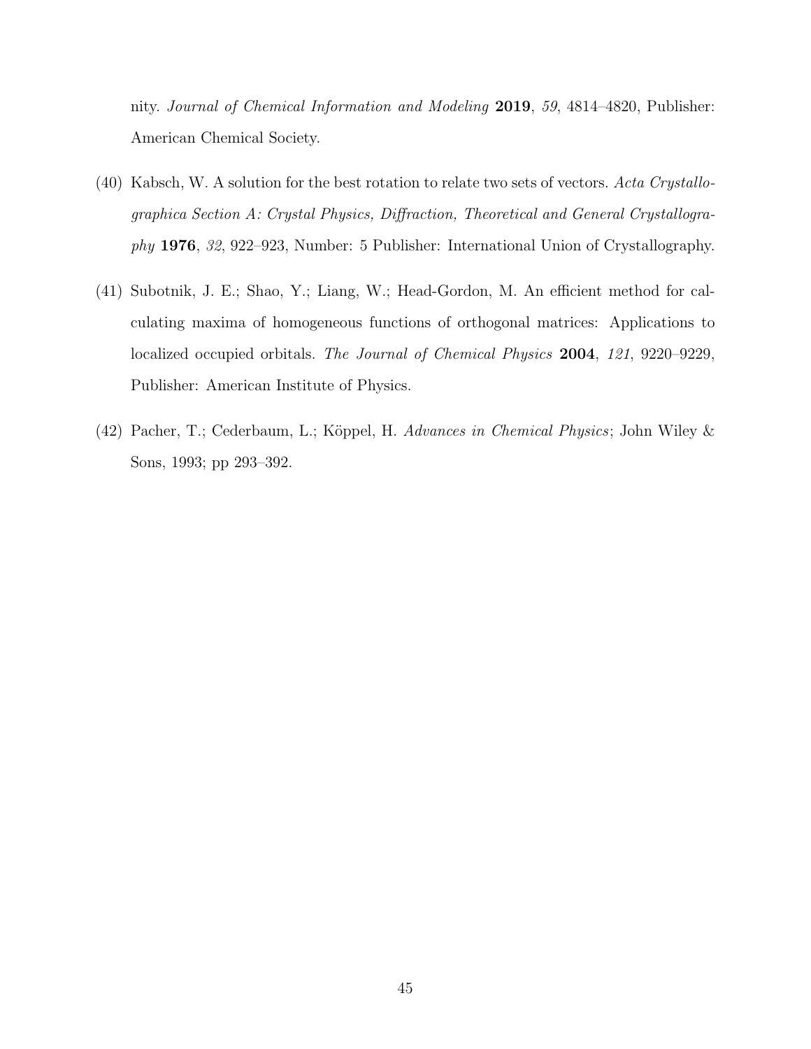nity. *Journal of Chemical Information and Modeling* **2019**, *59*, 4814–4820, Publisher: American Chemical Society.

(40) Kabsch, W. A solution for the best rotation to relate two sets of vectors. *Acta Crystallographica Section A: Crystal Physics, Diffraction, Theoretical and General Crystallography* **1976**, *32*, 922–923, Number: 5 Publisher: International Union of Crystallography.

(41) Subotnik, J. E.; Shao, Y.; Liang, W.; Head-Gordon, M. An efficient method for calculating maxima of homogeneous functions of orthogonal matrices: Applications to localized occupied orbitals. *The Journal of Chemical Physics* **2004**, *121*, 9220–9229, Publisher: American Institute of Physics.

(42) Pacher, T.; Cederbaum, L.; Köppel, H. *Advances in Chemical Physics*; John Wiley & Sons, 1993; pp 293–392.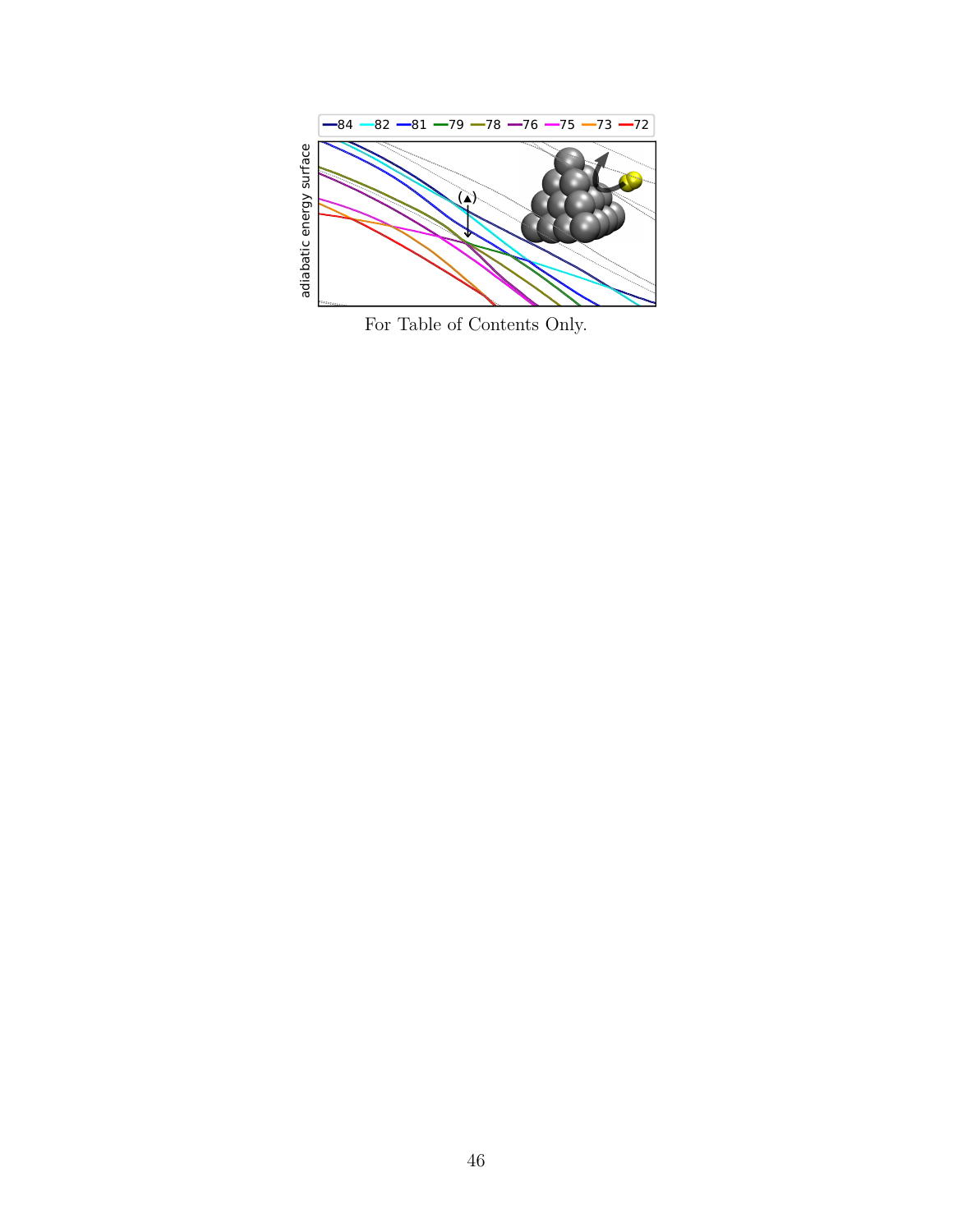84 82 81 79 78 76 75 73 72

adiabatic energy surface

(▲)

For Table of Contents Only.